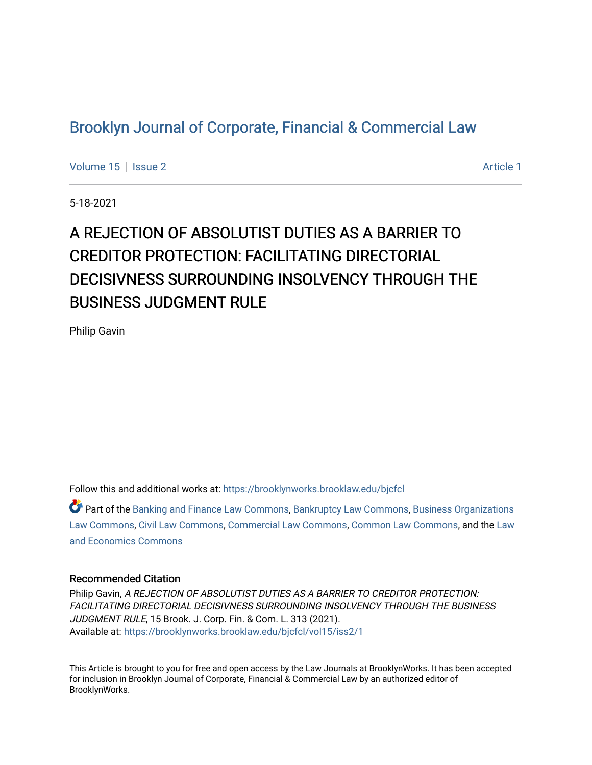# Brooklyn Journal of Corporate, Financial & Commercial Law

Volume 15 | Issue 2 | Article 1

5-18-2021

# A REJECTION OF ABSOLUTIST DUTIES AS A BARRIER TO CREDITOR PROTECTION: FACILITATING DIRECTORIAL DECISIVNESS SURROUNDING INSOLVENCY THROUGH THE BUSINESS JUDGMENT RULE

Philip Gavin

Follow this and additional works at: https://brooklynworks.brooklaw.edu/bjcfcl

Part of the Banking and Finance Law Commons, Bankruptcy Law Commons, Business Organizations Law Commons, Civil Law Commons, Commercial Law Commons, Common Law Commons, and the Law and Economics Commons

### Recommended Citation

Philip Gavin, *A REJECTION OF ABSOLUTIST DUTIES AS A BARRIER TO CREDITOR PROTECTION: FACILITATING DIRECTORIAL DECISIVNESS SURROUNDING INSOLVENCY THROUGH THE BUSINESS JUDGMENT RULE*, 15 Brook. J. Corp. Fin. & Com. L. 313 (2021).
Available at: https://brooklynworks.brooklaw.edu/bjcfcl/vol15/iss2/1

This Article is brought to you for free and open access by the Law Journals at BrooklynWorks. It has been accepted for inclusion in Brooklyn Journal of Corporate, Financial & Commercial Law by an authorized editor of BrooklynWorks.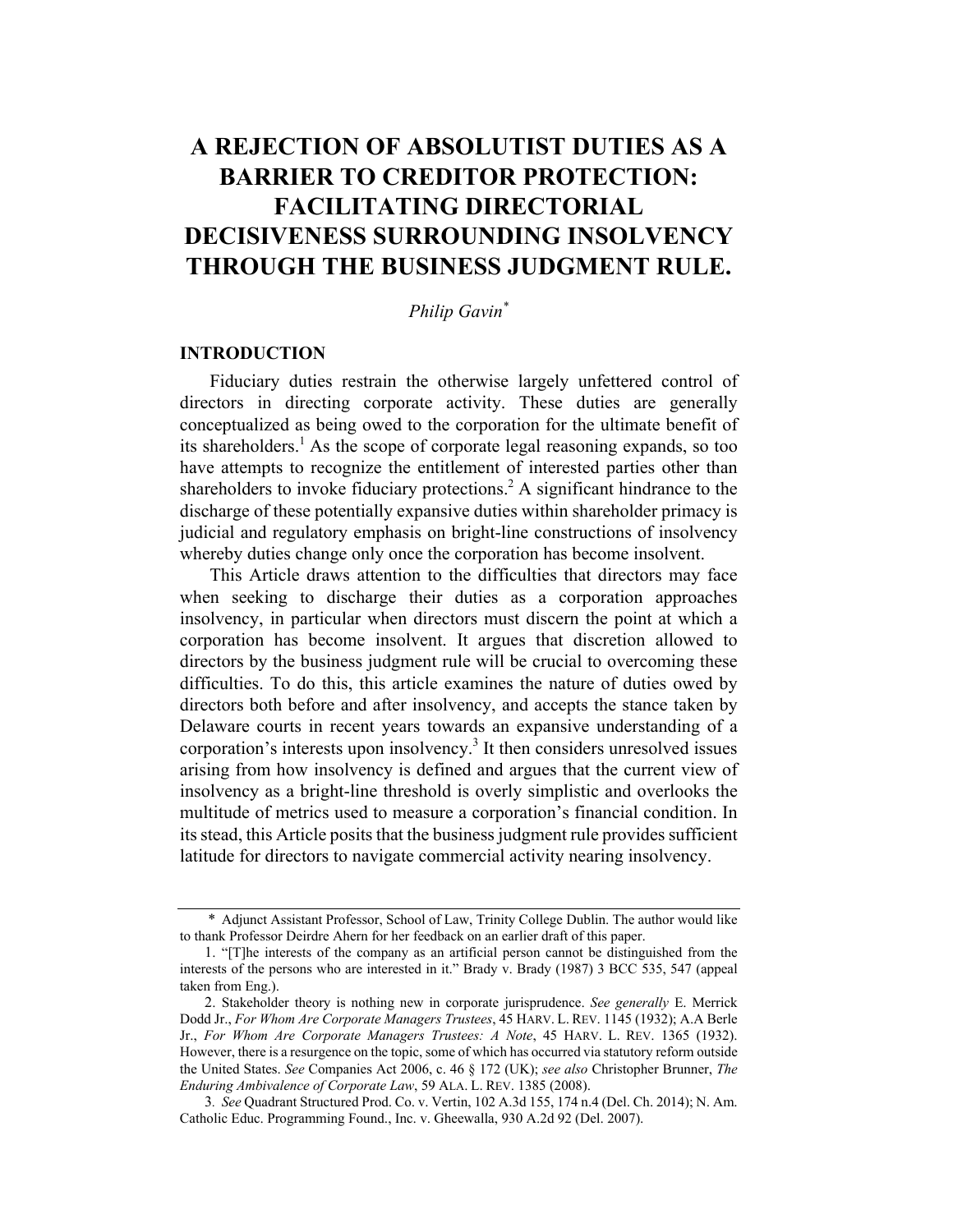# A REJECTION OF ABSOLUTIST DUTIES AS A BARRIER TO CREDITOR PROTECTION: FACILITATING DIRECTORIAL DECISIVENESS SURROUNDING INSOLVENCY THROUGH THE BUSINESS JUDGMENT RULE.

*Philip Gavin*[*]

## INTRODUCTION

Fiduciary duties restrain the otherwise largely unfettered control of directors in directing corporate activity. These duties are generally conceptualized as being owed to the corporation for the ultimate benefit of its shareholders.[1] As the scope of corporate legal reasoning expands, so too have attempts to recognize the entitlement of interested parties other than shareholders to invoke fiduciary protections.[2] A significant hindrance to the discharge of these potentially expansive duties within shareholder primacy is judicial and regulatory emphasis on bright-line constructions of insolvency whereby duties change only once the corporation has become insolvent.

This Article draws attention to the difficulties that directors may face when seeking to discharge their duties as a corporation approaches insolvency, in particular when directors must discern the point at which a corporation has become insolvent. It argues that discretion allowed to directors by the business judgment rule will be crucial to overcoming these difficulties. To do this, this article examines the nature of duties owed by directors both before and after insolvency, and accepts the stance taken by Delaware courts in recent years towards an expansive understanding of a corporation's interests upon insolvency.[3] It then considers unresolved issues arising from how insolvency is defined and argues that the current view of insolvency as a bright-line threshold is overly simplistic and overlooks the multitude of metrics used to measure a corporation's financial condition. In its stead, this Article posits that the business judgment rule provides sufficient latitude for directors to navigate commercial activity nearing insolvency.

---

\* Adjunct Assistant Professor, School of Law, Trinity College Dublin. The author would like to thank Professor Deirdre Ahern for her feedback on an earlier draft of this paper.

1. "[T]he interests of the company as an artificial person cannot be distinguished from the interests of the persons who are interested in it." Brady v. Brady (1987) 3 BCC 535, 547 (appeal taken from Eng.).

2. Stakeholder theory is nothing new in corporate jurisprudence. *See generally* E. Merrick Dodd Jr., *For Whom Are Corporate Managers Trustees*, 45 HARV. L. REV. 1145 (1932); A.A Berle Jr., *For Whom Are Corporate Managers Trustees: A Note*, 45 HARV. L. REV. 1365 (1932). However, there is a resurgence on the topic, some of which has occurred via statutory reform outside the United States. *See* Companies Act 2006, c. 46 § 172 (UK); *see also* Christopher Brunner, *The Enduring Ambivalence of Corporate Law*, 59 ALA. L. REV. 1385 (2008).

3. *See* Quadrant Structured Prod. Co. v. Vertin, 102 A.3d 155, 174 n.4 (Del. Ch. 2014); N. Am. Catholic Educ. Programming Found., Inc. v. Gheewalla, 930 A.2d 92 (Del. 2007).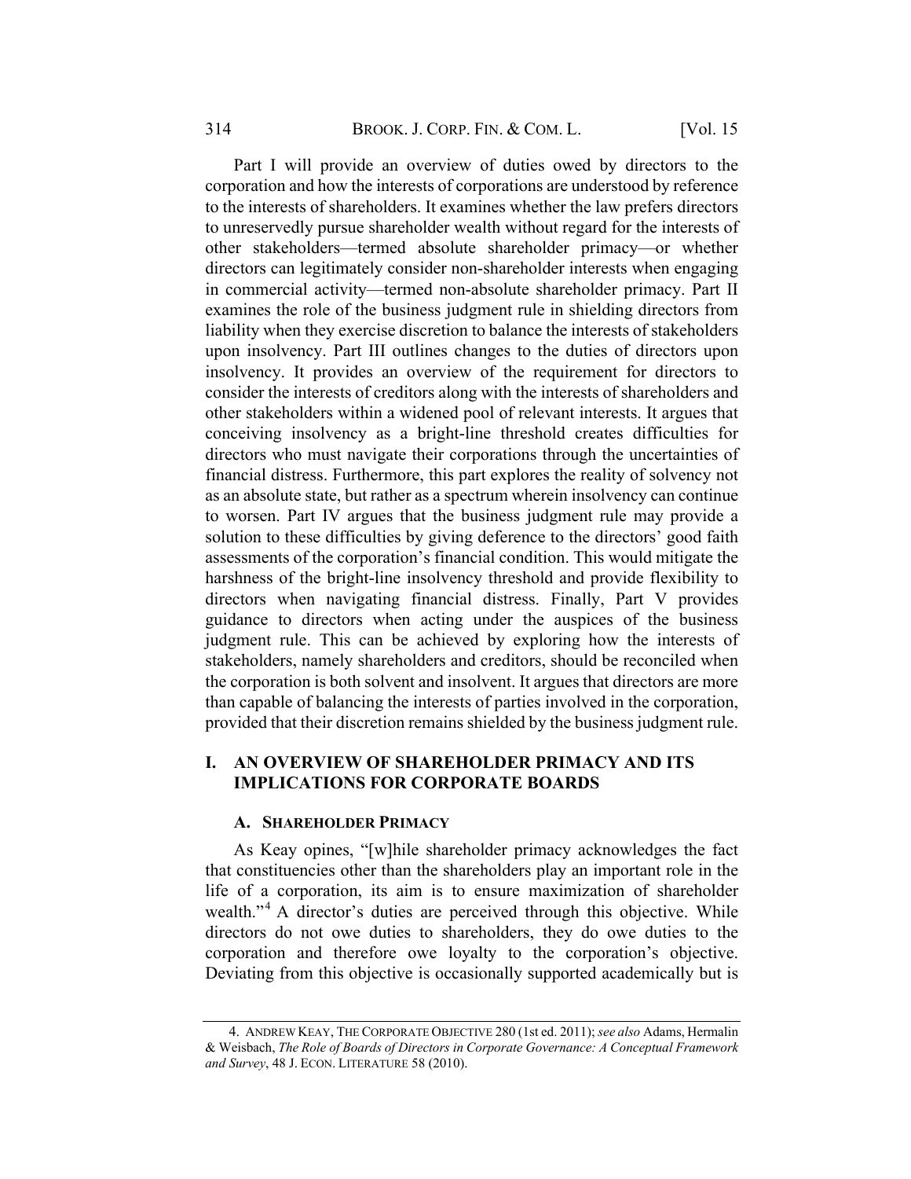Part I will provide an overview of duties owed by directors to the corporation and how the interests of corporations are understood by reference to the interests of shareholders. It examines whether the law prefers directors to unreservedly pursue shareholder wealth without regard for the interests of other stakeholders—termed absolute shareholder primacy—or whether directors can legitimately consider non-shareholder interests when engaging in commercial activity—termed non-absolute shareholder primacy. Part II examines the role of the business judgment rule in shielding directors from liability when they exercise discretion to balance the interests of stakeholders upon insolvency. Part III outlines changes to the duties of directors upon insolvency. It provides an overview of the requirement for directors to consider the interests of creditors along with the interests of shareholders and other stakeholders within a widened pool of relevant interests. It argues that conceiving insolvency as a bright-line threshold creates difficulties for directors who must navigate their corporations through the uncertainties of financial distress. Furthermore, this part explores the reality of solvency not as an absolute state, but rather as a spectrum wherein insolvency can continue to worsen. Part IV argues that the business judgment rule may provide a solution to these difficulties by giving deference to the directors' good faith assessments of the corporation's financial condition. This would mitigate the harshness of the bright-line insolvency threshold and provide flexibility to directors when navigating financial distress. Finally, Part V provides guidance to directors when acting under the auspices of the business judgment rule. This can be achieved by exploring how the interests of stakeholders, namely shareholders and creditors, should be reconciled when the corporation is both solvent and insolvent. It argues that directors are more than capable of balancing the interests of parties involved in the corporation, provided that their discretion remains shielded by the business judgment rule.

## I. AN OVERVIEW OF SHAREHOLDER PRIMACY AND ITS IMPLICATIONS FOR CORPORATE BOARDS

### A. SHAREHOLDER PRIMACY

As Keay opines, "[w]hile shareholder primacy acknowledges the fact that constituencies other than the shareholders play an important role in the life of a corporation, its aim is to ensure maximization of shareholder wealth."[4] A director's duties are perceived through this objective. While directors do not owe duties to shareholders, they do owe duties to the corporation and therefore owe loyalty to the corporation's objective. Deviating from this objective is occasionally supported academically but is

4. ANDREW KEAY, THE CORPORATE OBJECTIVE 280 (1st ed. 2011); *see also* Adams, Hermalin & Weisbach, *The Role of Boards of Directors in Corporate Governance: A Conceptual Framework and Survey*, 48 J. ECON. LITERATURE 58 (2010).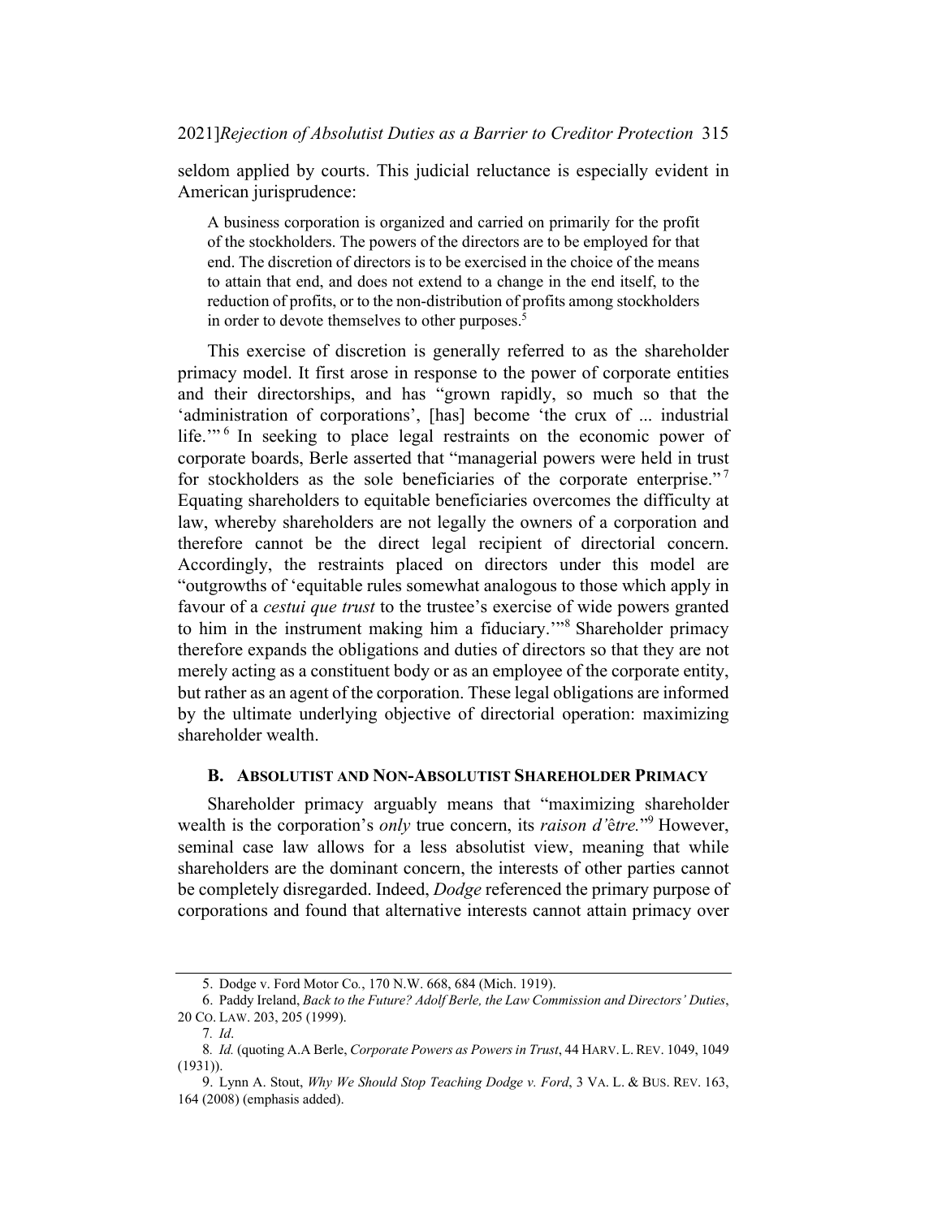seldom applied by courts. This judicial reluctance is especially evident in American jurisprudence:

> A business corporation is organized and carried on primarily for the profit of the stockholders. The powers of the directors are to be employed for that end. The discretion of directors is to be exercised in the choice of the means to attain that end, and does not extend to a change in the end itself, to the reduction of profits, or to the non-distribution of profits among stockholders in order to devote themselves to other purposes.[5]

This exercise of discretion is generally referred to as the shareholder primacy model. It first arose in response to the power of corporate entities and their directorships, and has "grown rapidly, so much so that the 'administration of corporations', [has] become 'the crux of ... industrial life.'"[6] In seeking to place legal restraints on the economic power of corporate boards, Berle asserted that "managerial powers were held in trust for stockholders as the sole beneficiaries of the corporate enterprise."[7] Equating shareholders to equitable beneficiaries overcomes the difficulty at law, whereby shareholders are not legally the owners of a corporation and therefore cannot be the direct legal recipient of directorial concern. Accordingly, the restraints placed on directors under this model are "outgrowths of 'equitable rules somewhat analogous to those which apply in favour of a *cestui que trust* to the trustee's exercise of wide powers granted to him in the instrument making him a fiduciary.'"[8] Shareholder primacy therefore expands the obligations and duties of directors so that they are not merely acting as a constituent body or as an employee of the corporate entity, but rather as an agent of the corporation. These legal obligations are informed by the ultimate underlying objective of directorial operation: maximizing shareholder wealth.

### B. Absolutist and Non-Absolutist Shareholder Primacy

Shareholder primacy arguably means that "maximizing shareholder wealth is the corporation's *only* true concern, its *raison d'*être."[9] However, seminal case law allows for a less absolutist view, meaning that while shareholders are the dominant concern, the interests of other parties cannot be completely disregarded. Indeed, *Dodge* referenced the primary purpose of corporations and found that alternative interests cannot attain primacy over

---

5. Dodge v. Ford Motor Co., 170 N.W. 668, 684 (Mich. 1919).

6. Paddy Ireland, *Back to the Future? Adolf Berle, the Law Commission and Directors' Duties*, 20 Co. Law. 203, 205 (1999).

7. *Id*.

8. *Id.* (quoting A.A Berle, *Corporate Powers as Powers in Trust*, 44 Harv. L. Rev. 1049, 1049 (1931)).

9. Lynn A. Stout, *Why We Should Stop Teaching Dodge v. Ford*, 3 Va. L. & Bus. Rev. 163, 164 (2008) (emphasis added).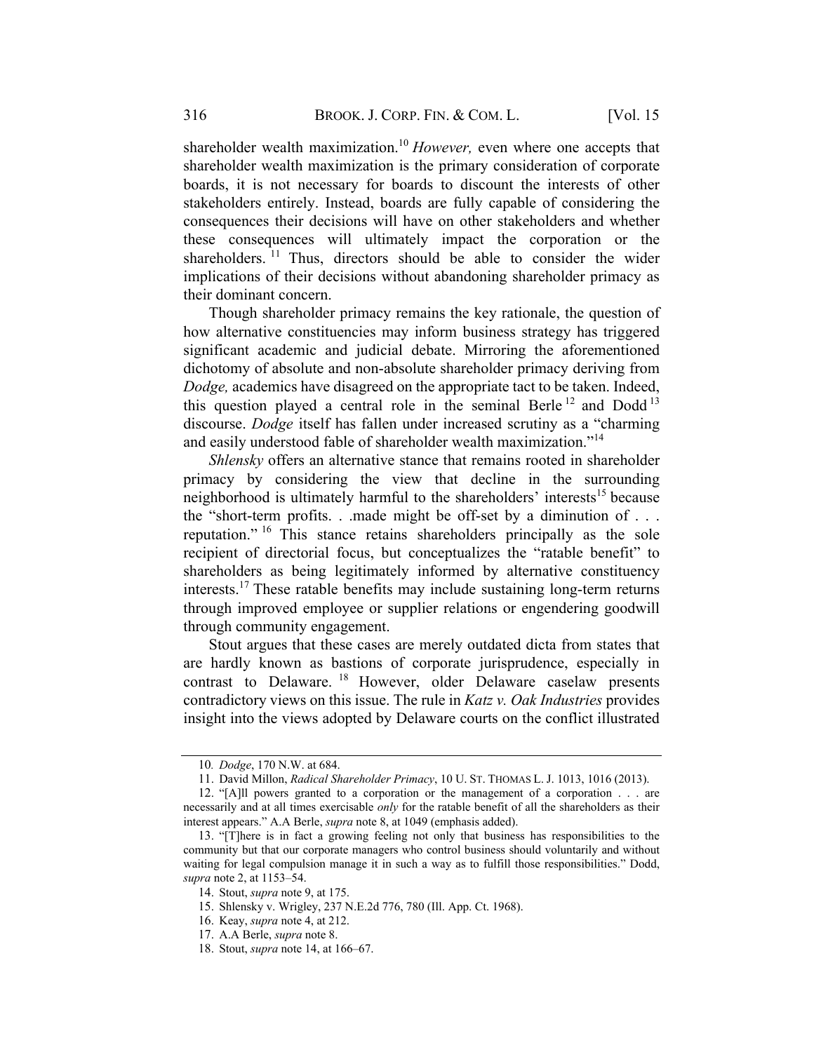shareholder wealth maximization.[10] *However,* even where one accepts that shareholder wealth maximization is the primary consideration of corporate boards, it is not necessary for boards to discount the interests of other stakeholders entirely. Instead, boards are fully capable of considering the consequences their decisions will have on other stakeholders and whether these consequences will ultimately impact the corporation or the shareholders.[11] Thus, directors should be able to consider the wider implications of their decisions without abandoning shareholder primacy as their dominant concern.

Though shareholder primacy remains the key rationale, the question of how alternative constituencies may inform business strategy has triggered significant academic and judicial debate. Mirroring the aforementioned dichotomy of absolute and non-absolute shareholder primacy deriving from *Dodge,* academics have disagreed on the appropriate tact to be taken. Indeed, this question played a central role in the seminal Berle[12] and Dodd[13] discourse. *Dodge* itself has fallen under increased scrutiny as a "charming and easily understood fable of shareholder wealth maximization."[14]

*Shlensky* offers an alternative stance that remains rooted in shareholder primacy by considering the view that decline in the surrounding neighborhood is ultimately harmful to the shareholders' interests[15] because the "short-term profits. . .made might be off-set by a diminution of . . . reputation."[16] This stance retains shareholders principally as the sole recipient of directorial focus, but conceptualizes the "ratable benefit" to shareholders as being legitimately informed by alternative constituency interests.[17] These ratable benefits may include sustaining long-term returns through improved employee or supplier relations or engendering goodwill through community engagement.

Stout argues that these cases are merely outdated dicta from states that are hardly known as bastions of corporate jurisprudence, especially in contrast to Delaware.[18] However, older Delaware caselaw presents contradictory views on this issue. The rule in *Katz v. Oak Industries* provides insight into the views adopted by Delaware courts on the conflict illustrated

---

10. *Dodge*, 170 N.W. at 684.

11. David Millon, *Radical Shareholder Primacy*, 10 U. ST. THOMAS L. J. 1013, 1016 (2013).

12. "[A]ll powers granted to a corporation or the management of a corporation . . . are necessarily and at all times exercisable *only* for the ratable benefit of all the shareholders as their interest appears." A.A Berle, *supra* note 8, at 1049 (emphasis added).

13. "[T]here is in fact a growing feeling not only that business has responsibilities to the community but that our corporate managers who control business should voluntarily and without waiting for legal compulsion manage it in such a way as to fulfill those responsibilities." Dodd, *supra* note 2, at 1153–54.

14. Stout, *supra* note 9, at 175.

15. Shlensky v. Wrigley, 237 N.E.2d 776, 780 (Ill. App. Ct. 1968).

16. Keay, *supra* note 4, at 212.

17. A.A Berle, *supra* note 8.

18. Stout, *supra* note 14, at 166–67.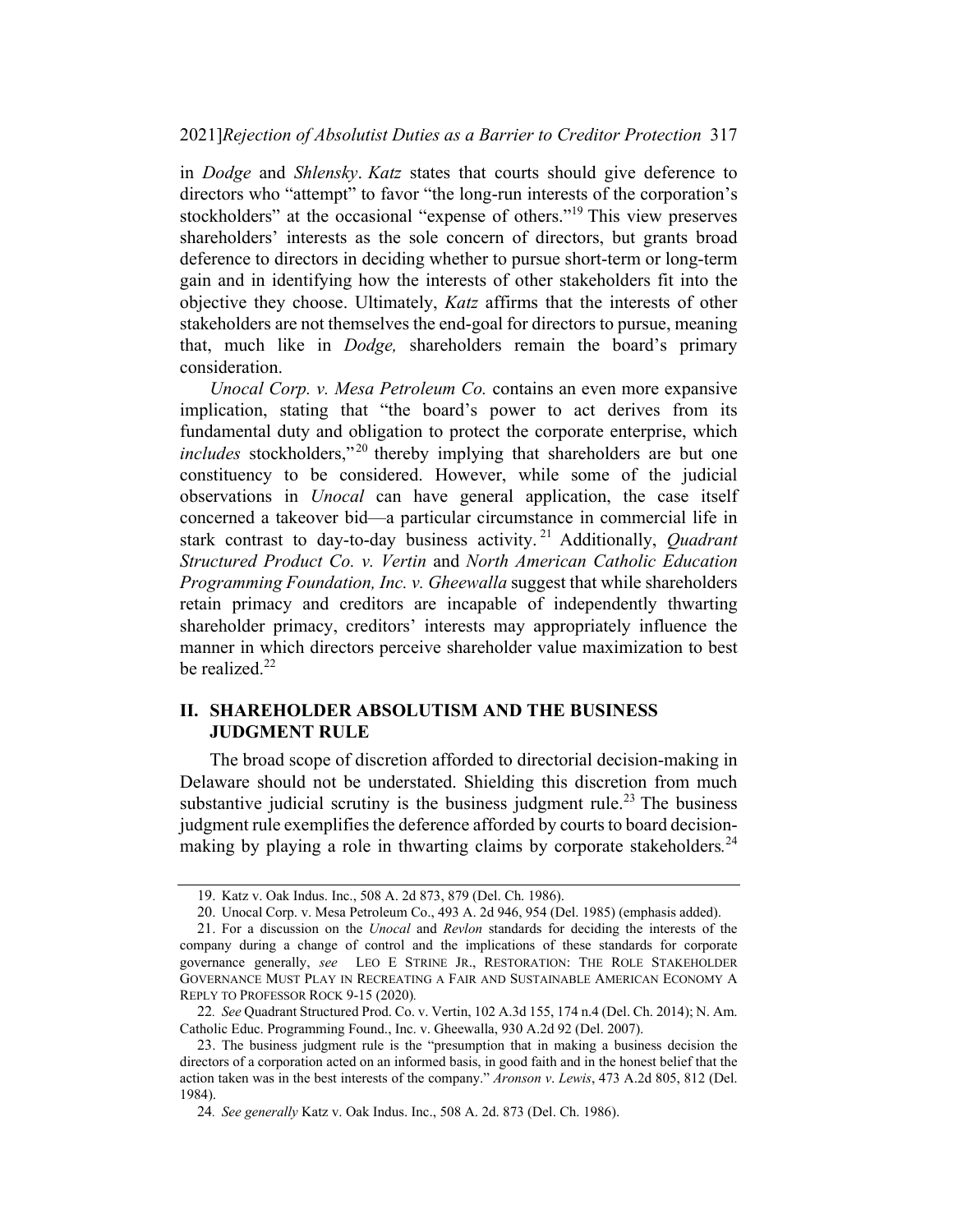in *Dodge* and *Shlensky*. *Katz* states that courts should give deference to directors who "attempt" to favor "the long-run interests of the corporation's stockholders" at the occasional "expense of others."[19] This view preserves shareholders' interests as the sole concern of directors, but grants broad deference to directors in deciding whether to pursue short-term or long-term gain and in identifying how the interests of other stakeholders fit into the objective they choose. Ultimately, *Katz* affirms that the interests of other stakeholders are not themselves the end-goal for directors to pursue, meaning that, much like in *Dodge,* shareholders remain the board's primary consideration.

*Unocal Corp. v. Mesa Petroleum Co.* contains an even more expansive implication, stating that "the board's power to act derives from its fundamental duty and obligation to protect the corporate enterprise, which *includes* stockholders,"[20] thereby implying that shareholders are but one constituency to be considered. However, while some of the judicial observations in *Unocal* can have general application, the case itself concerned a takeover bid—a particular circumstance in commercial life in stark contrast to day-to-day business activity.[21] Additionally, *Quadrant Structured Product Co. v. Vertin* and *North American Catholic Education Programming Foundation, Inc. v. Gheewalla* suggest that while shareholders retain primacy and creditors are incapable of independently thwarting shareholder primacy, creditors' interests may appropriately influence the manner in which directors perceive shareholder value maximization to best be realized.[22]

## II. SHAREHOLDER ABSOLUTISM AND THE BUSINESS JUDGMENT RULE

The broad scope of discretion afforded to directorial decision-making in Delaware should not be understated. Shielding this discretion from much substantive judicial scrutiny is the business judgment rule.[23] The business judgment rule exemplifies the deference afforded by courts to board decision-making by playing a role in thwarting claims by corporate stakeholders.[24]

---

19. Katz v. Oak Indus. Inc., 508 A. 2d 873, 879 (Del. Ch. 1986).

20. Unocal Corp. v. Mesa Petroleum Co., 493 A. 2d 946, 954 (Del. 1985) (emphasis added).

21. For a discussion on the *Unocal* and *Revlon* standards for deciding the interests of the company during a change of control and the implications of these standards for corporate governance generally, *see* LEO E STRINE JR., RESTORATION: THE ROLE STAKEHOLDER GOVERNANCE MUST PLAY IN RECREATING A FAIR AND SUSTAINABLE AMERICAN ECONOMY A REPLY TO PROFESSOR ROCK 9-15 (2020).

22. *See* Quadrant Structured Prod. Co. v. Vertin, 102 A.3d 155, 174 n.4 (Del. Ch. 2014); N. Am. Catholic Educ. Programming Found., Inc. v. Gheewalla, 930 A.2d 92 (Del. 2007).

23. The business judgment rule is the "presumption that in making a business decision the directors of a corporation acted on an informed basis, in good faith and in the honest belief that the action taken was in the best interests of the company." *Aronson v. Lewis*, 473 A.2d 805, 812 (Del. 1984).

24. *See generally* Katz v. Oak Indus. Inc., 508 A. 2d. 873 (Del. Ch. 1986).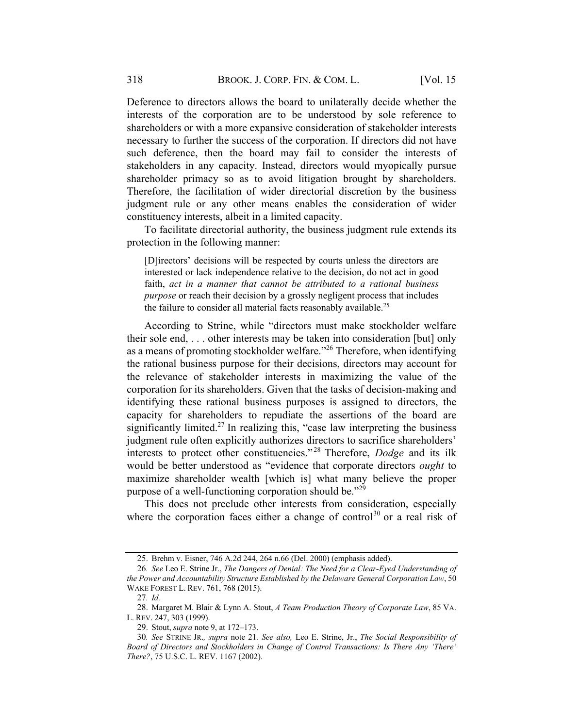Deference to directors allows the board to unilaterally decide whether the interests of the corporation are to be understood by sole reference to shareholders or with a more expansive consideration of stakeholder interests necessary to further the success of the corporation. If directors did not have such deference, then the board may fail to consider the interests of stakeholders in any capacity. Instead, directors would myopically pursue shareholder primacy so as to avoid litigation brought by shareholders. Therefore, the facilitation of wider directorial discretion by the business judgment rule or any other means enables the consideration of wider constituency interests, albeit in a limited capacity.

To facilitate directorial authority, the business judgment rule extends its protection in the following manner:

> [D]irectors' decisions will be respected by courts unless the directors are interested or lack independence relative to the decision, do not act in good faith, *act in a manner that cannot be attributed to a rational business purpose* or reach their decision by a grossly negligent process that includes the failure to consider all material facts reasonably available.[25]

According to Strine, while "directors must make stockholder welfare their sole end, . . . other interests may be taken into consideration [but] only as a means of promoting stockholder welfare."[26] Therefore, when identifying the rational business purpose for their decisions, directors may account for the relevance of stakeholder interests in maximizing the value of the corporation for its shareholders. Given that the tasks of decision-making and identifying these rational business purposes is assigned to directors, the capacity for shareholders to repudiate the assertions of the board are significantly limited.[27] In realizing this, "case law interpreting the business judgment rule often explicitly authorizes directors to sacrifice shareholders' interests to protect other constituencies."[28] Therefore, *Dodge* and its ilk would be better understood as "evidence that corporate directors *ought* to maximize shareholder wealth [which is] what many believe the proper purpose of a well-functioning corporation should be."[29]

This does not preclude other interests from consideration, especially where the corporation faces either a change of control[30] or a real risk of

---

25. Brehm v. Eisner, 746 A.2d 244, 264 n.66 (Del. 2000) (emphasis added).

26. *See* Leo E. Strine Jr., *The Dangers of Denial: The Need for a Clear-Eyed Understanding of the Power and Accountability Structure Established by the Delaware General Corporation Law*, 50 WAKE FOREST L. REV. 761, 768 (2015).

27. *Id.*

28. Margaret M. Blair & Lynn A. Stout, *A Team Production Theory of Corporate Law*, 85 VA. L. REV. 247, 303 (1999).

29. Stout, *supra* note 9, at 172–173.

30. *See* STRINE JR., *supra* note 21. *See also,* Leo E. Strine, Jr., *The Social Responsibility of Board of Directors and Stockholders in Change of Control Transactions: Is There Any 'There' There?*, 75 U.S.C. L. REV. 1167 (2002).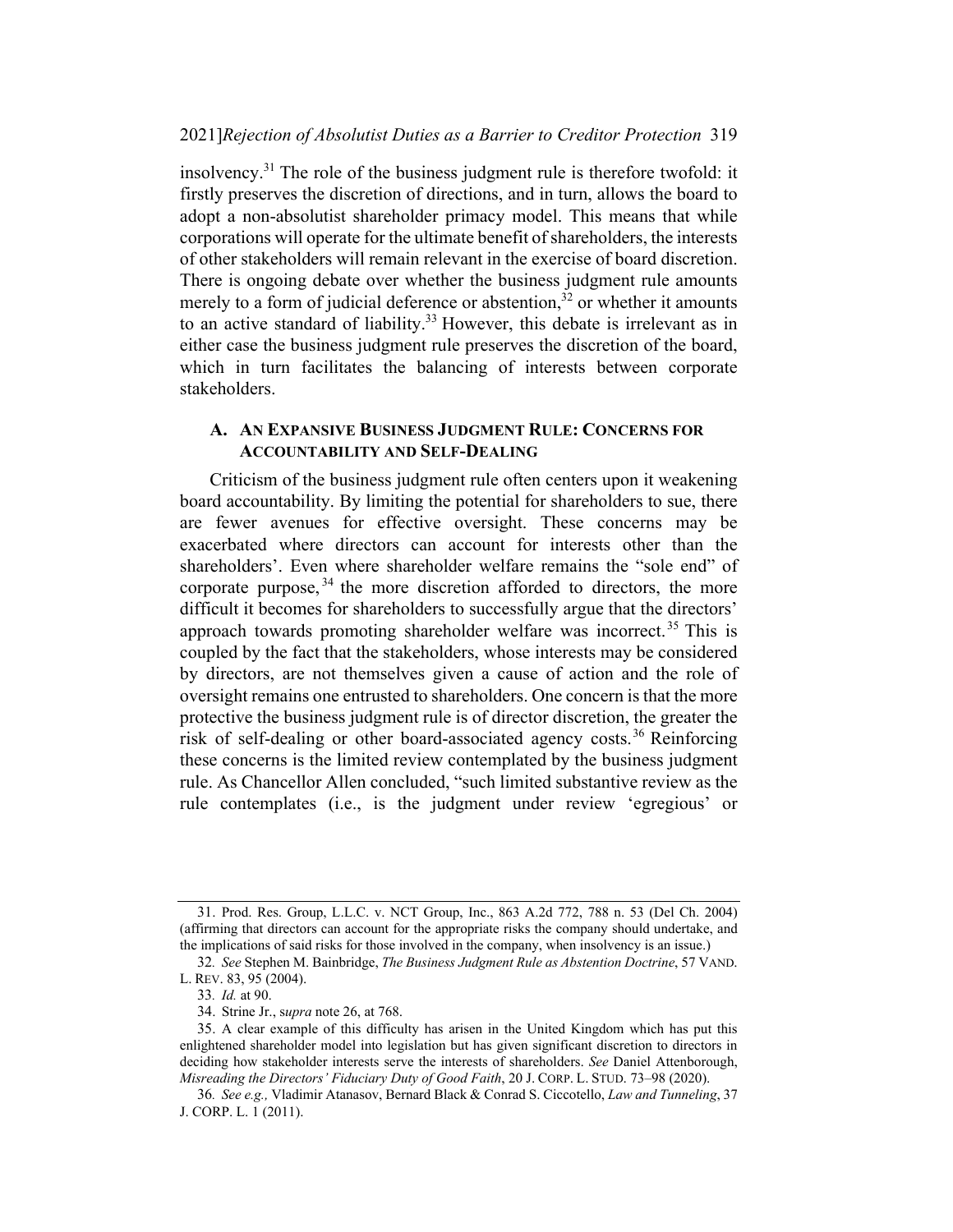insolvency.[31] The role of the business judgment rule is therefore twofold: it firstly preserves the discretion of directions, and in turn, allows the board to adopt a non-absolutist shareholder primacy model. This means that while corporations will operate for the ultimate benefit of shareholders, the interests of other stakeholders will remain relevant in the exercise of board discretion. There is ongoing debate over whether the business judgment rule amounts merely to a form of judicial deference or abstention,[32] or whether it amounts to an active standard of liability.[33] However, this debate is irrelevant as in either case the business judgment rule preserves the discretion of the board, which in turn facilitates the balancing of interests between corporate stakeholders.

### A. An Expansive Business Judgment Rule: Concerns for Accountability and Self-Dealing

Criticism of the business judgment rule often centers upon it weakening board accountability. By limiting the potential for shareholders to sue, there are fewer avenues for effective oversight. These concerns may be exacerbated where directors can account for interests other than the shareholders'. Even where shareholder welfare remains the "sole end" of corporate purpose,[34] the more discretion afforded to directors, the more difficult it becomes for shareholders to successfully argue that the directors' approach towards promoting shareholder welfare was incorrect.[35] This is coupled by the fact that the stakeholders, whose interests may be considered by directors, are not themselves given a cause of action and the role of oversight remains one entrusted to shareholders. One concern is that the more protective the business judgment rule is of director discretion, the greater the risk of self-dealing or other board-associated agency costs.[36] Reinforcing these concerns is the limited review contemplated by the business judgment rule. As Chancellor Allen concluded, "such limited substantive review as the rule contemplates (i.e., is the judgment under review 'egregious' or

---

31. Prod. Res. Group, L.L.C. v. NCT Group, Inc., 863 A.2d 772, 788 n. 53 (Del Ch. 2004) (affirming that directors can account for the appropriate risks the company should undertake, and the implications of said risks for those involved in the company, when insolvency is an issue.)

32. *See* Stephen M. Bainbridge, *The Business Judgment Rule as Abstention Doctrine*, 57 VAND. L. REV. 83, 95 (2004).

33. *Id.* at 90.

34. Strine Jr., s*upra* note 26, at 768.

35. A clear example of this difficulty has arisen in the United Kingdom which has put this enlightened shareholder model into legislation but has given significant discretion to directors in deciding how stakeholder interests serve the interests of shareholders. *See* Daniel Attenborough, *Misreading the Directors' Fiduciary Duty of Good Faith*, 20 J. CORP. L. STUD. 73–98 (2020).

36. *See e.g.,* Vladimir Atanasov, Bernard Black & Conrad S. Ciccotello, *Law and Tunneling*, 37 J. CORP. L. 1 (2011).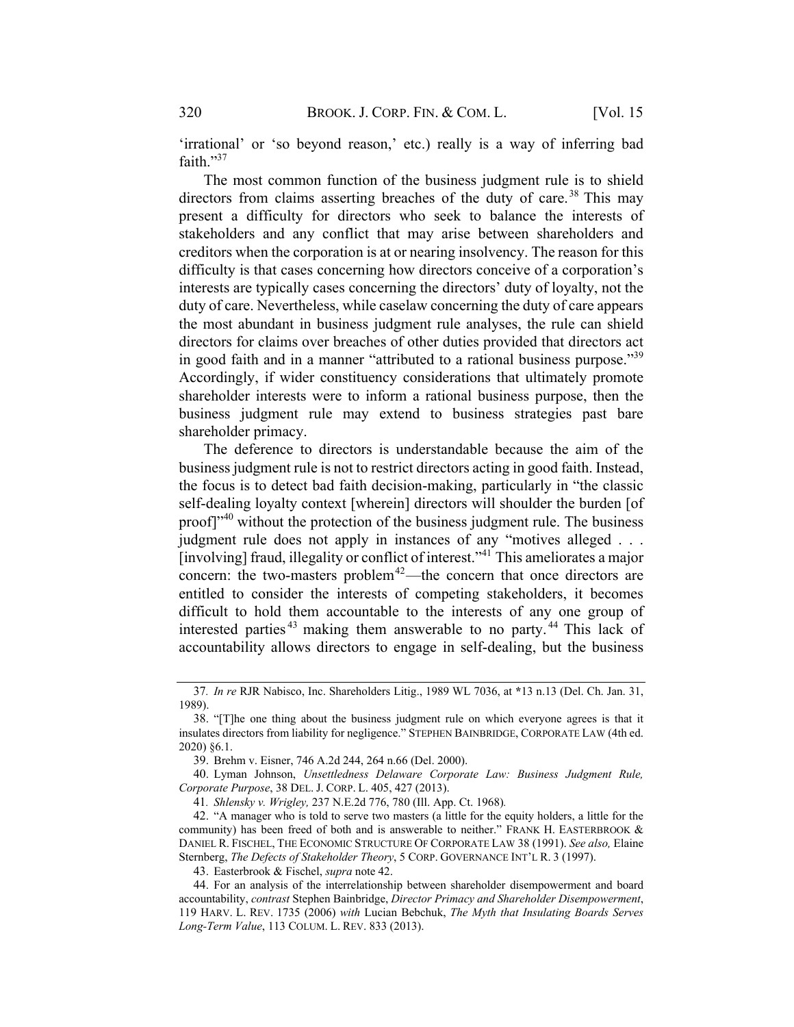'irrational' or 'so beyond reason,' etc.) really is a way of inferring bad faith."[37]

The most common function of the business judgment rule is to shield directors from claims asserting breaches of the duty of care.[38] This may present a difficulty for directors who seek to balance the interests of stakeholders and any conflict that may arise between shareholders and creditors when the corporation is at or nearing insolvency. The reason for this difficulty is that cases concerning how directors conceive of a corporation's interests are typically cases concerning the directors' duty of loyalty, not the duty of care. Nevertheless, while caselaw concerning the duty of care appears the most abundant in business judgment rule analyses, the rule can shield directors for claims over breaches of other duties provided that directors act in good faith and in a manner "attributed to a rational business purpose."[39] Accordingly, if wider constituency considerations that ultimately promote shareholder interests were to inform a rational business purpose, then the business judgment rule may extend to business strategies past bare shareholder primacy.

The deference to directors is understandable because the aim of the business judgment rule is not to restrict directors acting in good faith. Instead, the focus is to detect bad faith decision-making, particularly in "the classic self-dealing loyalty context [wherein] directors will shoulder the burden [of proof]"[40] without the protection of the business judgment rule. The business judgment rule does not apply in instances of any "motives alleged . . . [involving] fraud, illegality or conflict of interest."[41] This ameliorates a major concern: the two-masters problem[42]—the concern that once directors are entitled to consider the interests of competing stakeholders, it becomes difficult to hold them accountable to the interests of any one group of interested parties[43] making them answerable to no party.[44] This lack of accountability allows directors to engage in self-dealing, but the business

---

37. *In re* RJR Nabisco, Inc. Shareholders Litig., 1989 WL 7036, at *13 n.13 (Del. Ch. Jan. 31, 1989).

38. "[T]he one thing about the business judgment rule on which everyone agrees is that it insulates directors from liability for negligence." STEPHEN BAINBRIDGE, CORPORATE LAW (4th ed. 2020) §6.1.

39. Brehm v. Eisner, 746 A.2d 244, 264 n.66 (Del. 2000).

40. Lyman Johnson, *Unsettledness Delaware Corporate Law: Business Judgment Rule, Corporate Purpose*, 38 DEL. J. CORP. L. 405, 427 (2013).

41. *Shlensky v. Wrigley,* 237 N.E.2d 776, 780 (Ill. App. Ct. 1968).

42. "A manager who is told to serve two masters (a little for the equity holders, a little for the community) has been freed of both and is answerable to neither." FRANK H. EASTERBROOK & DANIEL R. FISCHEL, THE ECONOMIC STRUCTURE OF CORPORATE LAW 38 (1991). *See also,* Elaine Sternberg, *The Defects of Stakeholder Theory*, 5 CORP. GOVERNANCE INT'L R. 3 (1997).

43. Easterbrook & Fischel, *supra* note 42.

44. For an analysis of the interrelationship between shareholder disempowerment and board accountability, *contrast* Stephen Bainbridge, *Director Primacy and Shareholder Disempowerment*, 119 HARV. L. REV. 1735 (2006) *with* Lucian Bebchuk, *The Myth that Insulating Boards Serves Long-Term Value*, 113 COLUM. L. REV. 833 (2013).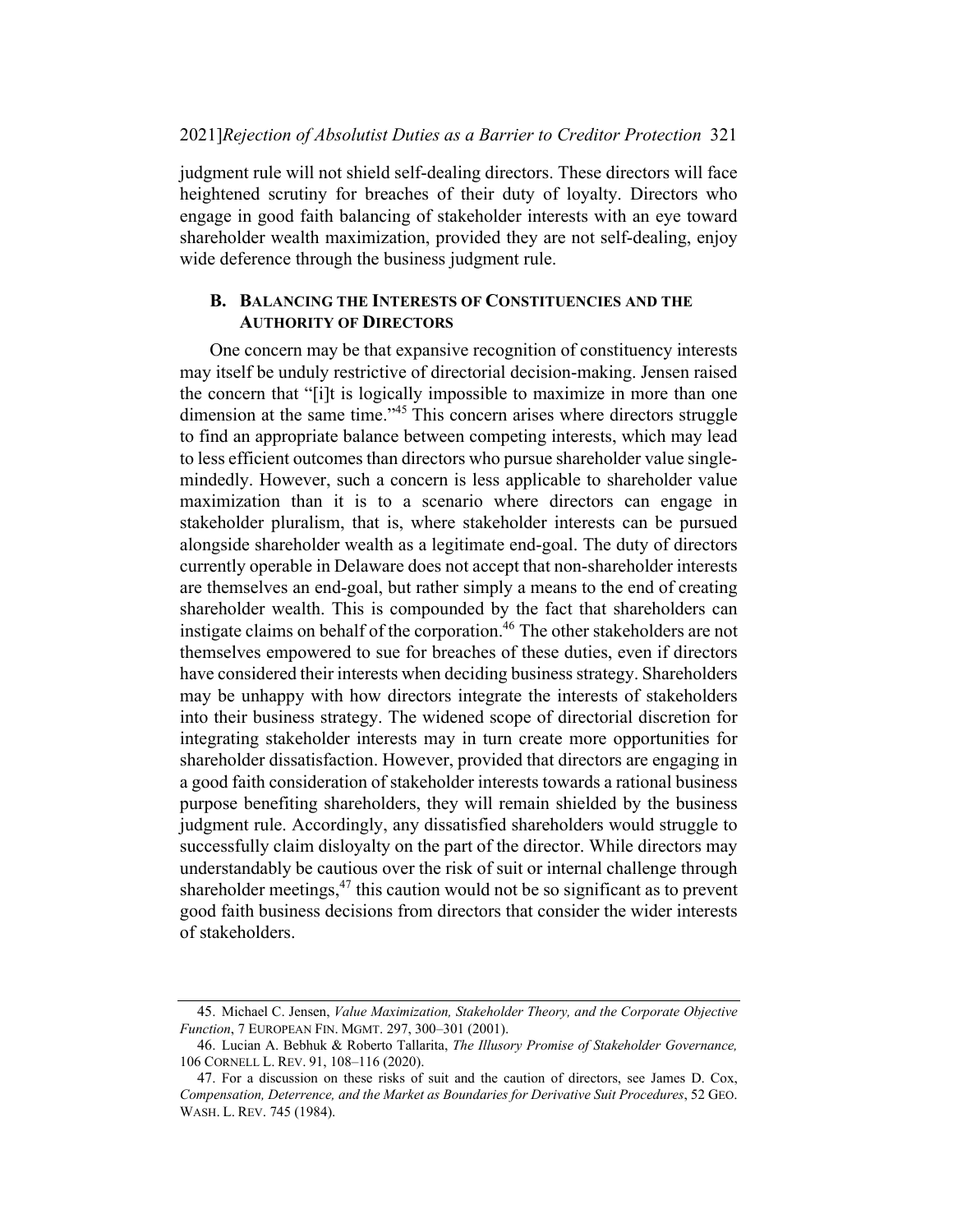judgment rule will not shield self-dealing directors. These directors will face heightened scrutiny for breaches of their duty of loyalty. Directors who engage in good faith balancing of stakeholder interests with an eye toward shareholder wealth maximization, provided they are not self-dealing, enjoy wide deference through the business judgment rule.

## B. BALANCING THE INTERESTS OF CONSTITUENCIES AND THE AUTHORITY OF DIRECTORS

One concern may be that expansive recognition of constituency interests may itself be unduly restrictive of directorial decision-making. Jensen raised the concern that "[i]t is logically impossible to maximize in more than one dimension at the same time."[45] This concern arises where directors struggle to find an appropriate balance between competing interests, which may lead to less efficient outcomes than directors who pursue shareholder value single-mindedly. However, such a concern is less applicable to shareholder value maximization than it is to a scenario where directors can engage in stakeholder pluralism, that is, where stakeholder interests can be pursued alongside shareholder wealth as a legitimate end-goal. The duty of directors currently operable in Delaware does not accept that non-shareholder interests are themselves an end-goal, but rather simply a means to the end of creating shareholder wealth. This is compounded by the fact that shareholders can instigate claims on behalf of the corporation.[46] The other stakeholders are not themselves empowered to sue for breaches of these duties, even if directors have considered their interests when deciding business strategy. Shareholders may be unhappy with how directors integrate the interests of stakeholders into their business strategy. The widened scope of directorial discretion for integrating stakeholder interests may in turn create more opportunities for shareholder dissatisfaction. However, provided that directors are engaging in a good faith consideration of stakeholder interests towards a rational business purpose benefiting shareholders, they will remain shielded by the business judgment rule. Accordingly, any dissatisfied shareholders would struggle to successfully claim disloyalty on the part of the director. While directors may understandably be cautious over the risk of suit or internal challenge through shareholder meetings,[47] this caution would not be so significant as to prevent good faith business decisions from directors that consider the wider interests of stakeholders.

---

45. Michael C. Jensen, *Value Maximization, Stakeholder Theory, and the Corporate Objective Function*, 7 EUROPEAN FIN. MGMT. 297, 300–301 (2001).

46. Lucian A. Bebhuk & Roberto Tallarita, *The Illusory Promise of Stakeholder Governance,* 106 CORNELL L. REV. 91, 108–116 (2020).

47. For a discussion on these risks of suit and the caution of directors, see James D. Cox, *Compensation, Deterrence, and the Market as Boundaries for Derivative Suit Procedures*, 52 GEO. WASH. L. REV. 745 (1984).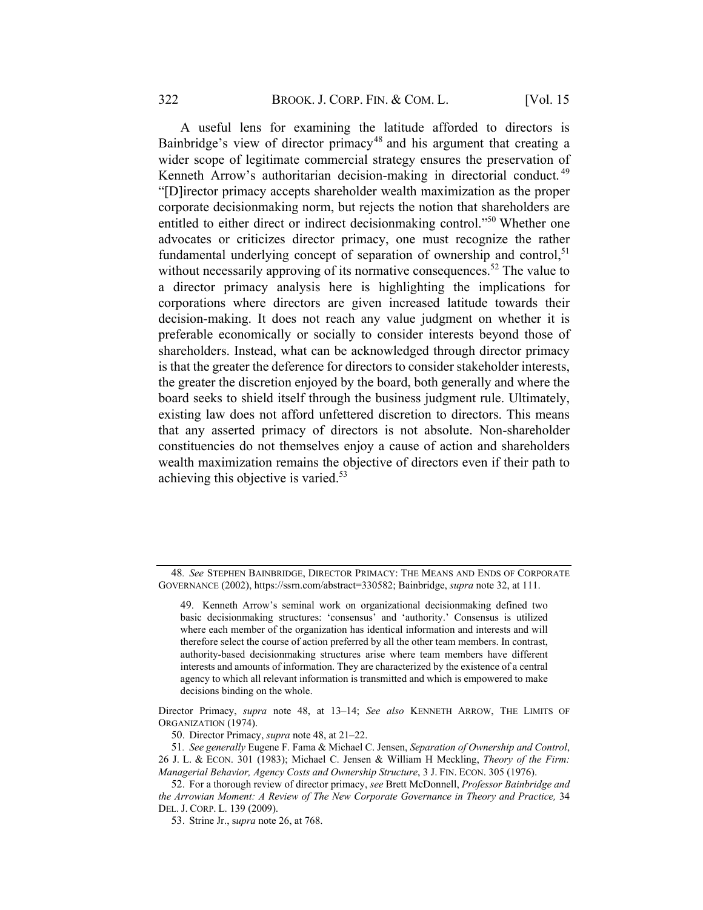A useful lens for examining the latitude afforded to directors is Bainbridge's view of director primacy[48] and his argument that creating a wider scope of legitimate commercial strategy ensures the preservation of Kenneth Arrow's authoritarian decision-making in directorial conduct.[49] "[D]irector primacy accepts shareholder wealth maximization as the proper corporate decisionmaking norm, but rejects the notion that shareholders are entitled to either direct or indirect decisionmaking control."[50] Whether one advocates or criticizes director primacy, one must recognize the rather fundamental underlying concept of separation of ownership and control,[51] without necessarily approving of its normative consequences.[52] The value to a director primacy analysis here is highlighting the implications for corporations where directors are given increased latitude towards their decision-making. It does not reach any value judgment on whether it is preferable economically or socially to consider interests beyond those of shareholders. Instead, what can be acknowledged through director primacy is that the greater the deference for directors to consider stakeholder interests, the greater the discretion enjoyed by the board, both generally and where the board seeks to shield itself through the business judgment rule. Ultimately, existing law does not afford unfettered discretion to directors. This means that any asserted primacy of directors is not absolute. Non-shareholder constituencies do not themselves enjoy a cause of action and shareholders wealth maximization remains the objective of directors even if their path to achieving this objective is varied.[53]

---

48. *See* STEPHEN BAINBRIDGE, DIRECTOR PRIMACY: THE MEANS AND ENDS OF CORPORATE GOVERNANCE (2002), https://ssrn.com/abstract=330582; Bainbridge, *supra* note 32, at 111.

49.
> 49. Kenneth Arrow's seminal work on organizational decisionmaking defined two basic decisionmaking structures: 'consensus' and 'authority.' Consensus is utilized where each member of the organization has identical information and interests and will therefore select the course of action preferred by all the other team members. In contrast, authority-based decisionmaking structures arise where team members have different interests and amounts of information. They are characterized by the existence of a central agency to which all relevant information is transmitted and which is empowered to make decisions binding on the whole.

Director Primacy, *supra* note 48, at 13–14; *See also* KENNETH ARROW, THE LIMITS OF ORGANIZATION (1974).

50. Director Primacy, *supra* note 48, at 21–22.

51. *See generally* Eugene F. Fama & Michael C. Jensen, *Separation of Ownership and Control*, 26 J. L. & ECON. 301 (1983); Michael C. Jensen & William H Meckling, *Theory of the Firm: Managerial Behavior, Agency Costs and Ownership Structure*, 3 J. FIN. ECON. 305 (1976).

52. For a thorough review of director primacy, *see* Brett McDonnell, *Professor Bainbridge and the Arrowian Moment: A Review of The New Corporate Governance in Theory and Practice,* 34 DEL. J. CORP. L. 139 (2009).

53. Strine Jr., s*upra* note 26, at 768.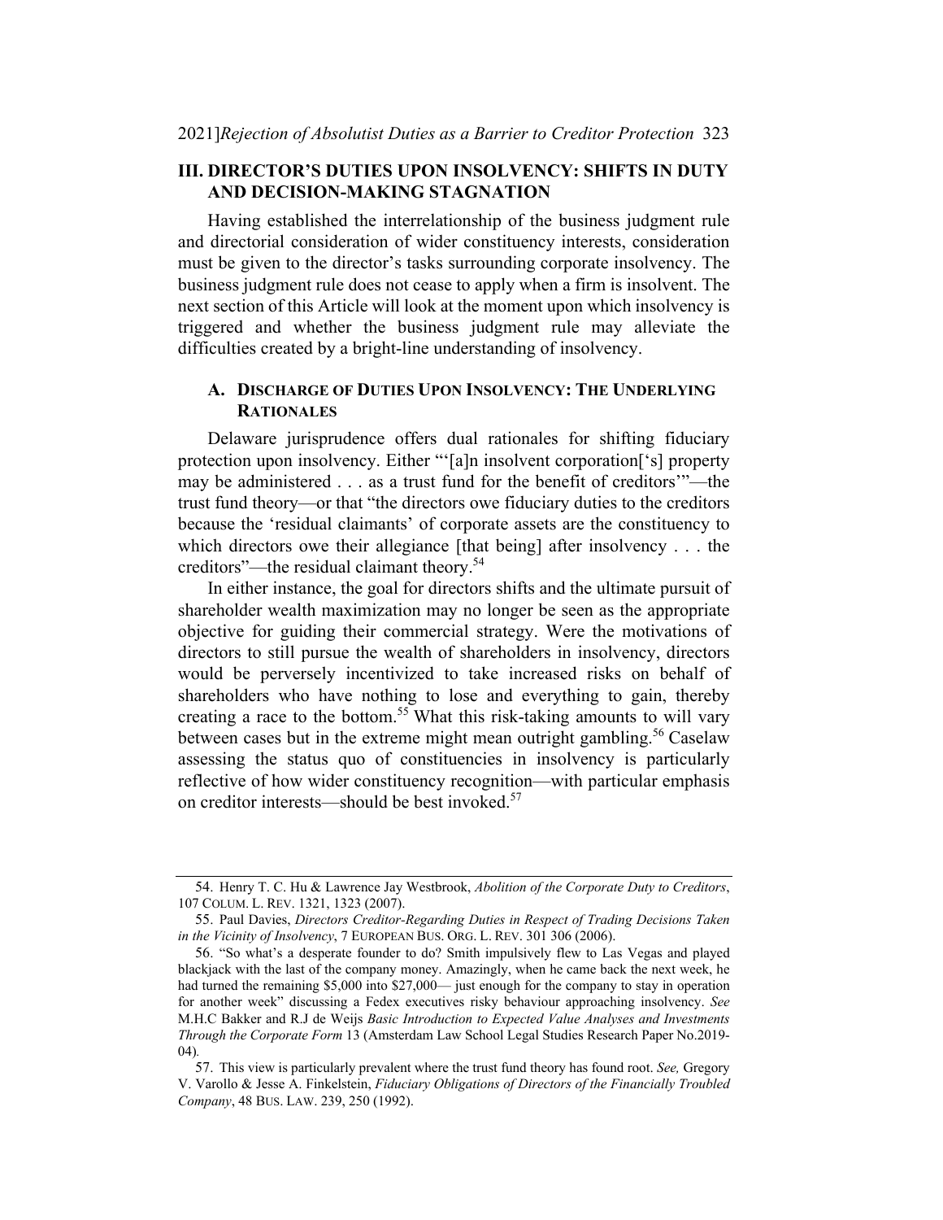## III. DIRECTOR'S DUTIES UPON INSOLVENCY: SHIFTS IN DUTY AND DECISION-MAKING STAGNATION

Having established the interrelationship of the business judgment rule and directorial consideration of wider constituency interests, consideration must be given to the director's tasks surrounding corporate insolvency. The business judgment rule does not cease to apply when a firm is insolvent. The next section of this Article will look at the moment upon which insolvency is triggered and whether the business judgment rule may alleviate the difficulties created by a bright-line understanding of insolvency.

### A. DISCHARGE OF DUTIES UPON INSOLVENCY: THE UNDERLYING RATIONALES

Delaware jurisprudence offers dual rationales for shifting fiduciary protection upon insolvency. Either "'[a]n insolvent corporation['s] property may be administered . . . as a trust fund for the benefit of creditors'"—the trust fund theory—or that "the directors owe fiduciary duties to the creditors because the 'residual claimants' of corporate assets are the constituency to which directors owe their allegiance [that being] after insolvency . . . the creditors"—the residual claimant theory.[54]

In either instance, the goal for directors shifts and the ultimate pursuit of shareholder wealth maximization may no longer be seen as the appropriate objective for guiding their commercial strategy. Were the motivations of directors to still pursue the wealth of shareholders in insolvency, directors would be perversely incentivized to take increased risks on behalf of shareholders who have nothing to lose and everything to gain, thereby creating a race to the bottom.[55] What this risk-taking amounts to will vary between cases but in the extreme might mean outright gambling.[56] Caselaw assessing the status quo of constituencies in insolvency is particularly reflective of how wider constituency recognition—with particular emphasis on creditor interests—should be best invoked.[57]

---

54. Henry T. C. Hu & Lawrence Jay Westbrook, *Abolition of the Corporate Duty to Creditors*, 107 COLUM. L. REV. 1321, 1323 (2007).

55. Paul Davies, *Directors Creditor-Regarding Duties in Respect of Trading Decisions Taken in the Vicinity of Insolvency*, 7 EUROPEAN BUS. ORG. L. REV. 301 306 (2006).

56. "So what's a desperate founder to do? Smith impulsively flew to Las Vegas and played blackjack with the last of the company money. Amazingly, when he came back the next week, he had turned the remaining $5,000 into $27,000— just enough for the company to stay in operation for another week" discussing a Fedex executives risky behaviour approaching insolvency. *See* M.H.C Bakker and R.J de Weijs *Basic Introduction to Expected Value Analyses and Investments Through the Corporate Form* 13 (Amsterdam Law School Legal Studies Research Paper No.2019-04).

57. This view is particularly prevalent where the trust fund theory has found root. *See,* Gregory V. Varollo & Jesse A. Finkelstein, *Fiduciary Obligations of Directors of the Financially Troubled Company*, 48 BUS. LAW. 239, 250 (1992).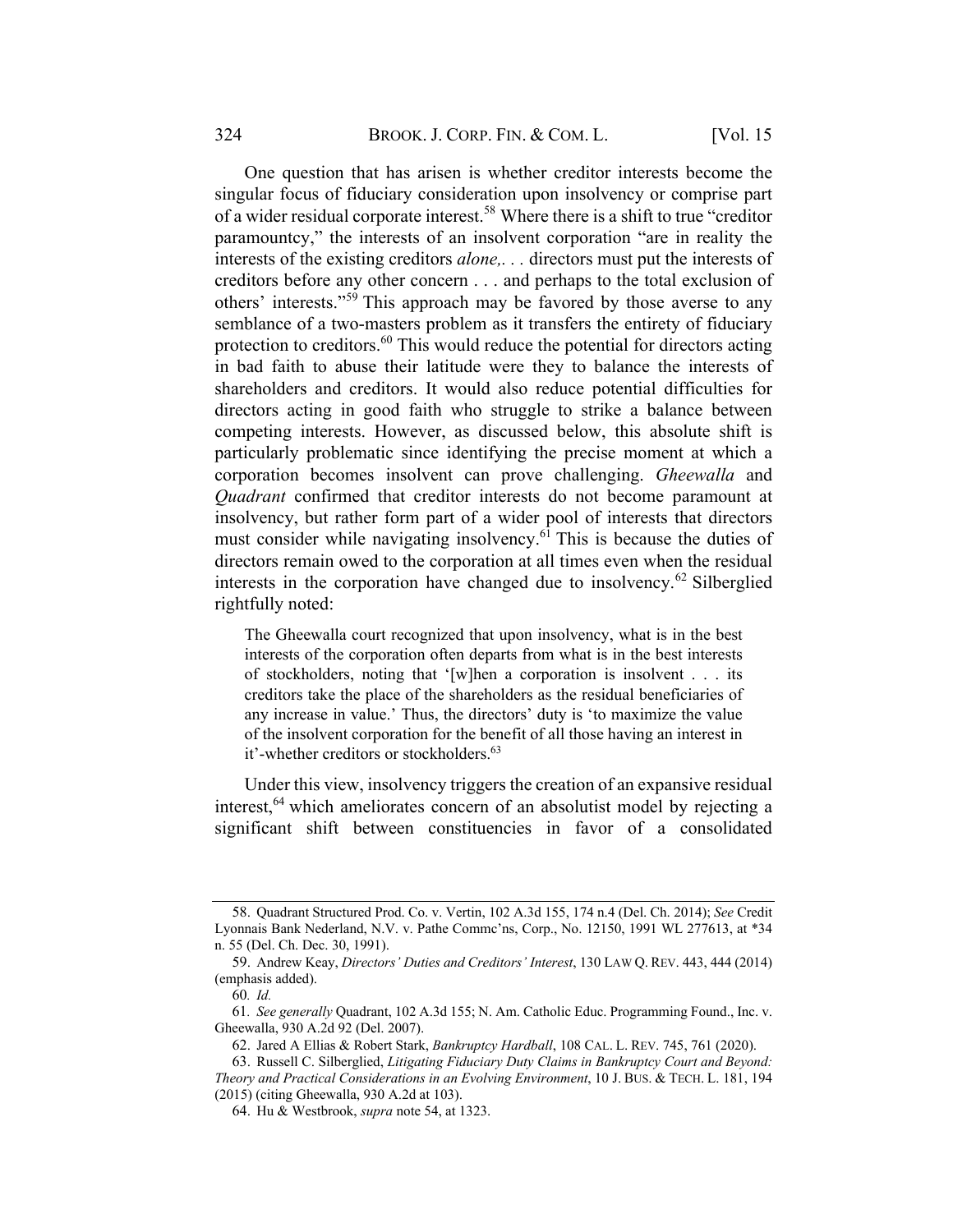One question that has arisen is whether creditor interests become the singular focus of fiduciary consideration upon insolvency or comprise part of a wider residual corporate interest.[58] Where there is a shift to true "creditor paramountcy," the interests of an insolvent corporation "are in reality the interests of the existing creditors *alone,*. . . directors must put the interests of creditors before any other concern . . . and perhaps to the total exclusion of others' interests."[59] This approach may be favored by those averse to any semblance of a two-masters problem as it transfers the entirety of fiduciary protection to creditors.[60] This would reduce the potential for directors acting in bad faith to abuse their latitude were they to balance the interests of shareholders and creditors. It would also reduce potential difficulties for directors acting in good faith who struggle to strike a balance between competing interests. However, as discussed below, this absolute shift is particularly problematic since identifying the precise moment at which a corporation becomes insolvent can prove challenging. *Gheewalla* and *Quadrant* confirmed that creditor interests do not become paramount at insolvency, but rather form part of a wider pool of interests that directors must consider while navigating insolvency.[61] This is because the duties of directors remain owed to the corporation at all times even when the residual interests in the corporation have changed due to insolvency.[62] Silberglied rightfully noted:

> The Gheewalla court recognized that upon insolvency, what is in the best interests of the corporation often departs from what is in the best interests of stockholders, noting that '[w]hen a corporation is insolvent . . . its creditors take the place of the shareholders as the residual beneficiaries of any increase in value.' Thus, the directors' duty is 'to maximize the value of the insolvent corporation for the benefit of all those having an interest in it'-whether creditors or stockholders.[63]

Under this view, insolvency triggers the creation of an expansive residual interest,[64] which ameliorates concern of an absolutist model by rejecting a significant shift between constituencies in favor of a consolidated

---

58. Quadrant Structured Prod. Co. v. Vertin, 102 A.3d 155, 174 n.4 (Del. Ch. 2014); *See* Credit Lyonnais Bank Nederland, N.V. v. Pathe Commc'ns, Corp., No. 12150, 1991 WL 277613, at *34 n. 55 (Del. Ch. Dec. 30, 1991).

59. Andrew Keay, *Directors' Duties and Creditors' Interest*, 130 LAW Q. REV. 443, 444 (2014) (emphasis added).

60. *Id.*

61. *See generally* Quadrant, 102 A.3d 155; N. Am. Catholic Educ. Programming Found., Inc. v. Gheewalla, 930 A.2d 92 (Del. 2007).

62. Jared A Ellias & Robert Stark, *Bankruptcy Hardball*, 108 CAL. L. REV. 745, 761 (2020).

63. Russell C. Silberglied, *Litigating Fiduciary Duty Claims in Bankruptcy Court and Beyond: Theory and Practical Considerations in an Evolving Environment*, 10 J. BUS. & TECH. L. 181, 194 (2015) (citing Gheewalla, 930 A.2d at 103).

64. Hu & Westbrook, *supra* note 54, at 1323.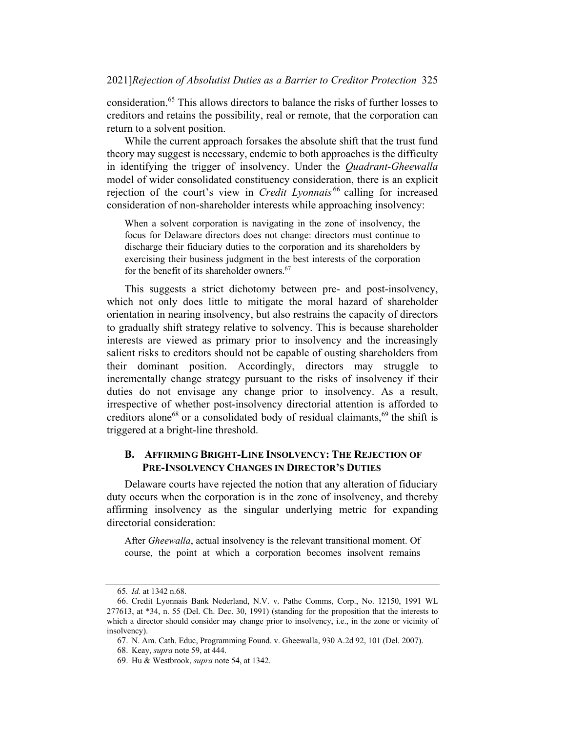consideration.[65] This allows directors to balance the risks of further losses to creditors and retains the possibility, real or remote, that the corporation can return to a solvent position.

While the current approach forsakes the absolute shift that the trust fund theory may suggest is necessary, endemic to both approaches is the difficulty in identifying the trigger of insolvency. Under the *Quadrant-Gheewalla* model of wider consolidated constituency consideration, there is an explicit rejection of the court's view in *Credit Lyonnais*[66] calling for increased consideration of non-shareholder interests while approaching insolvency:

> When a solvent corporation is navigating in the zone of insolvency, the focus for Delaware directors does not change: directors must continue to discharge their fiduciary duties to the corporation and its shareholders by exercising their business judgment in the best interests of the corporation for the benefit of its shareholder owners.[67]

This suggests a strict dichotomy between pre- and post-insolvency, which not only does little to mitigate the moral hazard of shareholder orientation in nearing insolvency, but also restrains the capacity of directors to gradually shift strategy relative to solvency. This is because shareholder interests are viewed as primary prior to insolvency and the increasingly salient risks to creditors should not be capable of ousting shareholders from their dominant position. Accordingly, directors may struggle to incrementally change strategy pursuant to the risks of insolvency if their duties do not envisage any change prior to insolvency. As a result, irrespective of whether post-insolvency directorial attention is afforded to creditors alone[68] or a consolidated body of residual claimants,[69] the shift is triggered at a bright-line threshold.

### B. AFFIRMING BRIGHT-LINE INSOLVENCY: THE REJECTION OF PRE-INSOLVENCY CHANGES IN DIRECTOR'S DUTIES

Delaware courts have rejected the notion that any alteration of fiduciary duty occurs when the corporation is in the zone of insolvency, and thereby affirming insolvency as the singular underlying metric for expanding directorial consideration:

> After *Gheewalla*, actual insolvency is the relevant transitional moment. Of course, the point at which a corporation becomes insolvent remains

---

65. *Id.* at 1342 n.68.

66. Credit Lyonnais Bank Nederland, N.V. v. Pathe Comms, Corp., No. 12150, 1991 WL 277613, at *34, n. 55 (Del. Ch. Dec. 30, 1991) (standing for the proposition that the interests to which a director should consider may change prior to insolvency, i.e., in the zone or vicinity of insolvency).

67. N. Am. Cath. Educ, Programming Found. v. Gheewalla, 930 A.2d 92, 101 (Del. 2007).

68. Keay, *supra* note 59, at 444.

69. Hu & Westbrook, *supra* note 54, at 1342.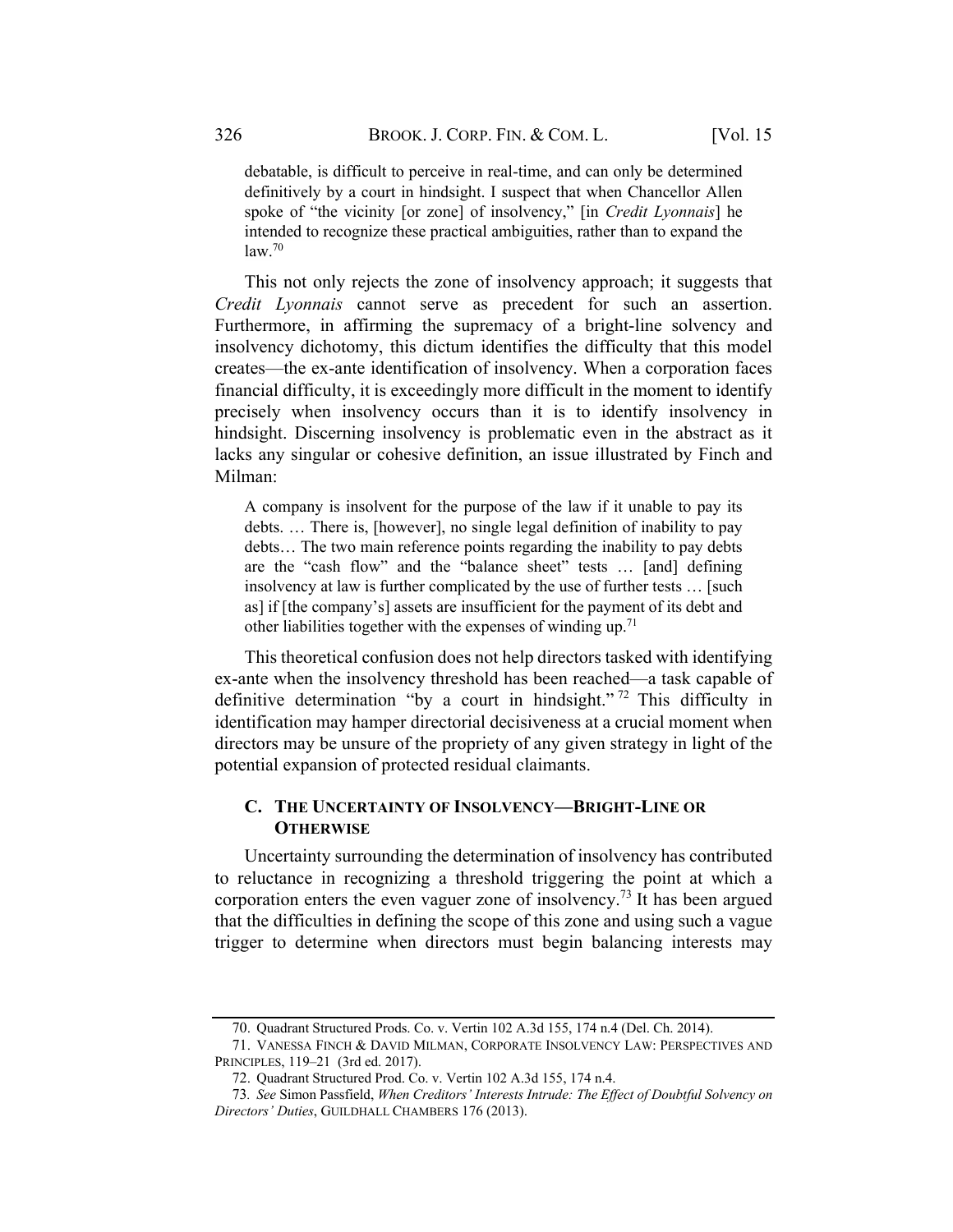> debatable, is difficult to perceive in real-time, and can only be determined definitively by a court in hindsight. I suspect that when Chancellor Allen spoke of "the vicinity [or zone] of insolvency," [in *Credit Lyonnais*] he intended to recognize these practical ambiguities, rather than to expand the law.[70]

This not only rejects the zone of insolvency approach; it suggests that *Credit Lyonnais* cannot serve as precedent for such an assertion. Furthermore, in affirming the supremacy of a bright-line solvency and insolvency dichotomy, this dictum identifies the difficulty that this model creates—the ex-ante identification of insolvency. When a corporation faces financial difficulty, it is exceedingly more difficult in the moment to identify precisely when insolvency occurs than it is to identify insolvency in hindsight. Discerning insolvency is problematic even in the abstract as it lacks any singular or cohesive definition, an issue illustrated by Finch and Milman:

> A company is insolvent for the purpose of the law if it unable to pay its debts. … There is, [however], no single legal definition of inability to pay debts… The two main reference points regarding the inability to pay debts are the "cash flow" and the "balance sheet" tests … [and] defining insolvency at law is further complicated by the use of further tests … [such as] if [the company's] assets are insufficient for the payment of its debt and other liabilities together with the expenses of winding up.[71]

This theoretical confusion does not help directors tasked with identifying ex-ante when the insolvency threshold has been reached—a task capable of definitive determination "by a court in hindsight."[72] This difficulty in identification may hamper directorial decisiveness at a crucial moment when directors may be unsure of the propriety of any given strategy in light of the potential expansion of protected residual claimants.

### C. The Uncertainty of Insolvency—Bright-Line or Otherwise

Uncertainty surrounding the determination of insolvency has contributed to reluctance in recognizing a threshold triggering the point at which a corporation enters the even vaguer zone of insolvency.[73] It has been argued that the difficulties in defining the scope of this zone and using such a vague trigger to determine when directors must begin balancing interests may

---

70. Quadrant Structured Prods. Co. v. Vertin 102 A.3d 155, 174 n.4 (Del. Ch. 2014).

71. Vanessa Finch & David Milman, Corporate Insolvency Law: Perspectives and Principles, 119–21 (3rd ed. 2017).

72. Quadrant Structured Prod. Co. v. Vertin 102 A.3d 155, 174 n.4.

73. *See* Simon Passfield, *When Creditors' Interests Intrude: The Effect of Doubtful Solvency on Directors' Duties*, Guildhall Chambers 176 (2013).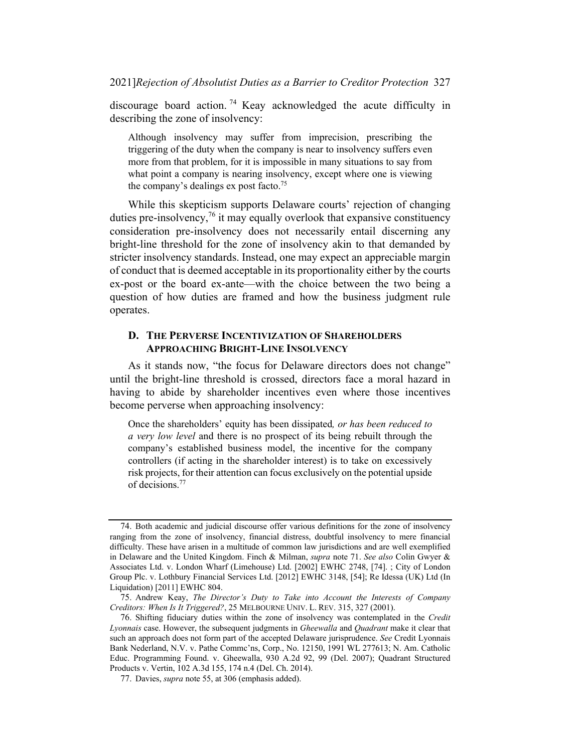discourage board action.[74] Keay acknowledged the acute difficulty in describing the zone of insolvency:

> Although insolvency may suffer from imprecision, prescribing the triggering of the duty when the company is near to insolvency suffers even more from that problem, for it is impossible in many situations to say from what point a company is nearing insolvency, except where one is viewing the company's dealings ex post facto.[75]

While this skepticism supports Delaware courts' rejection of changing duties pre-insolvency,[76] it may equally overlook that expansive constituency consideration pre-insolvency does not necessarily entail discerning any bright-line threshold for the zone of insolvency akin to that demanded by stricter insolvency standards. Instead, one may expect an appreciable margin of conduct that is deemed acceptable in its proportionality either by the courts ex-post or the board ex-ante—with the choice between the two being a question of how duties are framed and how the business judgment rule operates.

### D. The Perverse Incentivization of Shareholders Approaching Bright-Line Insolvency

As it stands now, "the focus for Delaware directors does not change" until the bright-line threshold is crossed, directors face a moral hazard in having to abide by shareholder incentives even where those incentives become perverse when approaching insolvency:

> Once the shareholders' equity has been dissipated*, or has been reduced to a very low level* and there is no prospect of its being rebuilt through the company's established business model, the incentive for the company controllers (if acting in the shareholder interest) is to take on excessively risk projects, for their attention can focus exclusively on the potential upside of decisions.[77]

---

74. Both academic and judicial discourse offer various definitions for the zone of insolvency ranging from the zone of insolvency, financial distress, doubtful insolvency to mere financial difficulty. These have arisen in a multitude of common law jurisdictions and are well exemplified in Delaware and the United Kingdom. Finch & Milman, *supra* note 71. *See also* Colin Gwyer & Associates Ltd. v. London Wharf (Limehouse) Ltd. [2002] EWHC 2748, [74]. ; City of London Group Plc. v. Lothbury Financial Services Ltd. [2012] EWHC 3148, [54]; Re Idessa (UK) Ltd (In Liquidation) [2011] EWHC 804.

75. Andrew Keay, *The Director's Duty to Take into Account the Interests of Company Creditors: When Is It Triggered?*, 25 Melbourne Univ. L. Rev. 315, 327 (2001).

76. Shifting fiduciary duties within the zone of insolvency was contemplated in the *Credit Lyonnais* case. However, the subsequent judgments in *Gheewalla* and *Quadrant* make it clear that such an approach does not form part of the accepted Delaware jurisprudence. *See* Credit Lyonnais Bank Nederland, N.V. v. Pathe Commc'ns, Corp., No. 12150, 1991 WL 277613; N. Am. Catholic Educ. Programming Found. v. Gheewalla, 930 A.2d 92, 99 (Del. 2007); Quadrant Structured Products v. Vertin, 102 A.3d 155, 174 n.4 (Del. Ch. 2014).

77. Davies, *supra* note 55, at 306 (emphasis added).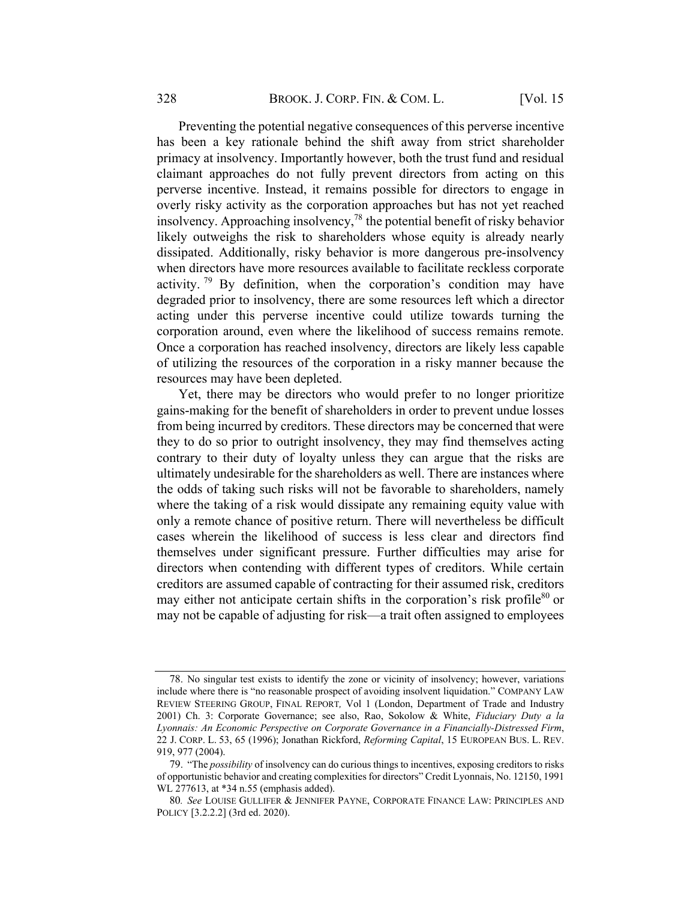Preventing the potential negative consequences of this perverse incentive has been a key rationale behind the shift away from strict shareholder primacy at insolvency. Importantly however, both the trust fund and residual claimant approaches do not fully prevent directors from acting on this perverse incentive. Instead, it remains possible for directors to engage in overly risky activity as the corporation approaches but has not yet reached insolvency. Approaching insolvency,[78] the potential benefit of risky behavior likely outweighs the risk to shareholders whose equity is already nearly dissipated. Additionally, risky behavior is more dangerous pre-insolvency when directors have more resources available to facilitate reckless corporate activity.[79] By definition, when the corporation's condition may have degraded prior to insolvency, there are some resources left which a director acting under this perverse incentive could utilize towards turning the corporation around, even where the likelihood of success remains remote. Once a corporation has reached insolvency, directors are likely less capable of utilizing the resources of the corporation in a risky manner because the resources may have been depleted.

Yet, there may be directors who would prefer to no longer prioritize gains-making for the benefit of shareholders in order to prevent undue losses from being incurred by creditors. These directors may be concerned that were they to do so prior to outright insolvency, they may find themselves acting contrary to their duty of loyalty unless they can argue that the risks are ultimately undesirable for the shareholders as well. There are instances where the odds of taking such risks will not be favorable to shareholders, namely where the taking of a risk would dissipate any remaining equity value with only a remote chance of positive return. There will nevertheless be difficult cases wherein the likelihood of success is less clear and directors find themselves under significant pressure. Further difficulties may arise for directors when contending with different types of creditors. While certain creditors are assumed capable of contracting for their assumed risk, creditors may either not anticipate certain shifts in the corporation's risk profile[80] or may not be capable of adjusting for risk—a trait often assigned to employees

---

78. No singular test exists to identify the zone or vicinity of insolvency; however, variations include where there is "no reasonable prospect of avoiding insolvent liquidation." COMPANY LAW REVIEW STEERING GROUP, FINAL REPORT, Vol 1 (London, Department of Trade and Industry 2001) Ch. 3: Corporate Governance; see also, Rao, Sokolow & White, *Fiduciary Duty a la Lyonnais: An Economic Perspective on Corporate Governance in a Financially-Distressed Firm*, 22 J. CORP. L. 53, 65 (1996); Jonathan Rickford, *Reforming Capital*, 15 EUROPEAN BUS. L. REV. 919, 977 (2004).

79. "The *possibility* of insolvency can do curious things to incentives, exposing creditors to risks of opportunistic behavior and creating complexities for directors" Credit Lyonnais, No. 12150, 1991 WL 277613, at *34 n.55 (emphasis added).

80. *See* LOUISE GULLIFER & JENNIFER PAYNE, CORPORATE FINANCE LAW: PRINCIPLES AND POLICY [3.2.2.2] (3rd ed. 2020).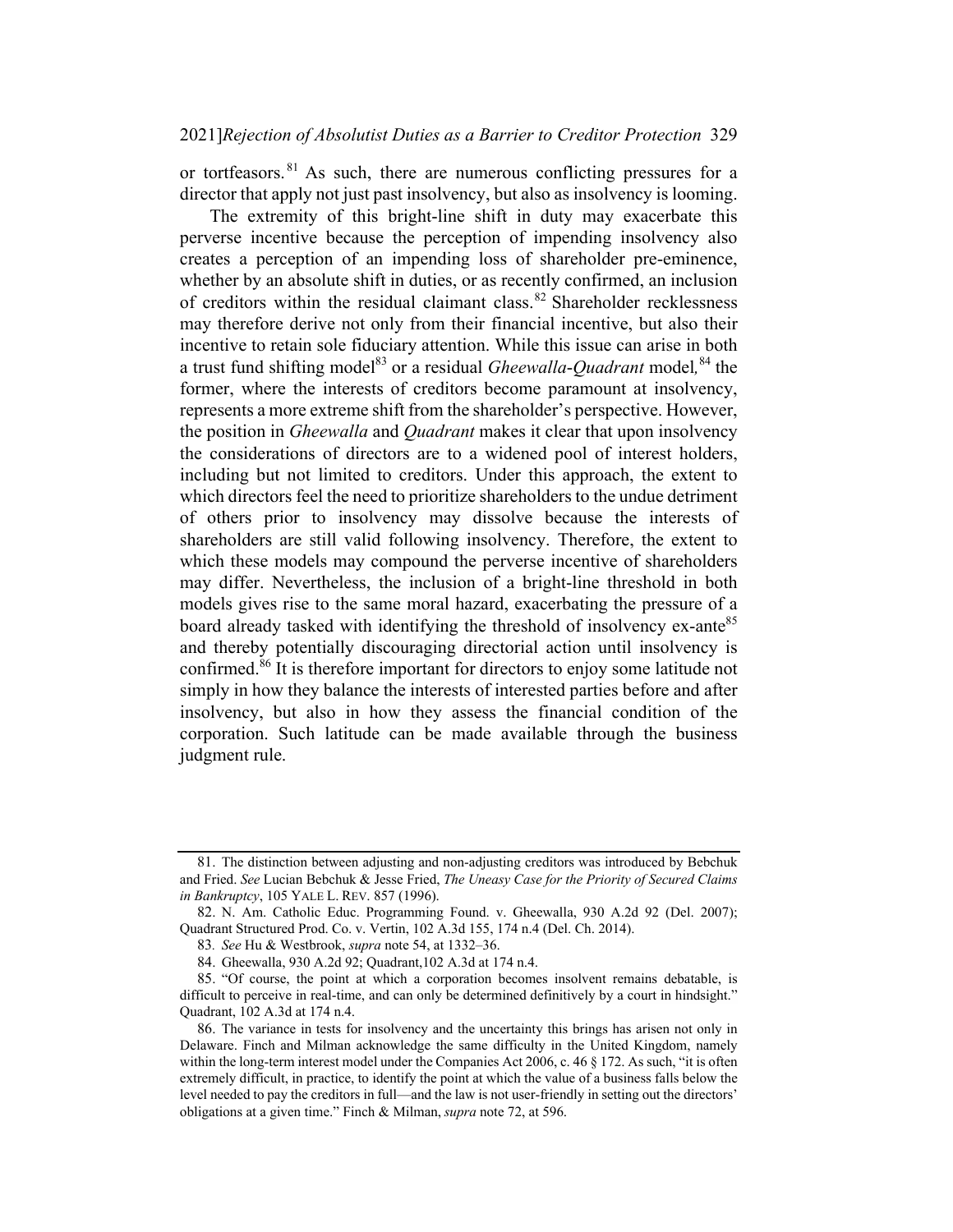or tortfeasors.[81] As such, there are numerous conflicting pressures for a director that apply not just past insolvency, but also as insolvency is looming.

The extremity of this bright-line shift in duty may exacerbate this perverse incentive because the perception of impending insolvency also creates a perception of an impending loss of shareholder pre-eminence, whether by an absolute shift in duties, or as recently confirmed, an inclusion of creditors within the residual claimant class.[82] Shareholder recklessness may therefore derive not only from their financial incentive, but also their incentive to retain sole fiduciary attention. While this issue can arise in both a trust fund shifting model[83] or a residual *Gheewalla*-*Quadrant* model*,*[84] the former, where the interests of creditors become paramount at insolvency, represents a more extreme shift from the shareholder's perspective. However, the position in *Gheewalla* and *Quadrant* makes it clear that upon insolvency the considerations of directors are to a widened pool of interest holders, including but not limited to creditors. Under this approach, the extent to which directors feel the need to prioritize shareholders to the undue detriment of others prior to insolvency may dissolve because the interests of shareholders are still valid following insolvency. Therefore, the extent to which these models may compound the perverse incentive of shareholders may differ. Nevertheless, the inclusion of a bright-line threshold in both models gives rise to the same moral hazard, exacerbating the pressure of a board already tasked with identifying the threshold of insolvency ex-ante[85] and thereby potentially discouraging directorial action until insolvency is confirmed.[86] It is therefore important for directors to enjoy some latitude not simply in how they balance the interests of interested parties before and after insolvency, but also in how they assess the financial condition of the corporation. Such latitude can be made available through the business judgment rule.

---

81. The distinction between adjusting and non-adjusting creditors was introduced by Bebchuk and Fried. *See* Lucian Bebchuk & Jesse Fried, *The Uneasy Case for the Priority of Secured Claims in Bankruptcy*, 105 YALE L. REV. 857 (1996).

82. N. Am. Catholic Educ. Programming Found. v. Gheewalla, 930 A.2d 92 (Del. 2007); Quadrant Structured Prod. Co. v. Vertin, 102 A.3d 155, 174 n.4 (Del. Ch. 2014).

83. *See* Hu & Westbrook, *supra* note 54, at 1332–36.

84. Gheewalla, 930 A.2d 92; Quadrant,102 A.3d at 174 n.4.

85. "Of course, the point at which a corporation becomes insolvent remains debatable, is difficult to perceive in real-time, and can only be determined definitively by a court in hindsight." Quadrant, 102 A.3d at 174 n.4.

86. The variance in tests for insolvency and the uncertainty this brings has arisen not only in Delaware. Finch and Milman acknowledge the same difficulty in the United Kingdom, namely within the long-term interest model under the Companies Act 2006, c. 46 § 172. As such, "it is often extremely difficult, in practice, to identify the point at which the value of a business falls below the level needed to pay the creditors in full—and the law is not user-friendly in setting out the directors' obligations at a given time." Finch & Milman, *supra* note 72, at 596.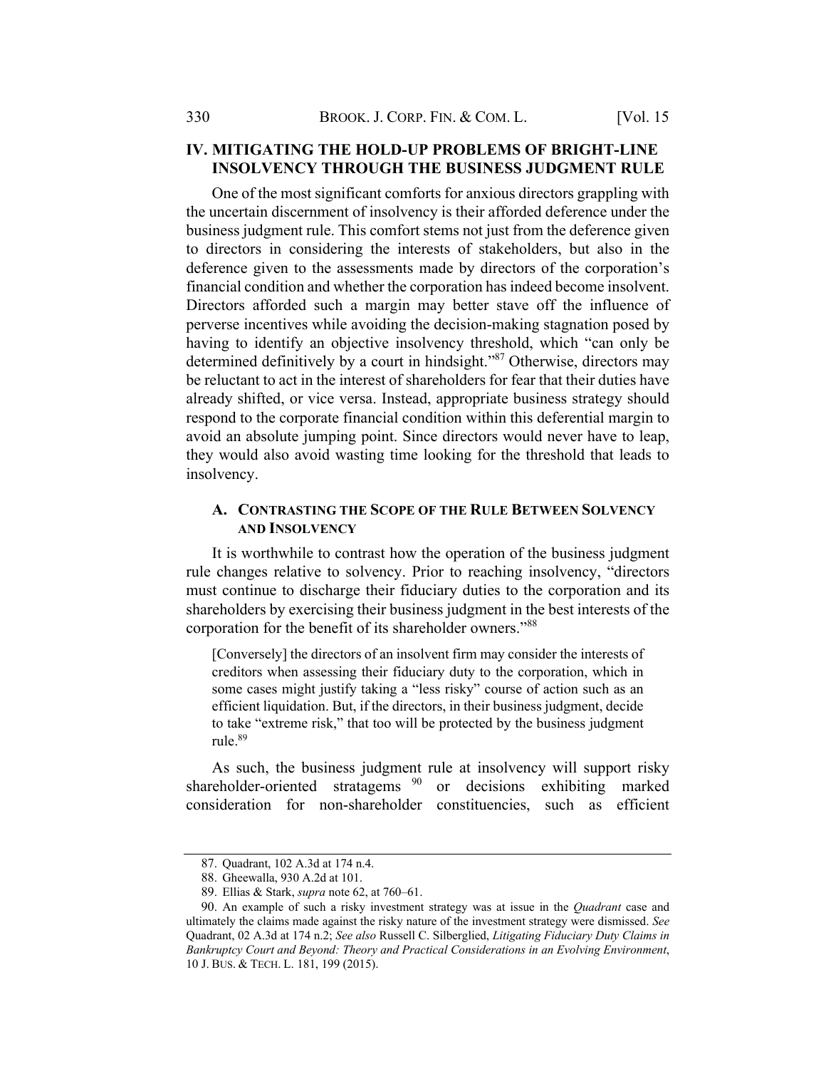## IV. MITIGATING THE HOLD-UP PROBLEMS OF BRIGHT-LINE INSOLVENCY THROUGH THE BUSINESS JUDGMENT RULE

One of the most significant comforts for anxious directors grappling with the uncertain discernment of insolvency is their afforded deference under the business judgment rule. This comfort stems not just from the deference given to directors in considering the interests of stakeholders, but also in the deference given to the assessments made by directors of the corporation's financial condition and whether the corporation has indeed become insolvent. Directors afforded such a margin may better stave off the influence of perverse incentives while avoiding the decision-making stagnation posed by having to identify an objective insolvency threshold, which "can only be determined definitively by a court in hindsight."[87] Otherwise, directors may be reluctant to act in the interest of shareholders for fear that their duties have already shifted, or vice versa. Instead, appropriate business strategy should respond to the corporate financial condition within this deferential margin to avoid an absolute jumping point. Since directors would never have to leap, they would also avoid wasting time looking for the threshold that leads to insolvency.

### A. CONTRASTING THE SCOPE OF THE RULE BETWEEN SOLVENCY AND INSOLVENCY

It is worthwhile to contrast how the operation of the business judgment rule changes relative to solvency. Prior to reaching insolvency, "directors must continue to discharge their fiduciary duties to the corporation and its shareholders by exercising their business judgment in the best interests of the corporation for the benefit of its shareholder owners."[88]

> [Conversely] the directors of an insolvent firm may consider the interests of creditors when assessing their fiduciary duty to the corporation, which in some cases might justify taking a "less risky" course of action such as an efficient liquidation. But, if the directors, in their business judgment, decide to take "extreme risk," that too will be protected by the business judgment rule.[89]

As such, the business judgment rule at insolvency will support risky shareholder-oriented stratagems [90] or decisions exhibiting marked consideration for non-shareholder constituencies, such as efficient

---

87. Quadrant, 102 A.3d at 174 n.4.

88. Gheewalla, 930 A.2d at 101.

89. Ellias & Stark, *supra* note 62, at 760–61.

90. An example of such a risky investment strategy was at issue in the *Quadrant* case and ultimately the claims made against the risky nature of the investment strategy were dismissed. *See* Quadrant, 02 A.3d at 174 n.2; *See also* Russell C. Silberglied, *Litigating Fiduciary Duty Claims in Bankruptcy Court and Beyond: Theory and Practical Considerations in an Evolving Environment*, 10 J. BUS. & TECH. L. 181, 199 (2015).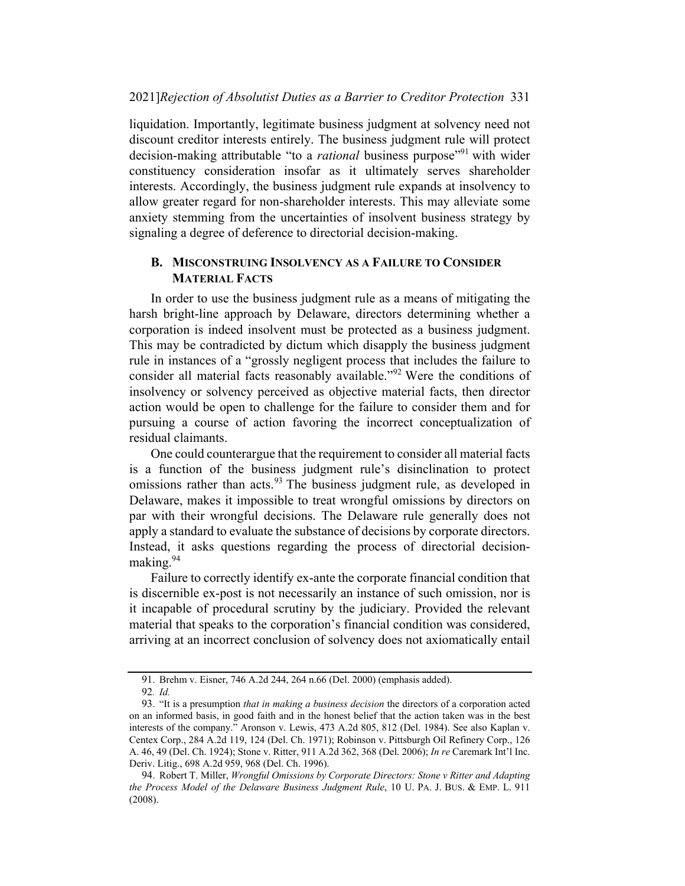liquidation. Importantly, legitimate business judgment at solvency need not discount creditor interests entirely. The business judgment rule will protect decision-making attributable "to a *rational* business purpose"[91] with wider constituency consideration insofar as it ultimately serves shareholder interests. Accordingly, the business judgment rule expands at insolvency to allow greater regard for non-shareholder interests. This may alleviate some anxiety stemming from the uncertainties of insolvent business strategy by signaling a degree of deference to directorial decision-making.

### B. MISCONSTRUING INSOLVENCY AS A FAILURE TO CONSIDER MATERIAL FACTS

In order to use the business judgment rule as a means of mitigating the harsh bright-line approach by Delaware, directors determining whether a corporation is indeed insolvent must be protected as a business judgment. This may be contradicted by dictum which disapply the business judgment rule in instances of a "grossly negligent process that includes the failure to consider all material facts reasonably available."[92] Were the conditions of insolvency or solvency perceived as objective material facts, then director action would be open to challenge for the failure to consider them and for pursuing a course of action favoring the incorrect conceptualization of residual claimants.

One could counterargue that the requirement to consider all material facts is a function of the business judgment rule's disinclination to protect omissions rather than acts.[93] The business judgment rule, as developed in Delaware, makes it impossible to treat wrongful omissions by directors on par with their wrongful decisions. The Delaware rule generally does not apply a standard to evaluate the substance of decisions by corporate directors. Instead, it asks questions regarding the process of directorial decision-making.[94]

Failure to correctly identify ex-ante the corporate financial condition that is discernible ex-post is not necessarily an instance of such omission, nor is it incapable of procedural scrutiny by the judiciary. Provided the relevant material that speaks to the corporation's financial condition was considered, arriving at an incorrect conclusion of solvency does not axiomatically entail

---

91. Brehm v. Eisner, 746 A.2d 244, 264 n.66 (Del. 2000) (emphasis added).

92. *Id.*

93. "It is a presumption *that in making a business decision* the directors of a corporation acted on an informed basis, in good faith and in the honest belief that the action taken was in the best interests of the company." Aronson v. Lewis, 473 A.2d 805, 812 (Del. 1984). See also Kaplan v. Centex Corp., 284 A.2d 119, 124 (Del. Ch. 1971); Robinson v. Pittsburgh Oil Refinery Corp., 126 A. 46, 49 (Del. Ch. 1924); Stone v. Ritter, 911 A.2d 362, 368 (Del. 2006); *In re* Caremark Int'l Inc. Deriv. Litig., 698 A.2d 959, 968 (Del. Ch. 1996).

94. Robert T. Miller, *Wrongful Omissions by Corporate Directors: Stone v Ritter and Adapting the Process Model of the Delaware Business Judgment Rule*, 10 U. PA. J. BUS. & EMP. L. 911 (2008).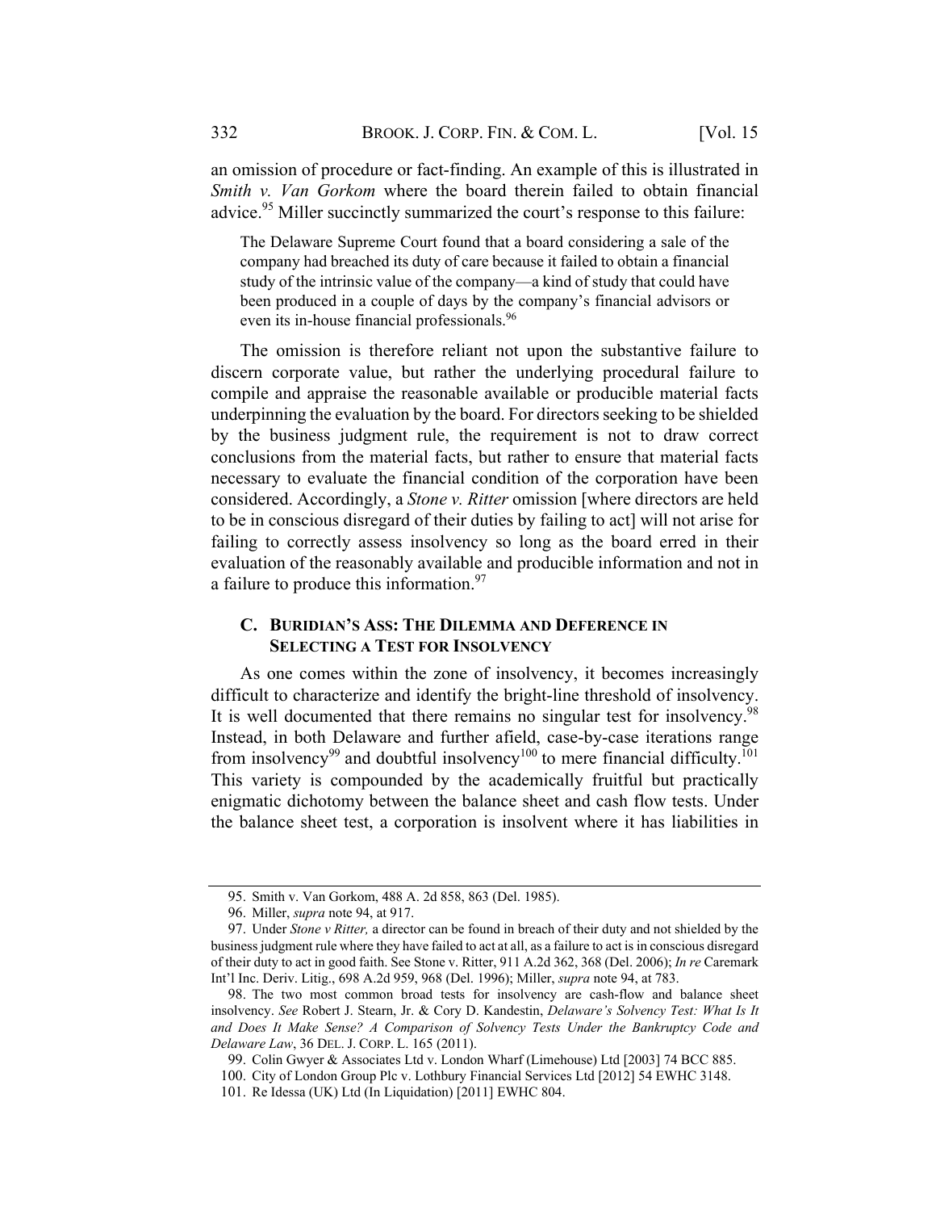an omission of procedure or fact-finding. An example of this is illustrated in *Smith v. Van Gorkom* where the board therein failed to obtain financial advice.[95] Miller succinctly summarized the court's response to this failure:

> The Delaware Supreme Court found that a board considering a sale of the company had breached its duty of care because it failed to obtain a financial study of the intrinsic value of the company—a kind of study that could have been produced in a couple of days by the company's financial advisors or even its in-house financial professionals.[96]

The omission is therefore reliant not upon the substantive failure to discern corporate value, but rather the underlying procedural failure to compile and appraise the reasonable available or producible material facts underpinning the evaluation by the board. For directors seeking to be shielded by the business judgment rule, the requirement is not to draw correct conclusions from the material facts, but rather to ensure that material facts necessary to evaluate the financial condition of the corporation have been considered. Accordingly, a *Stone v. Ritter* omission [where directors are held to be in conscious disregard of their duties by failing to act] will not arise for failing to correctly assess insolvency so long as the board erred in their evaluation of the reasonably available and producible information and not in a failure to produce this information.[97]

### C. Buridian's Ass: The Dilemma and Deference in Selecting a Test for Insolvency

As one comes within the zone of insolvency, it becomes increasingly difficult to characterize and identify the bright-line threshold of insolvency. It is well documented that there remains no singular test for insolvency.[98] Instead, in both Delaware and further afield, case-by-case iterations range from insolvency[99] and doubtful insolvency[100] to mere financial difficulty.[101] This variety is compounded by the academically fruitful but practically enigmatic dichotomy between the balance sheet and cash flow tests. Under the balance sheet test, a corporation is insolvent where it has liabilities in

---

95. Smith v. Van Gorkom, 488 A. 2d 858, 863 (Del. 1985).

96. Miller, *supra* note 94, at 917.

97. Under *Stone v Ritter,* a director can be found in breach of their duty and not shielded by the business judgment rule where they have failed to act at all, as a failure to act is in conscious disregard of their duty to act in good faith. See Stone v. Ritter, 911 A.2d 362, 368 (Del. 2006); *In re* Caremark Int'l Inc. Deriv. Litig., 698 A.2d 959, 968 (Del. 1996); Miller, *supra* note 94, at 783.

98. The two most common broad tests for insolvency are cash-flow and balance sheet insolvency. *See* Robert J. Stearn, Jr. & Cory D. Kandestin, *Delaware's Solvency Test: What Is It and Does It Make Sense? A Comparison of Solvency Tests Under the Bankruptcy Code and Delaware Law*, 36 DEL. J. CORP. L. 165 (2011).

99. Colin Gwyer & Associates Ltd v. London Wharf (Limehouse) Ltd [2003] 74 BCC 885.

100. City of London Group Plc v. Lothbury Financial Services Ltd [2012] 54 EWHC 3148.

101. Re Idessa (UK) Ltd (In Liquidation) [2011] EWHC 804.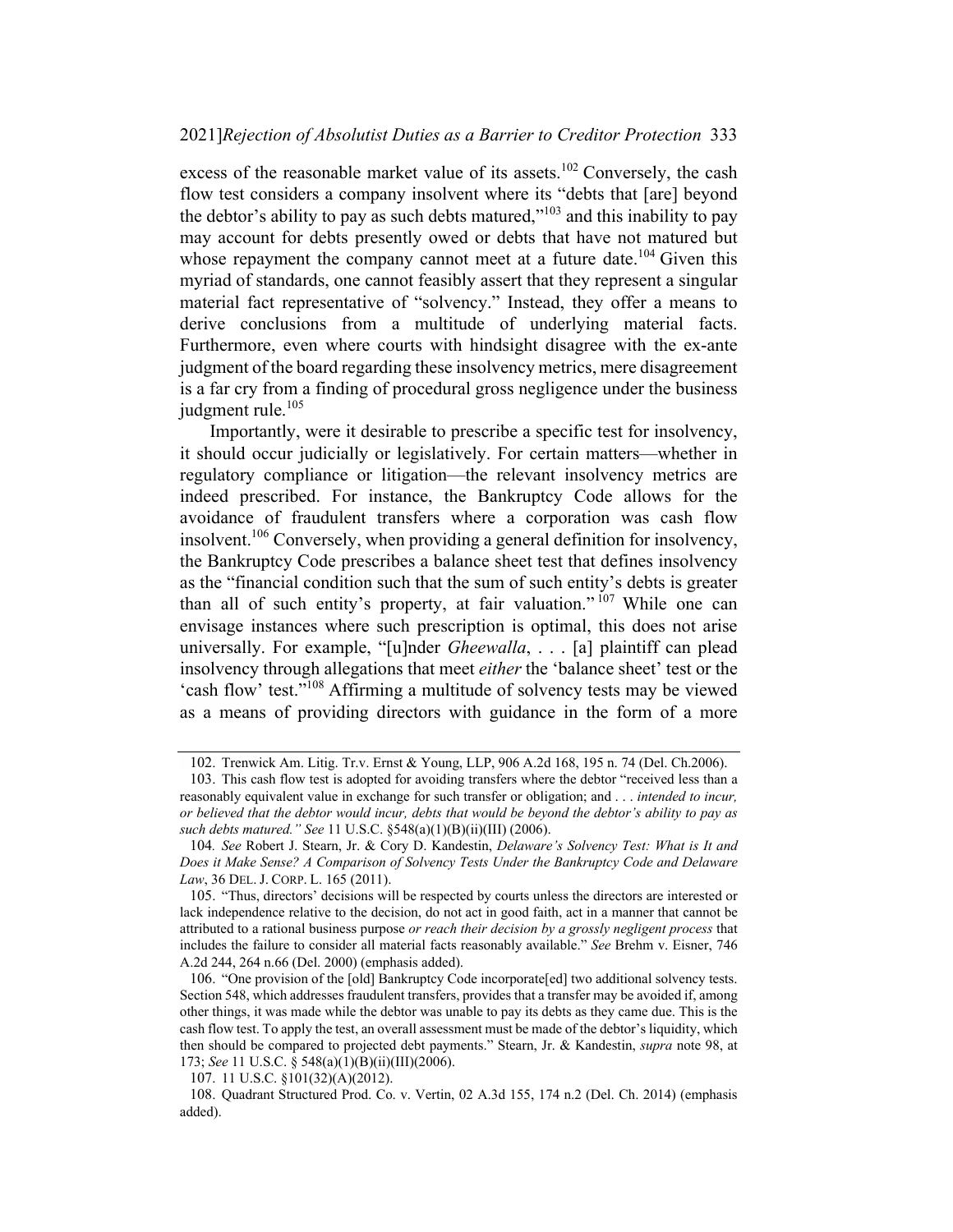excess of the reasonable market value of its assets.[102] Conversely, the cash flow test considers a company insolvent where its "debts that [are] beyond the debtor's ability to pay as such debts matured,"[103] and this inability to pay may account for debts presently owed or debts that have not matured but whose repayment the company cannot meet at a future date.[104] Given this myriad of standards, one cannot feasibly assert that they represent a singular material fact representative of "solvency." Instead, they offer a means to derive conclusions from a multitude of underlying material facts. Furthermore, even where courts with hindsight disagree with the ex-ante judgment of the board regarding these insolvency metrics, mere disagreement is a far cry from a finding of procedural gross negligence under the business judgment rule.[105]

Importantly, were it desirable to prescribe a specific test for insolvency, it should occur judicially or legislatively. For certain matters—whether in regulatory compliance or litigation—the relevant insolvency metrics are indeed prescribed. For instance, the Bankruptcy Code allows for the avoidance of fraudulent transfers where a corporation was cash flow insolvent.[106] Conversely, when providing a general definition for insolvency, the Bankruptcy Code prescribes a balance sheet test that defines insolvency as the "financial condition such that the sum of such entity's debts is greater than all of such entity's property, at fair valuation."[107] While one can envisage instances where such prescription is optimal, this does not arise universally. For example, "[u]nder *Gheewalla*, . . . [a] plaintiff can plead insolvency through allegations that meet *either* the 'balance sheet' test or the 'cash flow' test."[108] Affirming a multitude of solvency tests may be viewed as a means of providing directors with guidance in the form of a more

---

102. Trenwick Am. Litig. Tr.v. Ernst & Young, LLP, 906 A.2d 168, 195 n. 74 (Del. Ch.2006).

103. This cash flow test is adopted for avoiding transfers where the debtor "received less than a reasonably equivalent value in exchange for such transfer or obligation; and . . . *intended to incur, or believed that the debtor would incur, debts that would be beyond the debtor's ability to pay as such debts matured." See* 11 U.S.C. §548(a)(1)(B)(ii)(III) (2006).

104. *See* Robert J. Stearn, Jr. & Cory D. Kandestin, *Delaware's Solvency Test: What is It and Does it Make Sense? A Comparison of Solvency Tests Under the Bankruptcy Code and Delaware Law*, 36 DEL. J. CORP. L. 165 (2011).

105. "Thus, directors' decisions will be respected by courts unless the directors are interested or lack independence relative to the decision, do not act in good faith, act in a manner that cannot be attributed to a rational business purpose *or reach their decision by a grossly negligent process* that includes the failure to consider all material facts reasonably available." *See* Brehm v. Eisner, 746 A.2d 244, 264 n.66 (Del. 2000) (emphasis added).

106. "One provision of the [old] Bankruptcy Code incorporate[ed] two additional solvency tests. Section 548, which addresses fraudulent transfers, provides that a transfer may be avoided if, among other things, it was made while the debtor was unable to pay its debts as they came due. This is the cash flow test. To apply the test, an overall assessment must be made of the debtor's liquidity, which then should be compared to projected debt payments." Stearn, Jr. & Kandestin, *supra* note 98, at 173; *See* 11 U.S.C. § 548(a)(1)(B)(ii)(III)(2006).

107. 11 U.S.C. §101(32)(A)(2012).

108. Quadrant Structured Prod. Co. v. Vertin, 02 A.3d 155, 174 n.2 (Del. Ch. 2014) (emphasis added).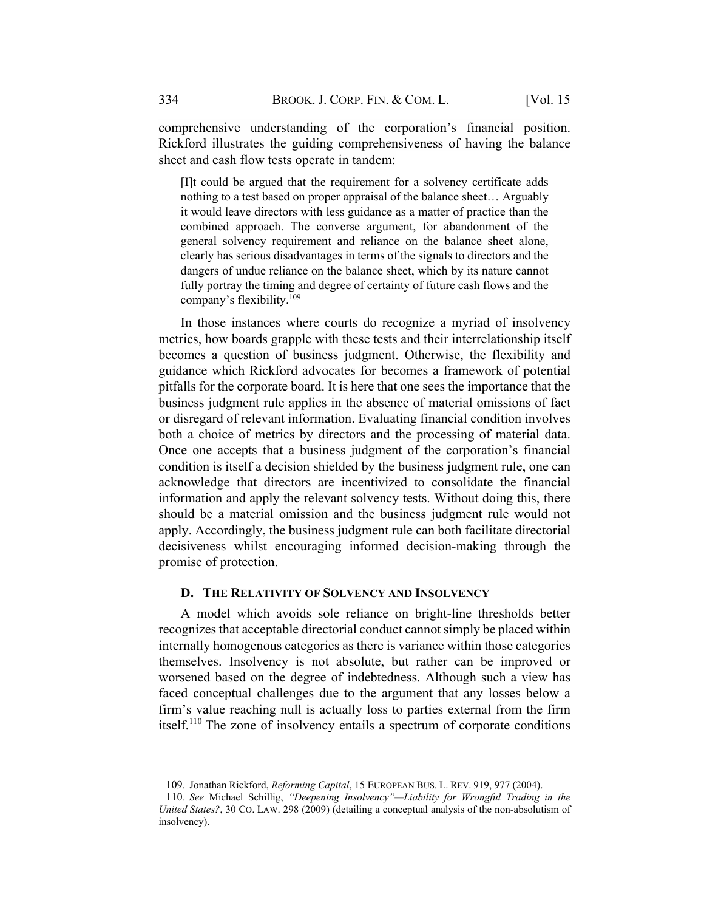comprehensive understanding of the corporation's financial position. Rickford illustrates the guiding comprehensiveness of having the balance sheet and cash flow tests operate in tandem:

> [I]t could be argued that the requirement for a solvency certificate adds nothing to a test based on proper appraisal of the balance sheet… Arguably it would leave directors with less guidance as a matter of practice than the combined approach. The converse argument, for abandonment of the general solvency requirement and reliance on the balance sheet alone, clearly has serious disadvantages in terms of the signals to directors and the dangers of undue reliance on the balance sheet, which by its nature cannot fully portray the timing and degree of certainty of future cash flows and the company's flexibility.[109]

In those instances where courts do recognize a myriad of insolvency metrics, how boards grapple with these tests and their interrelationship itself becomes a question of business judgment. Otherwise, the flexibility and guidance which Rickford advocates for becomes a framework of potential pitfalls for the corporate board. It is here that one sees the importance that the business judgment rule applies in the absence of material omissions of fact or disregard of relevant information. Evaluating financial condition involves both a choice of metrics by directors and the processing of material data. Once one accepts that a business judgment of the corporation's financial condition is itself a decision shielded by the business judgment rule, one can acknowledge that directors are incentivized to consolidate the financial information and apply the relevant solvency tests. Without doing this, there should be a material omission and the business judgment rule would not apply. Accordingly, the business judgment rule can both facilitate directorial decisiveness whilst encouraging informed decision-making through the promise of protection.

### D. THE RELATIVITY OF SOLVENCY AND INSOLVENCY

A model which avoids sole reliance on bright-line thresholds better recognizes that acceptable directorial conduct cannot simply be placed within internally homogenous categories as there is variance within those categories themselves. Insolvency is not absolute, but rather can be improved or worsened based on the degree of indebtedness. Although such a view has faced conceptual challenges due to the argument that any losses below a firm's value reaching null is actually loss to parties external from the firm itself.[110] The zone of insolvency entails a spectrum of corporate conditions

---

109. Jonathan Rickford, *Reforming Capital*, 15 EUROPEAN BUS. L. REV. 919, 977 (2004).

110. *See* Michael Schillig, *"Deepening Insolvency"—Liability for Wrongful Trading in the United States?*, 30 CO. LAW. 298 (2009) (detailing a conceptual analysis of the non-absolutism of insolvency).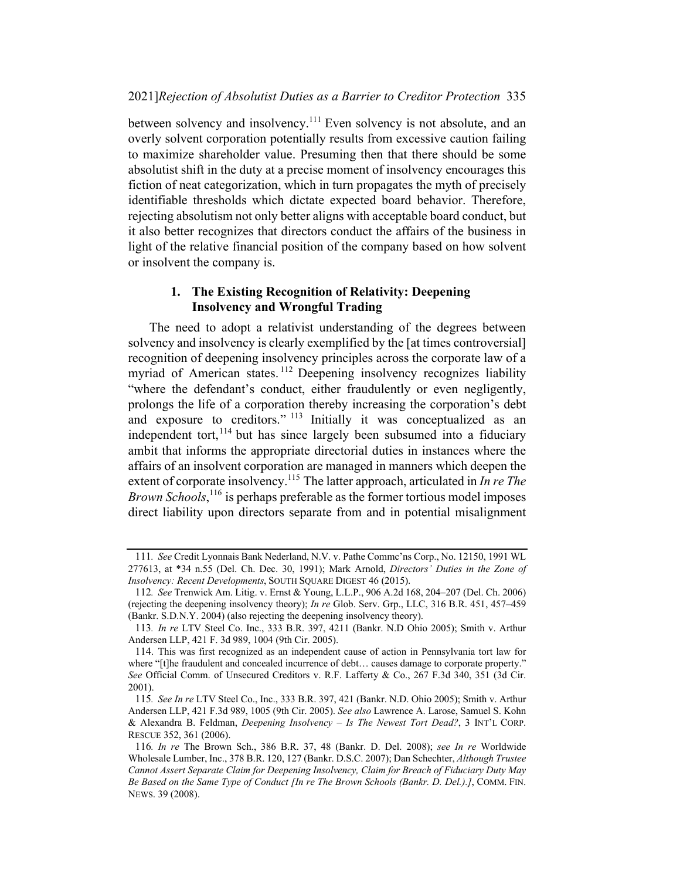between solvency and insolvency.[111] Even solvency is not absolute, and an overly solvent corporation potentially results from excessive caution failing to maximize shareholder value. Presuming then that there should be some absolutist shift in the duty at a precise moment of insolvency encourages this fiction of neat categorization, which in turn propagates the myth of precisely identifiable thresholds which dictate expected board behavior. Therefore, rejecting absolutism not only better aligns with acceptable board conduct, but it also better recognizes that directors conduct the affairs of the business in light of the relative financial position of the company based on how solvent or insolvent the company is.

### 1. The Existing Recognition of Relativity: Deepening Insolvency and Wrongful Trading

The need to adopt a relativist understanding of the degrees between solvency and insolvency is clearly exemplified by the [at times controversial] recognition of deepening insolvency principles across the corporate law of a myriad of American states.[112] Deepening insolvency recognizes liability "where the defendant's conduct, either fraudulently or even negligently, prolongs the life of a corporation thereby increasing the corporation's debt and exposure to creditors."[113] Initially it was conceptualized as an independent tort,[114] but has since largely been subsumed into a fiduciary ambit that informs the appropriate directorial duties in instances where the affairs of an insolvent corporation are managed in manners which deepen the extent of corporate insolvency.[115] The latter approach, articulated in *In re The Brown Schools*,[116] is perhaps preferable as the former tortious model imposes direct liability upon directors separate from and in potential misalignment

---

111. *See* Credit Lyonnais Bank Nederland, N.V. v. Pathe Commc'ns Corp., No. 12150, 1991 WL 277613, at *34 n.55 (Del. Ch. Dec. 30, 1991); Mark Arnold, *Directors' Duties in the Zone of Insolvency: Recent Developments*, SOUTH SQUARE DIGEST 46 (2015).

112. *See* Trenwick Am. Litig. v. Ernst & Young, L.L.P., 906 A.2d 168, 204–207 (Del. Ch. 2006) (rejecting the deepening insolvency theory); *In re* Glob. Serv. Grp., LLC, 316 B.R. 451, 457–459 (Bankr. S.D.N.Y. 2004) (also rejecting the deepening insolvency theory).

113. *In re* LTV Steel Co. Inc., 333 B.R. 397, 4211 (Bankr. N.D Ohio 2005); Smith v. Arthur Andersen LLP, 421 F. 3d 989, 1004 (9th Cir. 2005).

114. This was first recognized as an independent cause of action in Pennsylvania tort law for where "[t]he fraudulent and concealed incurrence of debt… causes damage to corporate property." *See* Official Comm. of Unsecured Creditors v. R.F. Lafferty & Co., 267 F.3d 340, 351 (3d Cir. 2001).

115. *See In re* LTV Steel Co., Inc., 333 B.R. 397, 421 (Bankr. N.D. Ohio 2005); Smith v. Arthur Andersen LLP, 421 F.3d 989, 1005 (9th Cir. 2005). *See also* Lawrence A. Larose, Samuel S. Kohn & Alexandra B. Feldman, *Deepening Insolvency – Is The Newest Tort Dead?*, 3 INT'L CORP. RESCUE 352, 361 (2006).

116. *In re* The Brown Sch., 386 B.R. 37, 48 (Bankr. D. Del. 2008); *see In re* Worldwide Wholesale Lumber, Inc., 378 B.R. 120, 127 (Bankr. D.S.C. 2007); Dan Schechter, *Although Trustee Cannot Assert Separate Claim for Deepening Insolvency, Claim for Breach of Fiduciary Duty May Be Based on the Same Type of Conduct [In re The Brown Schools (Bankr. D. Del.).]*, COMM. FIN. NEWS. 39 (2008).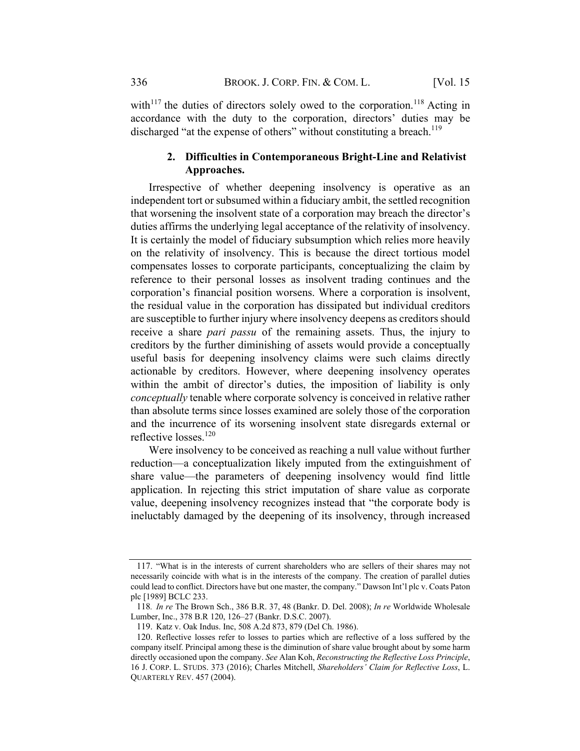with[117] the duties of directors solely owed to the corporation.[118] Acting in accordance with the duty to the corporation, directors' duties may be discharged "at the expense of others" without constituting a breach.[119]

### 2. Difficulties in Contemporaneous Bright-Line and Relativist Approaches.

Irrespective of whether deepening insolvency is operative as an independent tort or subsumed within a fiduciary ambit, the settled recognition that worsening the insolvent state of a corporation may breach the director's duties affirms the underlying legal acceptance of the relativity of insolvency. It is certainly the model of fiduciary subsumption which relies more heavily on the relativity of insolvency. This is because the direct tortious model compensates losses to corporate participants, conceptualizing the claim by reference to their personal losses as insolvent trading continues and the corporation's financial position worsens. Where a corporation is insolvent, the residual value in the corporation has dissipated but individual creditors are susceptible to further injury where insolvency deepens as creditors should receive a share *pari passu* of the remaining assets. Thus, the injury to creditors by the further diminishing of assets would provide a conceptually useful basis for deepening insolvency claims were such claims directly actionable by creditors. However, where deepening insolvency operates within the ambit of director's duties, the imposition of liability is only *conceptually* tenable where corporate solvency is conceived in relative rather than absolute terms since losses examined are solely those of the corporation and the incurrence of its worsening insolvent state disregards external or reflective losses.[120]

Were insolvency to be conceived as reaching a null value without further reduction—a conceptualization likely imputed from the extinguishment of share value—the parameters of deepening insolvency would find little application. In rejecting this strict imputation of share value as corporate value, deepening insolvency recognizes instead that "the corporate body is ineluctably damaged by the deepening of its insolvency, through increased

---

117. "What is in the interests of current shareholders who are sellers of their shares may not necessarily coincide with what is in the interests of the company. The creation of parallel duties could lead to conflict. Directors have but one master, the company." Dawson Int'l plc v. Coats Paton plc [1989] BCLC 233.

118. *In re* The Brown Sch., 386 B.R. 37, 48 (Bankr. D. Del. 2008); *In re* Worldwide Wholesale Lumber, Inc., 378 B.R 120, 126–27 (Bankr. D.S.C. 2007).

119. Katz v. Oak Indus. Inc, 508 A.2d 873, 879 (Del Ch. 1986).

120. Reflective losses refer to losses to parties which are reflective of a loss suffered by the company itself. Principal among these is the diminution of share value brought about by some harm directly occasioned upon the company. *See* Alan Koh, *Reconstructing the Reflective Loss Principle*, 16 J. CORP. L. STUDS. 373 (2016); Charles Mitchell, *Shareholders' Claim for Reflective Loss*, L. QUARTERLY REV. 457 (2004).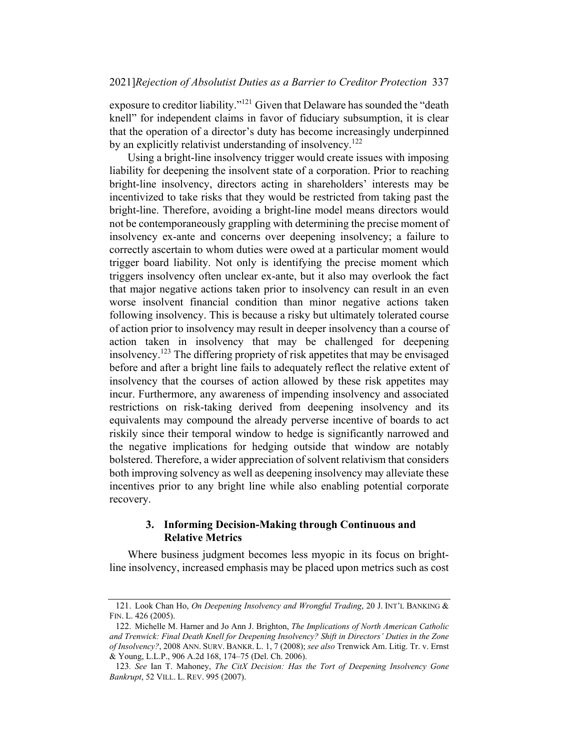exposure to creditor liability."[121] Given that Delaware has sounded the "death knell" for independent claims in favor of fiduciary subsumption, it is clear that the operation of a director's duty has become increasingly underpinned by an explicitly relativist understanding of insolvency.[122]

Using a bright-line insolvency trigger would create issues with imposing liability for deepening the insolvent state of a corporation. Prior to reaching bright-line insolvency, directors acting in shareholders' interests may be incentivized to take risks that they would be restricted from taking past the bright-line. Therefore, avoiding a bright-line model means directors would not be contemporaneously grappling with determining the precise moment of insolvency ex-ante and concerns over deepening insolvency; a failure to correctly ascertain to whom duties were owed at a particular moment would trigger board liability. Not only is identifying the precise moment which triggers insolvency often unclear ex-ante, but it also may overlook the fact that major negative actions taken prior to insolvency can result in an even worse insolvent financial condition than minor negative actions taken following insolvency. This is because a risky but ultimately tolerated course of action prior to insolvency may result in deeper insolvency than a course of action taken in insolvency that may be challenged for deepening insolvency.[123] The differing propriety of risk appetites that may be envisaged before and after a bright line fails to adequately reflect the relative extent of insolvency that the courses of action allowed by these risk appetites may incur. Furthermore, any awareness of impending insolvency and associated restrictions on risk-taking derived from deepening insolvency and its equivalents may compound the already perverse incentive of boards to act riskily since their temporal window to hedge is significantly narrowed and the negative implications for hedging outside that window are notably bolstered. Therefore, a wider appreciation of solvent relativism that considers both improving solvency as well as deepening insolvency may alleviate these incentives prior to any bright line while also enabling potential corporate recovery.

### 3. Informing Decision-Making through Continuous and Relative Metrics

Where business judgment becomes less myopic in its focus on bright-line insolvency, increased emphasis may be placed upon metrics such as cost

---

121. Look Chan Ho, *On Deepening Insolvency and Wrongful Trading*, 20 J. INT'L BANKING & FIN. L. 426 (2005).

122. Michelle M. Harner and Jo Ann J. Brighton, *The Implications of North American Catholic and Trenwick: Final Death Knell for Deepening Insolvency? Shift in Directors' Duties in the Zone of Insolvency?*, 2008 ANN. SURV. BANKR. L. 1, 7 (2008); *see also* Trenwick Am. Litig. Tr. v. Ernst & Young, L.L.P., 906 A.2d 168, 174–75 (Del. Ch. 2006).

123. *See* Ian T. Mahoney, *The CitX Decision: Has the Tort of Deepening Insolvency Gone Bankrupt*, 52 VILL. L. REV. 995 (2007).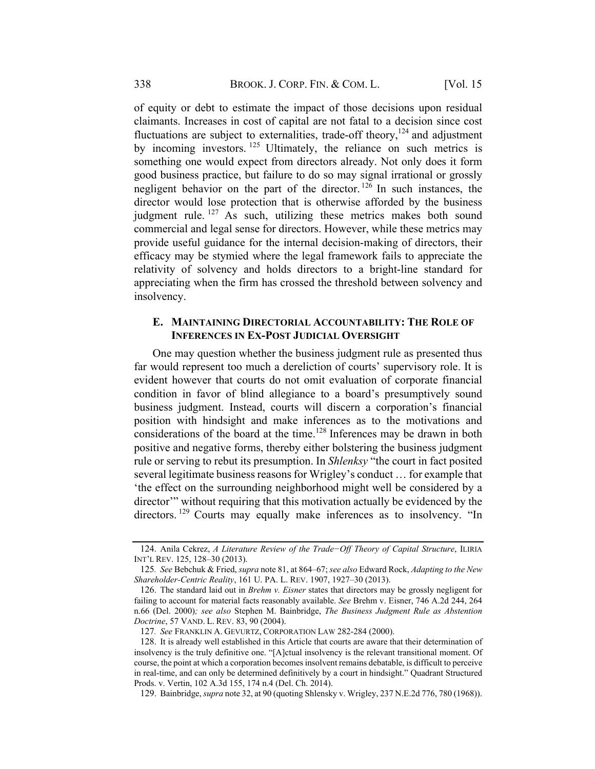of equity or debt to estimate the impact of those decisions upon residual claimants. Increases in cost of capital are not fatal to a decision since cost fluctuations are subject to externalities, trade-off theory,[124] and adjustment by incoming investors.[125] Ultimately, the reliance on such metrics is something one would expect from directors already. Not only does it form good business practice, but failure to do so may signal irrational or grossly negligent behavior on the part of the director.[126] In such instances, the director would lose protection that is otherwise afforded by the business judgment rule.[127] As such, utilizing these metrics makes both sound commercial and legal sense for directors. However, while these metrics may provide useful guidance for the internal decision-making of directors, their efficacy may be stymied where the legal framework fails to appreciate the relativity of solvency and holds directors to a bright-line standard for appreciating when the firm has crossed the threshold between solvency and insolvency.

### E. MAINTAINING DIRECTORIAL ACCOUNTABILITY: THE ROLE OF INFERENCES IN EX-POST JUDICIAL OVERSIGHT

One may question whether the business judgment rule as presented thus far would represent too much a dereliction of courts' supervisory role. It is evident however that courts do not omit evaluation of corporate financial condition in favor of blind allegiance to a board's presumptively sound business judgment. Instead, courts will discern a corporation's financial position with hindsight and make inferences as to the motivations and considerations of the board at the time.[128] Inferences may be drawn in both positive and negative forms, thereby either bolstering the business judgment rule or serving to rebut its presumption. In *Shlenksy* "the court in fact posited several legitimate business reasons for Wrigley's conduct … for example that 'the effect on the surrounding neighborhood might well be considered by a director'" without requiring that this motivation actually be evidenced by the directors.[129] Courts may equally make inferences as to insolvency. "In

---

124. Anila Cekrez, *A Literature Review of the Trade−Off Theory of Capital Structure*, ILIRIA INT'L REV. 125, 128–30 (2013).

125. *See* Bebchuk & Fried, *supra* note 81, at 864–67; *see also* Edward Rock, *Adapting to the New Shareholder-Centric Reality*, 161 U. PA. L. REV. 1907, 1927–30 (2013).

126. The standard laid out in *Brehm v. Eisner* states that directors may be grossly negligent for failing to account for material facts reasonably available. *See* Brehm v. Eisner, 746 A.2d 244, 264 n.66 (Del. 2000)*; see also* Stephen M. Bainbridge, *The Business Judgment Rule as Abstention Doctrine*, 57 VAND. L. REV. 83, 90 (2004).

127. *See* FRANKLIN A. GEVURTZ, CORPORATION LAW 282-284 (2000).

128. It is already well established in this Article that courts are aware that their determination of insolvency is the truly definitive one. "[A]ctual insolvency is the relevant transitional moment. Of course, the point at which a corporation becomes insolvent remains debatable, is difficult to perceive in real-time, and can only be determined definitively by a court in hindsight." Quadrant Structured Prods. v. Vertin, 102 A.3d 155, 174 n.4 (Del. Ch. 2014).

129. Bainbridge, *supra* note 32, at 90 (quoting Shlensky v. Wrigley, 237 N.E.2d 776, 780 (1968)).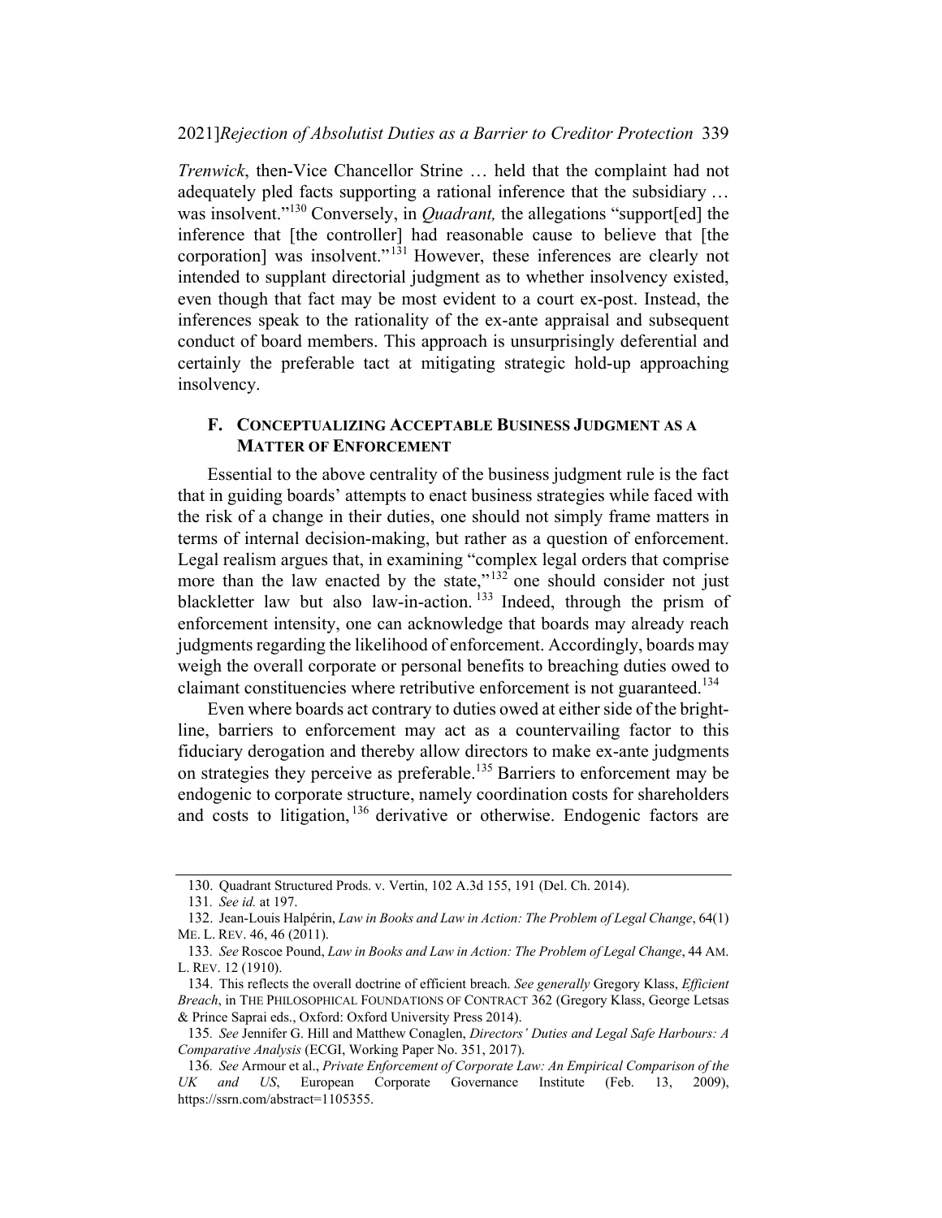*Trenwick*, then-Vice Chancellor Strine … held that the complaint had not adequately pled facts supporting a rational inference that the subsidiary … was insolvent."[130] Conversely, in *Quadrant,* the allegations "support[ed] the inference that [the controller] had reasonable cause to believe that [the corporation] was insolvent."[131] However, these inferences are clearly not intended to supplant directorial judgment as to whether insolvency existed, even though that fact may be most evident to a court ex-post. Instead, the inferences speak to the rationality of the ex-ante appraisal and subsequent conduct of board members. This approach is unsurprisingly deferential and certainly the preferable tact at mitigating strategic hold-up approaching insolvency.

### F. CONCEPTUALIZING ACCEPTABLE BUSINESS JUDGMENT AS A MATTER OF ENFORCEMENT

Essential to the above centrality of the business judgment rule is the fact that in guiding boards' attempts to enact business strategies while faced with the risk of a change in their duties, one should not simply frame matters in terms of internal decision-making, but rather as a question of enforcement. Legal realism argues that, in examining "complex legal orders that comprise more than the law enacted by the state,"[132] one should consider not just blackletter law but also law-in-action.[133] Indeed, through the prism of enforcement intensity, one can acknowledge that boards may already reach judgments regarding the likelihood of enforcement. Accordingly, boards may weigh the overall corporate or personal benefits to breaching duties owed to claimant constituencies where retributive enforcement is not guaranteed.[134]

Even where boards act contrary to duties owed at either side of the bright-line, barriers to enforcement may act as a countervailing factor to this fiduciary derogation and thereby allow directors to make ex-ante judgments on strategies they perceive as preferable.[135] Barriers to enforcement may be endogenic to corporate structure, namely coordination costs for shareholders and costs to litigation,[136] derivative or otherwise. Endogenic factors are

130. Quadrant Structured Prods. v. Vertin, 102 A.3d 155, 191 (Del. Ch. 2014).

131. *See id.* at 197.

132. Jean-Louis Halpérin, *Law in Books and Law in Action: The Problem of Legal Change*, 64(1) ME. L. REV. 46, 46 (2011).

133. *See* Roscoe Pound, *Law in Books and Law in Action: The Problem of Legal Change*, 44 AM. L. REV. 12 (1910).

134. This reflects the overall doctrine of efficient breach. *See generally* Gregory Klass, *Efficient Breach*, in THE PHILOSOPHICAL FOUNDATIONS OF CONTRACT 362 (Gregory Klass, George Letsas & Prince Saprai eds., Oxford: Oxford University Press 2014).

135. *See* Jennifer G. Hill and Matthew Conaglen, *Directors' Duties and Legal Safe Harbours: A Comparative Analysis* (ECGI, Working Paper No. 351, 2017).

136. *See* Armour et al., *Private Enforcement of Corporate Law: An Empirical Comparison of the UK and US*, European Corporate Governance Institute (Feb. 13, 2009), https://ssrn.com/abstract=1105355.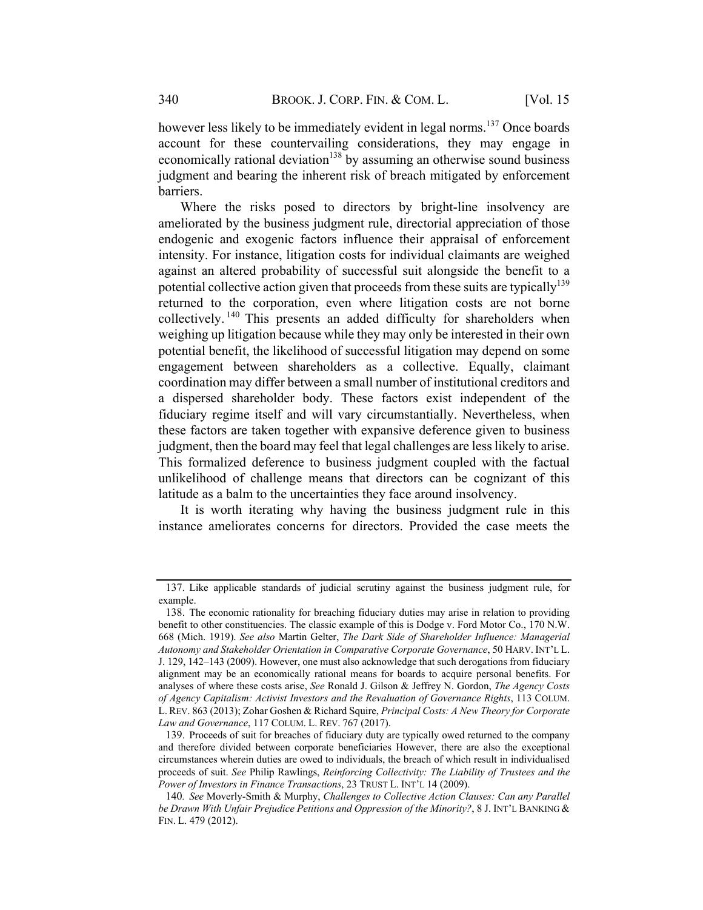however less likely to be immediately evident in legal norms.[137] Once boards account for these countervailing considerations, they may engage in economically rational deviation[138] by assuming an otherwise sound business judgment and bearing the inherent risk of breach mitigated by enforcement barriers.

Where the risks posed to directors by bright-line insolvency are ameliorated by the business judgment rule, directorial appreciation of those endogenic and exogenic factors influence their appraisal of enforcement intensity. For instance, litigation costs for individual claimants are weighed against an altered probability of successful suit alongside the benefit to a potential collective action given that proceeds from these suits are typically[139] returned to the corporation, even where litigation costs are not borne collectively.[140] This presents an added difficulty for shareholders when weighing up litigation because while they may only be interested in their own potential benefit, the likelihood of successful litigation may depend on some engagement between shareholders as a collective. Equally, claimant coordination may differ between a small number of institutional creditors and a dispersed shareholder body. These factors exist independent of the fiduciary regime itself and will vary circumstantially. Nevertheless, when these factors are taken together with expansive deference given to business judgment, then the board may feel that legal challenges are less likely to arise. This formalized deference to business judgment coupled with the factual unlikelihood of challenge means that directors can be cognizant of this latitude as a balm to the uncertainties they face around insolvency.

It is worth iterating why having the business judgment rule in this instance ameliorates concerns for directors. Provided the case meets the

---

137. Like applicable standards of judicial scrutiny against the business judgment rule, for example.

138. The economic rationality for breaching fiduciary duties may arise in relation to providing benefit to other constituencies. The classic example of this is Dodge v. Ford Motor Co., 170 N.W. 668 (Mich. 1919). *See also* Martin Gelter, *The Dark Side of Shareholder Influence: Managerial Autonomy and Stakeholder Orientation in Comparative Corporate Governance*, 50 HARV. INT'L L. J. 129, 142–143 (2009). However, one must also acknowledge that such derogations from fiduciary alignment may be an economically rational means for boards to acquire personal benefits. For analyses of where these costs arise, *See* Ronald J. Gilson & Jeffrey N. Gordon, *The Agency Costs of Agency Capitalism: Activist Investors and the Revaluation of Governance Rights*, 113 COLUM. L. REV. 863 (2013); Zohar Goshen & Richard Squire, *Principal Costs: A New Theory for Corporate Law and Governance*, 117 COLUM. L. REV. 767 (2017).

139. Proceeds of suit for breaches of fiduciary duty are typically owed returned to the company and therefore divided between corporate beneficiaries However, there are also the exceptional circumstances wherein duties are owed to individuals, the breach of which result in individualised proceeds of suit. *See* Philip Rawlings, *Reinforcing Collectivity: The Liability of Trustees and the Power of Investors in Finance Transactions*, 23 TRUST L. INT'L 14 (2009).

140. *See* Moverly-Smith & Murphy, *Challenges to Collective Action Clauses: Can any Parallel be Drawn With Unfair Prejudice Petitions and Oppression of the Minority?*, 8 J. INT'L BANKING & FIN. L. 479 (2012).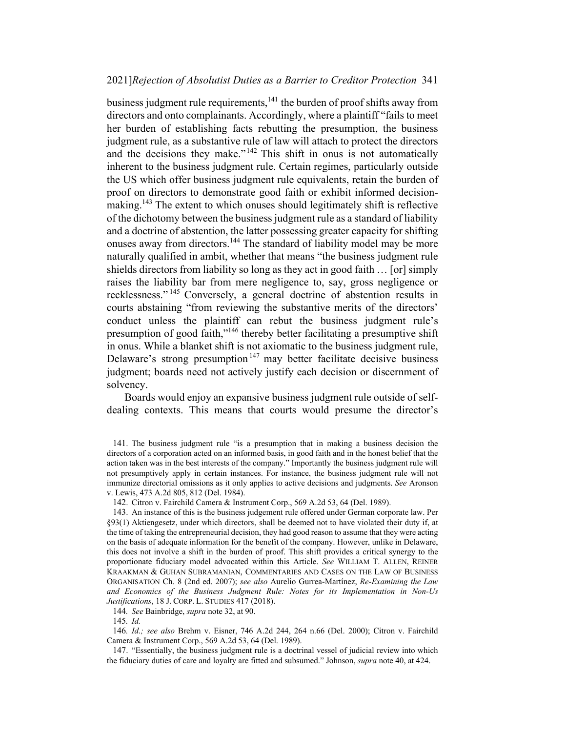business judgment rule requirements,[141] the burden of proof shifts away from directors and onto complainants. Accordingly, where a plaintiff "fails to meet her burden of establishing facts rebutting the presumption, the business judgment rule, as a substantive rule of law will attach to protect the directors and the decisions they make."[142] This shift in onus is not automatically inherent to the business judgment rule. Certain regimes, particularly outside the US which offer business judgment rule equivalents, retain the burden of proof on directors to demonstrate good faith or exhibit informed decision-making.[143] The extent to which onuses should legitimately shift is reflective of the dichotomy between the business judgment rule as a standard of liability and a doctrine of abstention, the latter possessing greater capacity for shifting onuses away from directors.[144] The standard of liability model may be more naturally qualified in ambit, whether that means "the business judgment rule shields directors from liability so long as they act in good faith … [or] simply raises the liability bar from mere negligence to, say, gross negligence or recklessness."[145] Conversely, a general doctrine of abstention results in courts abstaining "from reviewing the substantive merits of the directors' conduct unless the plaintiff can rebut the business judgment rule's presumption of good faith,"[146] thereby better facilitating a presumptive shift in onus. While a blanket shift is not axiomatic to the business judgment rule, Delaware's strong presumption[147] may better facilitate decisive business judgment; boards need not actively justify each decision or discernment of solvency.

Boards would enjoy an expansive business judgment rule outside of self-dealing contexts. This means that courts would presume the director's

---

141. The business judgment rule "is a presumption that in making a business decision the directors of a corporation acted on an informed basis, in good faith and in the honest belief that the action taken was in the best interests of the company." Importantly the business judgment rule will not presumptively apply in certain instances. For instance, the business judgment rule will not immunize directorial omissions as it only applies to active decisions and judgments. *See* Aronson v. Lewis, 473 A.2d 805, 812 (Del. 1984).

142. Citron v. Fairchild Camera & Instrument Corp., 569 A.2d 53, 64 (Del. 1989).

143. An instance of this is the business judgement rule offered under German corporate law. Per §93(1) Aktiengesetz, under which directors, shall be deemed not to have violated their duty if, at the time of taking the entrepreneurial decision, they had good reason to assume that they were acting on the basis of adequate information for the benefit of the company. However, unlike in Delaware, this does not involve a shift in the burden of proof. This shift provides a critical synergy to the proportionate fiduciary model advocated within this Article. *See* WILLIAM T. ALLEN, REINER KRAAKMAN & GUHAN SUBRAMANIAN, COMMENTARIES AND CASES ON THE LAW OF BUSINESS ORGANISATION Ch. 8 (2nd ed. 2007); *see also* Aurelio Gurrea-Martínez, *Re-Examining the Law and Economics of the Business Judgment Rule: Notes for its Implementation in Non-Us Justifications*, 18 J. CORP. L. STUDIES 417 (2018).

144. *See* Bainbridge, *supra* note 32, at 90.

145. *Id.*

146. *Id.; see also* Brehm v. Eisner, 746 A.2d 244, 264 n.66 (Del. 2000); Citron v. Fairchild Camera & Instrument Corp., 569 A.2d 53, 64 (Del. 1989).

147. "Essentially, the business judgment rule is a doctrinal vessel of judicial review into which the fiduciary duties of care and loyalty are fitted and subsumed." Johnson, *supra* note 40, at 424.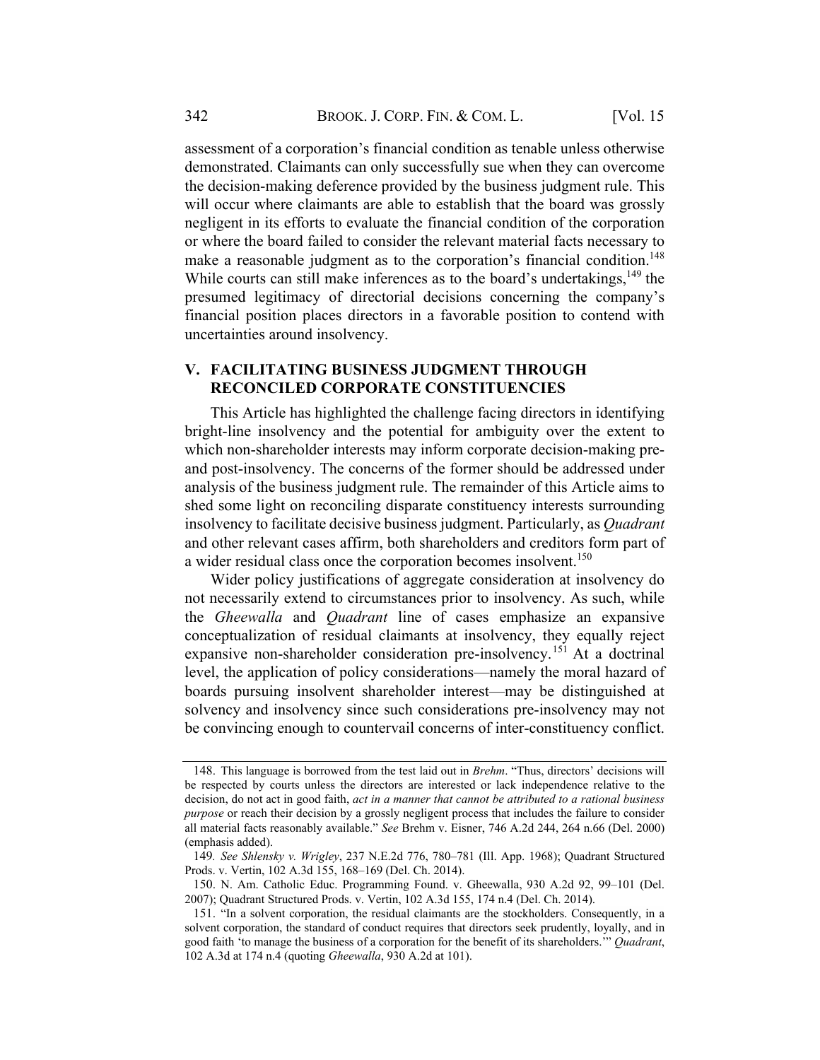assessment of a corporation's financial condition as tenable unless otherwise demonstrated. Claimants can only successfully sue when they can overcome the decision-making deference provided by the business judgment rule. This will occur where claimants are able to establish that the board was grossly negligent in its efforts to evaluate the financial condition of the corporation or where the board failed to consider the relevant material facts necessary to make a reasonable judgment as to the corporation's financial condition.[148] While courts can still make inferences as to the board's undertakings,[149] the presumed legitimacy of directorial decisions concerning the company's financial position places directors in a favorable position to contend with uncertainties around insolvency.

## V. FACILITATING BUSINESS JUDGMENT THROUGH RECONCILED CORPORATE CONSTITUENCIES

This Article has highlighted the challenge facing directors in identifying bright-line insolvency and the potential for ambiguity over the extent to which non-shareholder interests may inform corporate decision-making pre- and post-insolvency. The concerns of the former should be addressed under analysis of the business judgment rule. The remainder of this Article aims to shed some light on reconciling disparate constituency interests surrounding insolvency to facilitate decisive business judgment. Particularly, as *Quadrant* and other relevant cases affirm, both shareholders and creditors form part of a wider residual class once the corporation becomes insolvent.[150]

Wider policy justifications of aggregate consideration at insolvency do not necessarily extend to circumstances prior to insolvency. As such, while the *Gheewalla* and *Quadrant* line of cases emphasize an expansive conceptualization of residual claimants at insolvency, they equally reject expansive non-shareholder consideration pre-insolvency.[151] At a doctrinal level, the application of policy considerations—namely the moral hazard of boards pursuing insolvent shareholder interest—may be distinguished at solvency and insolvency since such considerations pre-insolvency may not be convincing enough to countervail concerns of inter-constituency conflict.

---

148. This language is borrowed from the test laid out in *Brehm*. "Thus, directors' decisions will be respected by courts unless the directors are interested or lack independence relative to the decision, do not act in good faith, *act in a manner that cannot be attributed to a rational business purpose* or reach their decision by a grossly negligent process that includes the failure to consider all material facts reasonably available." *See* Brehm v. Eisner, 746 A.2d 244, 264 n.66 (Del. 2000) (emphasis added).

149. *See Shlensky v. Wrigley*, 237 N.E.2d 776, 780–781 (Ill. App. 1968); Quadrant Structured Prods. v. Vertin, 102 A.3d 155, 168–169 (Del. Ch. 2014).

150. N. Am. Catholic Educ. Programming Found. v. Gheewalla, 930 A.2d 92, 99–101 (Del. 2007); Quadrant Structured Prods. v. Vertin, 102 A.3d 155, 174 n.4 (Del. Ch. 2014).

151. "In a solvent corporation, the residual claimants are the stockholders. Consequently, in a solvent corporation, the standard of conduct requires that directors seek prudently, loyally, and in good faith 'to manage the business of a corporation for the benefit of its shareholders.'" *Quadrant*, 102 A.3d at 174 n.4 (quoting *Gheewalla*, 930 A.2d at 101).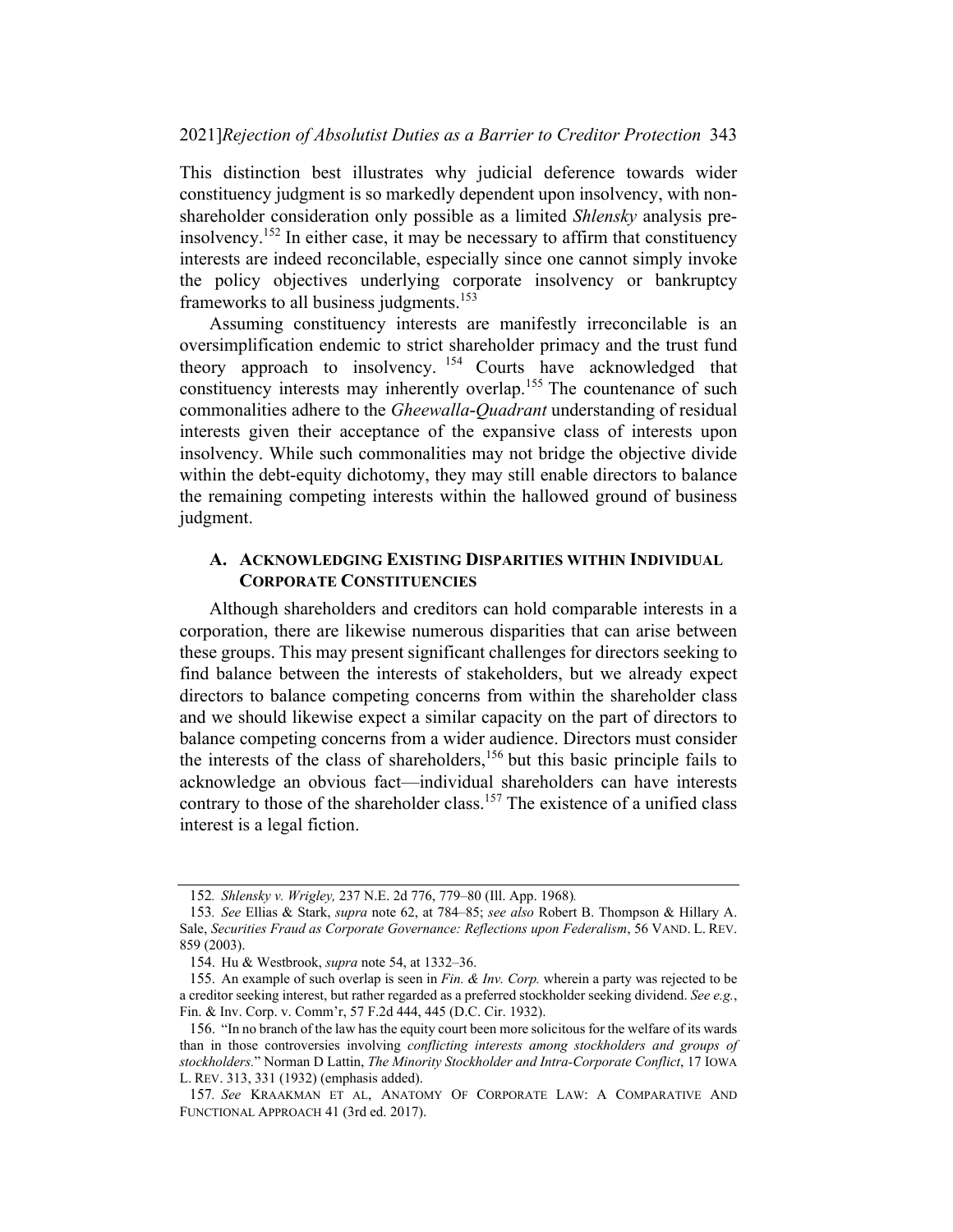This distinction best illustrates why judicial deference towards wider constituency judgment is so markedly dependent upon insolvency, with non-shareholder consideration only possible as a limited *Shlensky* analysis pre-insolvency.[152] In either case, it may be necessary to affirm that constituency interests are indeed reconcilable, especially since one cannot simply invoke the policy objectives underlying corporate insolvency or bankruptcy frameworks to all business judgments.[153]

Assuming constituency interests are manifestly irreconcilable is an oversimplification endemic to strict shareholder primacy and the trust fund theory approach to insolvency.[154] Courts have acknowledged that constituency interests may inherently overlap.[155] The countenance of such commonalities adhere to the *Gheewalla-Quadrant* understanding of residual interests given their acceptance of the expansive class of interests upon insolvency. While such commonalities may not bridge the objective divide within the debt-equity dichotomy, they may still enable directors to balance the remaining competing interests within the hallowed ground of business judgment.

### A. Acknowledging Existing Disparities within Individual Corporate Constituencies

Although shareholders and creditors can hold comparable interests in a corporation, there are likewise numerous disparities that can arise between these groups. This may present significant challenges for directors seeking to find balance between the interests of stakeholders, but we already expect directors to balance competing concerns from within the shareholder class and we should likewise expect a similar capacity on the part of directors to balance competing concerns from a wider audience. Directors must consider the interests of the class of shareholders,[156] but this basic principle fails to acknowledge an obvious fact—individual shareholders can have interests contrary to those of the shareholder class.[157] The existence of a unified class interest is a legal fiction.

---

152. *Shlensky v. Wrigley,* 237 N.E. 2d 776, 779–80 (Ill. App. 1968).

153. *See* Ellias & Stark, *supra* note 62, at 784–85; *see also* Robert B. Thompson & Hillary A. Sale, *Securities Fraud as Corporate Governance: Reflections upon Federalism*, 56 VAND. L. REV. 859 (2003).

154. Hu & Westbrook, *supra* note 54, at 1332–36.

155. An example of such overlap is seen in *Fin. & Inv. Corp.* wherein a party was rejected to be a creditor seeking interest, but rather regarded as a preferred stockholder seeking dividend. *See e.g.*, Fin. & Inv. Corp. v. Comm'r, 57 F.2d 444, 445 (D.C. Cir. 1932).

156. "In no branch of the law has the equity court been more solicitous for the welfare of its wards than in those controversies involving *conflicting interests among stockholders and groups of stockholders.*" Norman D Lattin, *The Minority Stockholder and Intra-Corporate Conflict*, 17 IOWA L. REV. 313, 331 (1932) (emphasis added).

157. *See* KRAAKMAN ET AL, ANATOMY OF CORPORATE LAW: A COMPARATIVE AND FUNCTIONAL APPROACH 41 (3rd ed. 2017).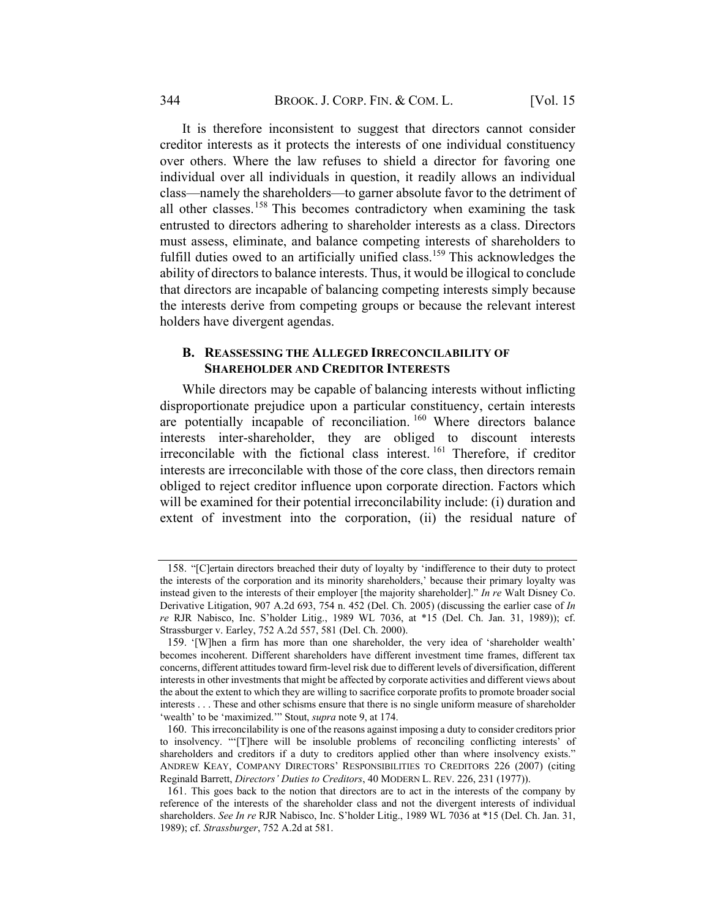It is therefore inconsistent to suggest that directors cannot consider creditor interests as it protects the interests of one individual constituency over others. Where the law refuses to shield a director for favoring one individual over all individuals in question, it readily allows an individual class—namely the shareholders—to garner absolute favor to the detriment of all other classes.[158] This becomes contradictory when examining the task entrusted to directors adhering to shareholder interests as a class. Directors must assess, eliminate, and balance competing interests of shareholders to fulfill duties owed to an artificially unified class.[159] This acknowledges the ability of directors to balance interests. Thus, it would be illogical to conclude that directors are incapable of balancing competing interests simply because the interests derive from competing groups or because the relevant interest holders have divergent agendas.

### B. Reassessing the Alleged Irreconcilability of Shareholder and Creditor Interests

While directors may be capable of balancing interests without inflicting disproportionate prejudice upon a particular constituency, certain interests are potentially incapable of reconciliation.[160] Where directors balance interests inter-shareholder, they are obliged to discount interests irreconcilable with the fictional class interest.[161] Therefore, if creditor interests are irreconcilable with those of the core class, then directors remain obliged to reject creditor influence upon corporate direction. Factors which will be examined for their potential irreconcilability include: (i) duration and extent of investment into the corporation, (ii) the residual nature of

---

158. "[C]ertain directors breached their duty of loyalty by 'indifference to their duty to protect the interests of the corporation and its minority shareholders,' because their primary loyalty was instead given to the interests of their employer [the majority shareholder]." *In re* Walt Disney Co. Derivative Litigation, 907 A.2d 693, 754 n. 452 (Del. Ch. 2005) (discussing the earlier case of *In re* RJR Nabisco, Inc. S'holder Litig., 1989 WL 7036, at *15 (Del. Ch. Jan. 31, 1989)); cf. Strassburger v. Earley, 752 A.2d 557, 581 (Del. Ch. 2000).

159. '[W]hen a firm has more than one shareholder, the very idea of 'shareholder wealth' becomes incoherent. Different shareholders have different investment time frames, different tax concerns, different attitudes toward firm-level risk due to different levels of diversification, different interests in other investments that might be affected by corporate activities and different views about the about the extent to which they are willing to sacrifice corporate profits to promote broader social interests . . . These and other schisms ensure that there is no single uniform measure of shareholder 'wealth' to be 'maximized.'" Stout, *supra* note 9, at 174.

160. This irreconcilability is one of the reasons against imposing a duty to consider creditors prior to insolvency. "'[T]here will be insoluble problems of reconciling conflicting interests' of shareholders and creditors if a duty to creditors applied other than where insolvency exists." ANDREW KEAY, COMPANY DIRECTORS' RESPONSIBILITIES TO CREDITORS 226 (2007) (citing Reginald Barrett, *Directors' Duties to Creditors*, 40 MODERN L. REV. 226, 231 (1977)).

161. This goes back to the notion that directors are to act in the interests of the company by reference of the interests of the shareholder class and not the divergent interests of individual shareholders. *See In re* RJR Nabisco, Inc. S'holder Litig., 1989 WL 7036 at *15 (Del. Ch. Jan. 31, 1989); cf. *Strassburger*, 752 A.2d at 581.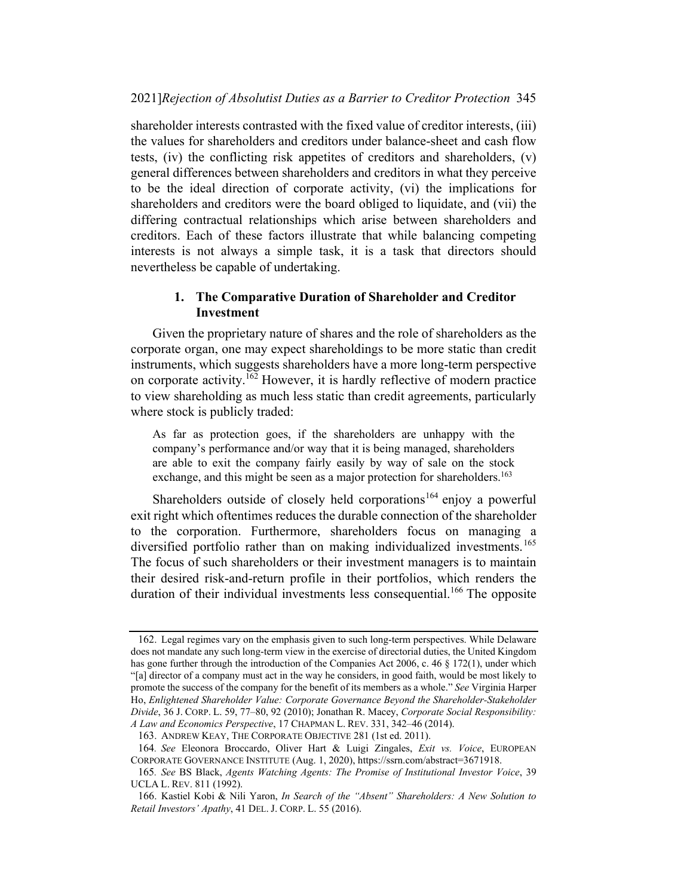shareholder interests contrasted with the fixed value of creditor interests, (iii) the values for shareholders and creditors under balance-sheet and cash flow tests, (iv) the conflicting risk appetites of creditors and shareholders, (v) general differences between shareholders and creditors in what they perceive to be the ideal direction of corporate activity, (vi) the implications for shareholders and creditors were the board obliged to liquidate, and (vii) the differing contractual relationships which arise between shareholders and creditors. Each of these factors illustrate that while balancing competing interests is not always a simple task, it is a task that directors should nevertheless be capable of undertaking.

### 1. The Comparative Duration of Shareholder and Creditor Investment

Given the proprietary nature of shares and the role of shareholders as the corporate organ, one may expect shareholdings to be more static than credit instruments, which suggests shareholders have a more long-term perspective on corporate activity.[162] However, it is hardly reflective of modern practice to view shareholding as much less static than credit agreements, particularly where stock is publicly traded:

> As far as protection goes, if the shareholders are unhappy with the company's performance and/or way that it is being managed, shareholders are able to exit the company fairly easily by way of sale on the stock exchange, and this might be seen as a major protection for shareholders.[163]

Shareholders outside of closely held corporations[164] enjoy a powerful exit right which oftentimes reduces the durable connection of the shareholder to the corporation. Furthermore, shareholders focus on managing a diversified portfolio rather than on making individualized investments.[165] The focus of such shareholders or their investment managers is to maintain their desired risk-and-return profile in their portfolios, which renders the duration of their individual investments less consequential.[166] The opposite

---

162. Legal regimes vary on the emphasis given to such long-term perspectives. While Delaware does not mandate any such long-term view in the exercise of directorial duties, the United Kingdom has gone further through the introduction of the Companies Act 2006, c. 46 § 172(1), under which "[a] director of a company must act in the way he considers, in good faith, would be most likely to promote the success of the company for the benefit of its members as a whole." *See* Virginia Harper Ho, *Enlightened Shareholder Value: Corporate Governance Beyond the Shareholder-Stakeholder Divide*, 36 J. CORP. L. 59, 77–80, 92 (2010); Jonathan R. Macey, *Corporate Social Responsibility: A Law and Economics Perspective*, 17 CHAPMAN L. REV. 331, 342–46 (2014).

163. ANDREW KEAY, THE CORPORATE OBJECTIVE 281 (1st ed. 2011).

164. *See* Eleonora Broccardo, Oliver Hart & Luigi Zingales, *Exit vs. Voice*, EUROPEAN CORPORATE GOVERNANCE INSTITUTE (Aug. 1, 2020), https://ssrn.com/abstract=3671918.

165. *See* BS Black, *Agents Watching Agents: The Promise of Institutional Investor Voice*, 39 UCLA L. REV. 811 (1992).

166. Kastiel Kobi & Nili Yaron, *In Search of the "Absent" Shareholders: A New Solution to Retail Investors' Apathy*, 41 DEL. J. CORP. L. 55 (2016).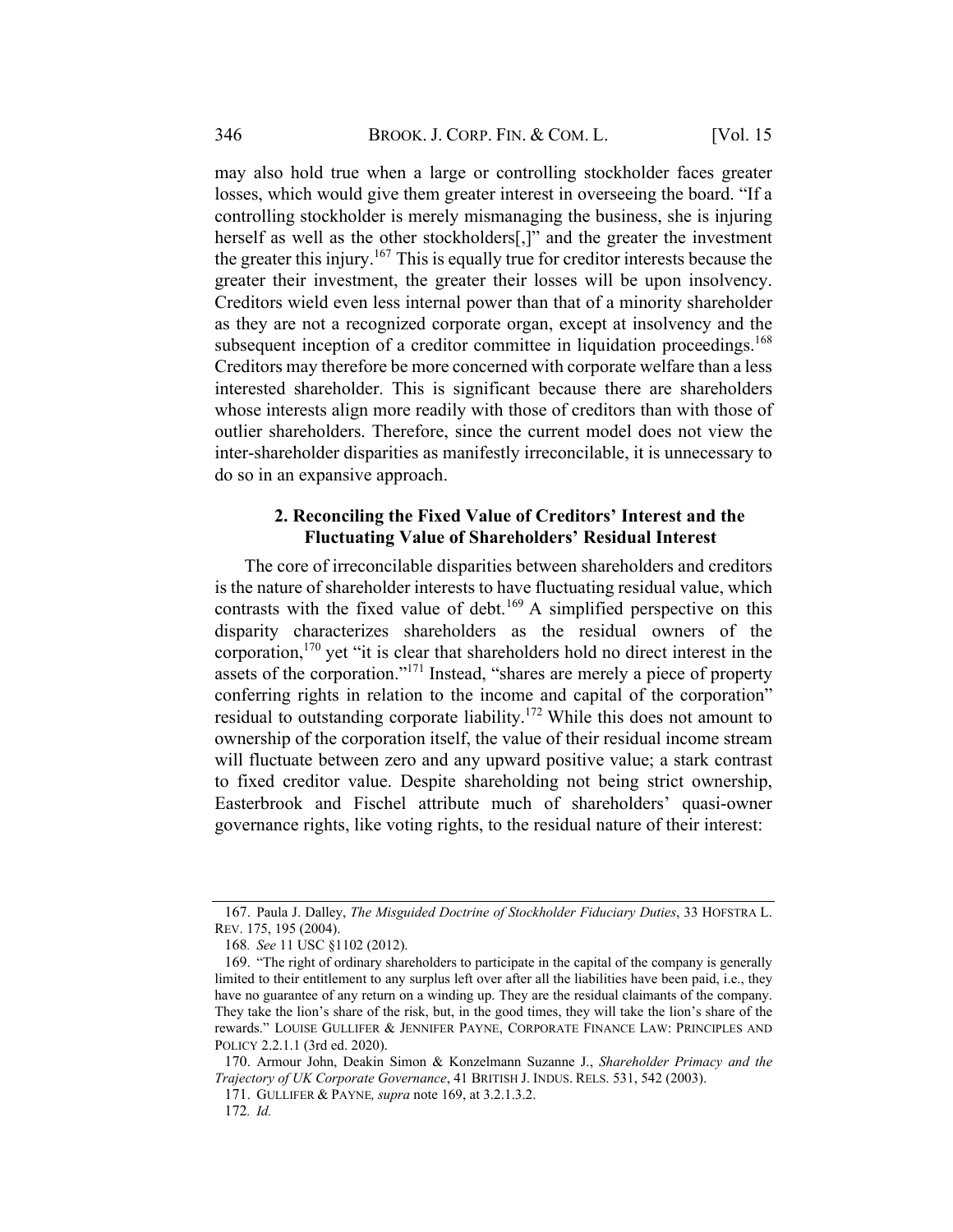may also hold true when a large or controlling stockholder faces greater losses, which would give them greater interest in overseeing the board. "If a controlling stockholder is merely mismanaging the business, she is injuring herself as well as the other stockholders[,]" and the greater the investment the greater this injury.[167] This is equally true for creditor interests because the greater their investment, the greater their losses will be upon insolvency. Creditors wield even less internal power than that of a minority shareholder as they are not a recognized corporate organ, except at insolvency and the subsequent inception of a creditor committee in liquidation proceedings.[168] Creditors may therefore be more concerned with corporate welfare than a less interested shareholder. This is significant because there are shareholders whose interests align more readily with those of creditors than with those of outlier shareholders. Therefore, since the current model does not view the inter-shareholder disparities as manifestly irreconcilable, it is unnecessary to do so in an expansive approach.

### 2. Reconciling the Fixed Value of Creditors' Interest and the Fluctuating Value of Shareholders' Residual Interest

The core of irreconcilable disparities between shareholders and creditors is the nature of shareholder interests to have fluctuating residual value, which contrasts with the fixed value of debt.[169] A simplified perspective on this disparity characterizes shareholders as the residual owners of the corporation,[170] yet "it is clear that shareholders hold no direct interest in the assets of the corporation."[171] Instead, "shares are merely a piece of property conferring rights in relation to the income and capital of the corporation" residual to outstanding corporate liability.[172] While this does not amount to ownership of the corporation itself, the value of their residual income stream will fluctuate between zero and any upward positive value; a stark contrast to fixed creditor value. Despite shareholding not being strict ownership, Easterbrook and Fischel attribute much of shareholders' quasi-owner governance rights, like voting rights, to the residual nature of their interest:

---

167. Paula J. Dalley, *The Misguided Doctrine of Stockholder Fiduciary Duties*, 33 HOFSTRA L. REV. 175, 195 (2004).

168. *See* 11 USC §1102 (2012).

169. "The right of ordinary shareholders to participate in the capital of the company is generally limited to their entitlement to any surplus left over after all the liabilities have been paid, i.e., they have no guarantee of any return on a winding up. They are the residual claimants of the company. They take the lion's share of the risk, but, in the good times, they will take the lion's share of the rewards." LOUISE GULLIFER & JENNIFER PAYNE, CORPORATE FINANCE LAW: PRINCIPLES AND POLICY 2.2.1.1 (3rd ed. 2020).

170. Armour John, Deakin Simon & Konzelmann Suzanne J., *Shareholder Primacy and the Trajectory of UK Corporate Governance*, 41 BRITISH J. INDUS. RELS. 531, 542 (2003).

171. GULLIFER & PAYNE, *supra* note 169, at 3.2.1.3.2.

172. *Id.*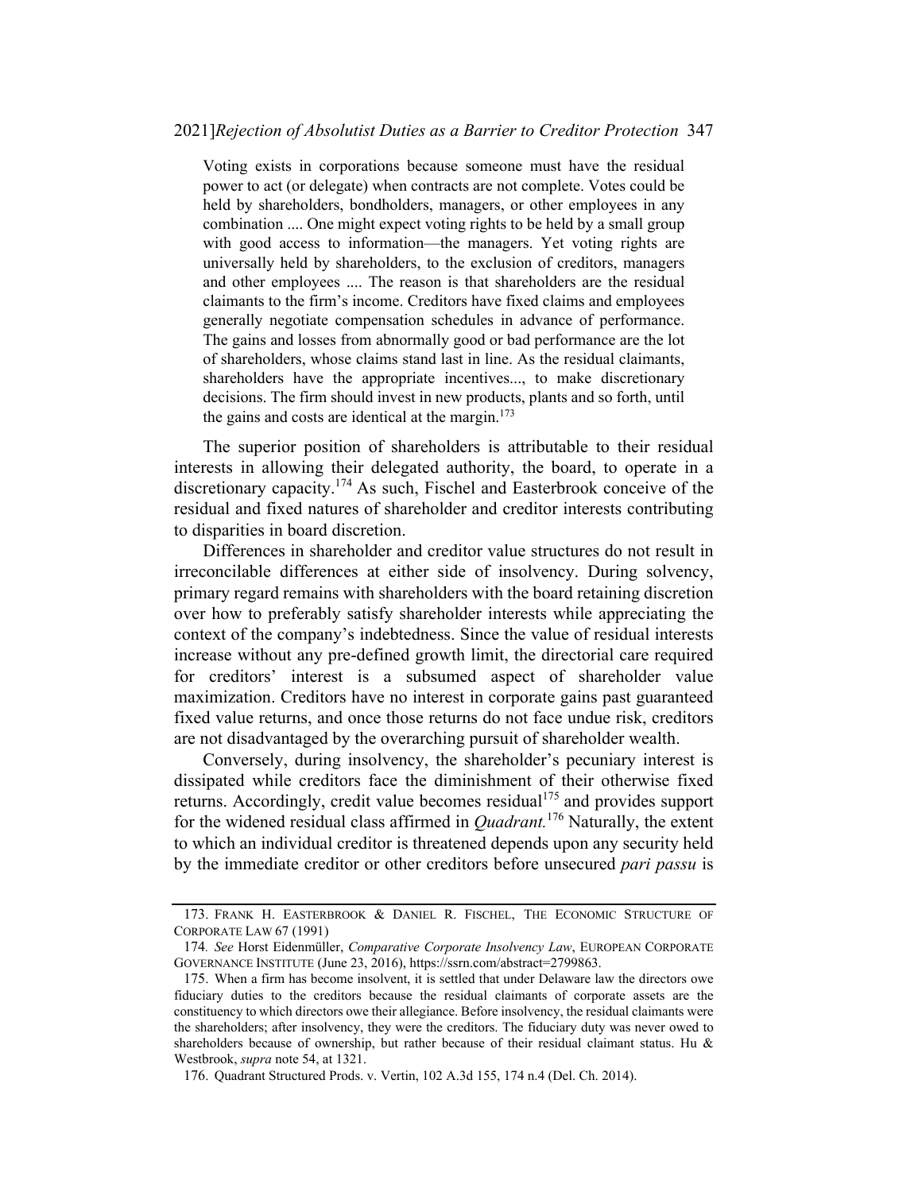> Voting exists in corporations because someone must have the residual power to act (or delegate) when contracts are not complete. Votes could be held by shareholders, bondholders, managers, or other employees in any combination .... One might expect voting rights to be held by a small group with good access to information—the managers. Yet voting rights are universally held by shareholders, to the exclusion of creditors, managers and other employees .... The reason is that shareholders are the residual claimants to the firm's income. Creditors have fixed claims and employees generally negotiate compensation schedules in advance of performance. The gains and losses from abnormally good or bad performance are the lot of shareholders, whose claims stand last in line. As the residual claimants, shareholders have the appropriate incentives..., to make discretionary decisions. The firm should invest in new products, plants and so forth, until the gains and costs are identical at the margin.[173]

The superior position of shareholders is attributable to their residual interests in allowing their delegated authority, the board, to operate in a discretionary capacity.[174] As such, Fischel and Easterbrook conceive of the residual and fixed natures of shareholder and creditor interests contributing to disparities in board discretion.

Differences in shareholder and creditor value structures do not result in irreconcilable differences at either side of insolvency. During solvency, primary regard remains with shareholders with the board retaining discretion over how to preferably satisfy shareholder interests while appreciating the context of the company's indebtedness. Since the value of residual interests increase without any pre-defined growth limit, the directorial care required for creditors' interest is a subsumed aspect of shareholder value maximization. Creditors have no interest in corporate gains past guaranteed fixed value returns, and once those returns do not face undue risk, creditors are not disadvantaged by the overarching pursuit of shareholder wealth.

Conversely, during insolvency, the shareholder's pecuniary interest is dissipated while creditors face the diminishment of their otherwise fixed returns. Accordingly, credit value becomes residual[175] and provides support for the widened residual class affirmed in *Quadrant.*[176] Naturally, the extent to which an individual creditor is threatened depends upon any security held by the immediate creditor or other creditors before unsecured *pari passu* is

---

173. FRANK H. EASTERBROOK & DANIEL R. FISCHEL, THE ECONOMIC STRUCTURE OF CORPORATE LAW 67 (1991)

174. *See* Horst Eidenmüller, *Comparative Corporate Insolvency Law*, EUROPEAN CORPORATE GOVERNANCE INSTITUTE (June 23, 2016), https://ssrn.com/abstract=2799863.

175. When a firm has become insolvent, it is settled that under Delaware law the directors owe fiduciary duties to the creditors because the residual claimants of corporate assets are the constituency to which directors owe their allegiance. Before insolvency, the residual claimants were the shareholders; after insolvency, they were the creditors. The fiduciary duty was never owed to shareholders because of ownership, but rather because of their residual claimant status. Hu & Westbrook, *supra* note 54, at 1321.

176. Quadrant Structured Prods. v. Vertin, 102 A.3d 155, 174 n.4 (Del. Ch. 2014).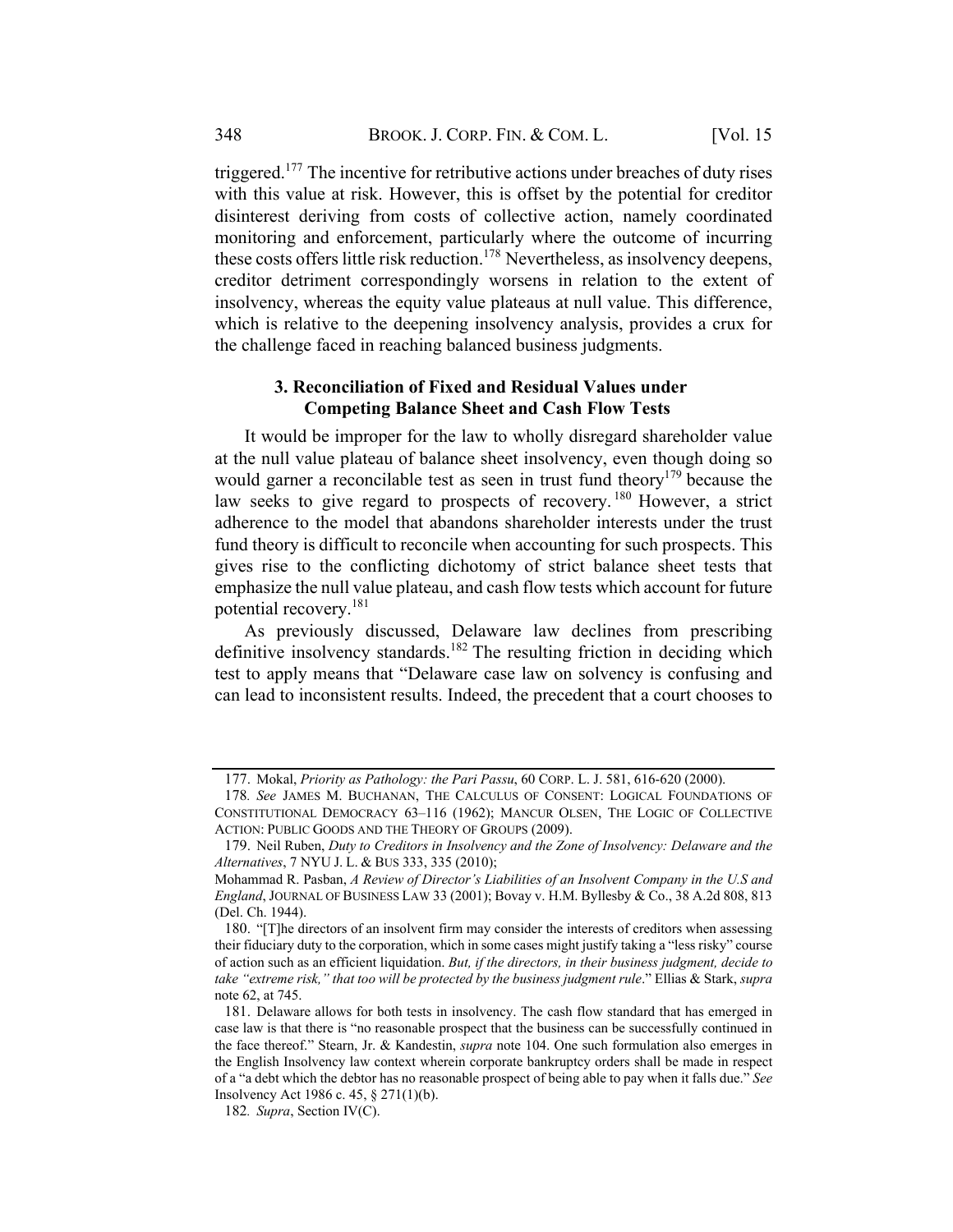triggered.[177] The incentive for retributive actions under breaches of duty rises with this value at risk. However, this is offset by the potential for creditor disinterest deriving from costs of collective action, namely coordinated monitoring and enforcement, particularly where the outcome of incurring these costs offers little risk reduction.[178] Nevertheless, as insolvency deepens, creditor detriment correspondingly worsens in relation to the extent of insolvency, whereas the equity value plateaus at null value. This difference, which is relative to the deepening insolvency analysis, provides a crux for the challenge faced in reaching balanced business judgments.

### 3. Reconciliation of Fixed and Residual Values under Competing Balance Sheet and Cash Flow Tests

It would be improper for the law to wholly disregard shareholder value at the null value plateau of balance sheet insolvency, even though doing so would garner a reconcilable test as seen in trust fund theory[179] because the law seeks to give regard to prospects of recovery.[180] However, a strict adherence to the model that abandons shareholder interests under the trust fund theory is difficult to reconcile when accounting for such prospects. This gives rise to the conflicting dichotomy of strict balance sheet tests that emphasize the null value plateau, and cash flow tests which account for future potential recovery.[181]

As previously discussed, Delaware law declines from prescribing definitive insolvency standards.[182] The resulting friction in deciding which test to apply means that "Delaware case law on solvency is confusing and can lead to inconsistent results. Indeed, the precedent that a court chooses to

---

177. Mokal, *Priority as Pathology: the Pari Passu*, 60 CORP. L. J. 581, 616-620 (2000).

178. *See* JAMES M. BUCHANAN, THE CALCULUS OF CONSENT: LOGICAL FOUNDATIONS OF CONSTITUTIONAL DEMOCRACY 63–116 (1962); MANCUR OLSEN, THE LOGIC OF COLLECTIVE ACTION: PUBLIC GOODS AND THE THEORY OF GROUPS (2009).

179. Neil Ruben, *Duty to Creditors in Insolvency and the Zone of Insolvency: Delaware and the Alternatives*, 7 NYU J. L. & BUS 333, 335 (2010);
Mohammad R. Pasban, *A Review of Director's Liabilities of an Insolvent Company in the U.S and England*, JOURNAL OF BUSINESS LAW 33 (2001); Bovay v. H.M. Byllesby & Co., 38 A.2d 808, 813 (Del. Ch. 1944).

180. "[T]he directors of an insolvent firm may consider the interests of creditors when assessing their fiduciary duty to the corporation, which in some cases might justify taking a "less risky" course of action such as an efficient liquidation. *But, if the directors, in their business judgment, decide to take "extreme risk," that too will be protected by the business judgment rule*." Ellias & Stark, *supra* note 62, at 745.

181. Delaware allows for both tests in insolvency. The cash flow standard that has emerged in case law is that there is "no reasonable prospect that the business can be successfully continued in the face thereof." Stearn, Jr. & Kandestin, *supra* note 104. One such formulation also emerges in the English Insolvency law context wherein corporate bankruptcy orders shall be made in respect of a "a debt which the debtor has no reasonable prospect of being able to pay when it falls due." *See* Insolvency Act 1986 c. 45, § 271(1)(b).

182. *Supra*, Section IV(C).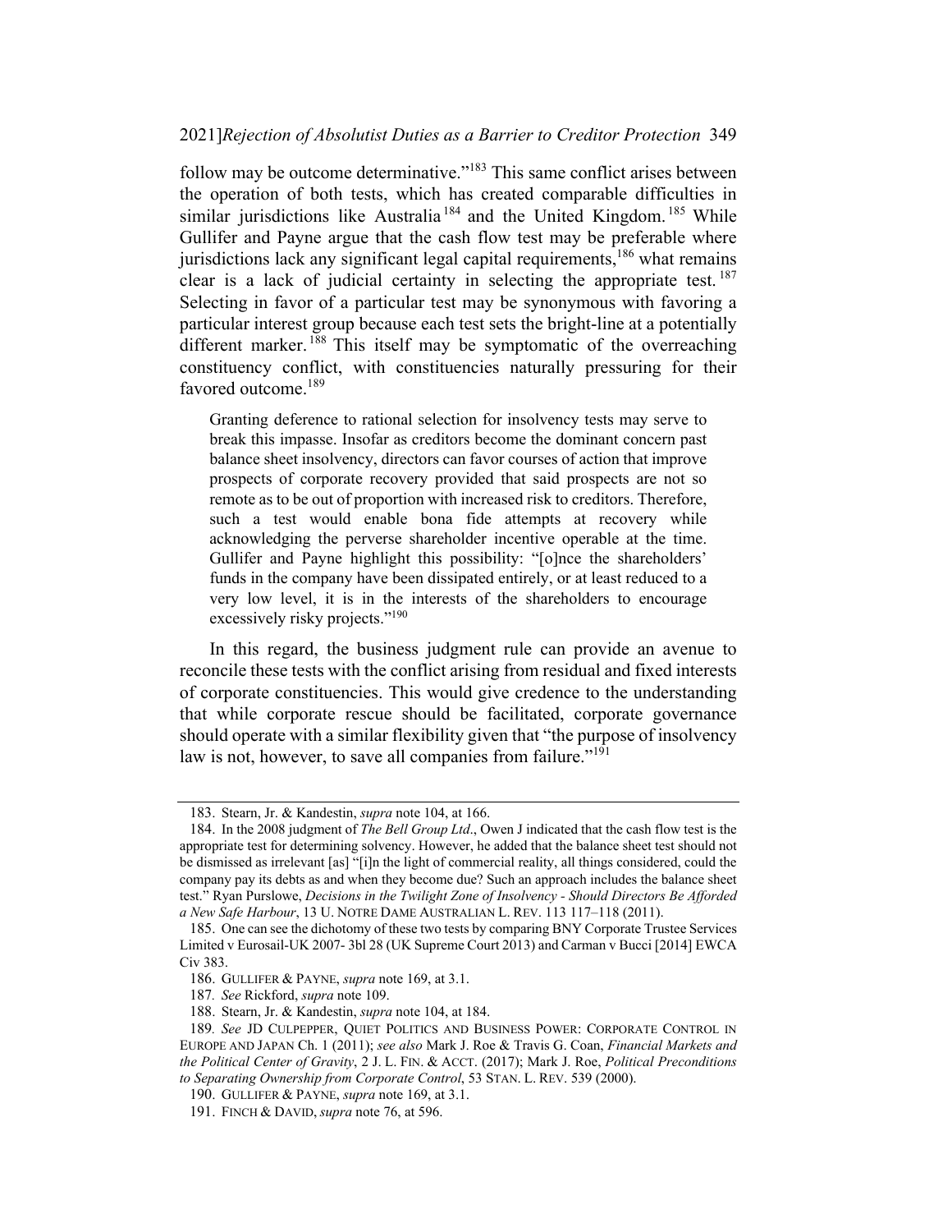follow may be outcome determinative."[183] This same conflict arises between the operation of both tests, which has created comparable difficulties in similar jurisdictions like Australia[184] and the United Kingdom.[185] While Gullifer and Payne argue that the cash flow test may be preferable where jurisdictions lack any significant legal capital requirements,[186] what remains clear is a lack of judicial certainty in selecting the appropriate test.[187] Selecting in favor of a particular test may be synonymous with favoring a particular interest group because each test sets the bright-line at a potentially different marker.[188] This itself may be symptomatic of the overreaching constituency conflict, with constituencies naturally pressuring for their favored outcome.[189]

> Granting deference to rational selection for insolvency tests may serve to break this impasse. Insofar as creditors become the dominant concern past balance sheet insolvency, directors can favor courses of action that improve prospects of corporate recovery provided that said prospects are not so remote as to be out of proportion with increased risk to creditors. Therefore, such a test would enable bona fide attempts at recovery while acknowledging the perverse shareholder incentive operable at the time. Gullifer and Payne highlight this possibility: "[o]nce the shareholders' funds in the company have been dissipated entirely, or at least reduced to a very low level, it is in the interests of the shareholders to encourage excessively risky projects."[190]

In this regard, the business judgment rule can provide an avenue to reconcile these tests with the conflict arising from residual and fixed interests of corporate constituencies. This would give credence to the understanding that while corporate rescue should be facilitated, corporate governance should operate with a similar flexibility given that "the purpose of insolvency law is not, however, to save all companies from failure."[191]

---

183. Stearn, Jr. & Kandestin, *supra* note 104, at 166.

184. In the 2008 judgment of *The Bell Group Ltd*., Owen J indicated that the cash flow test is the appropriate test for determining solvency. However, he added that the balance sheet test should not be dismissed as irrelevant [as] "[i]n the light of commercial reality, all things considered, could the company pay its debts as and when they become due? Such an approach includes the balance sheet test." Ryan Purslowe, *Decisions in the Twilight Zone of Insolvency - Should Directors Be Afforded a New Safe Harbour*, 13 U. NOTRE DAME AUSTRALIAN L. REV. 113 117–118 (2011).

185. One can see the dichotomy of these two tests by comparing BNY Corporate Trustee Services Limited v Eurosail-UK 2007- 3bl 28 (UK Supreme Court 2013) and Carman v Bucci [2014] EWCA Civ 383.

186. GULLIFER & PAYNE, *supra* note 169, at 3.1.

187. *See* Rickford, *supra* note 109.

188. Stearn, Jr. & Kandestin, *supra* note 104, at 184.

189. *See* JD CULPEPPER, QUIET POLITICS AND BUSINESS POWER: CORPORATE CONTROL IN EUROPE AND JAPAN Ch. 1 (2011); *see also* Mark J. Roe & Travis G. Coan, *Financial Markets and the Political Center of Gravity*, 2 J. L. FIN. & ACCT. (2017); Mark J. Roe, *Political Preconditions to Separating Ownership from Corporate Control*, 53 STAN. L. REV. 539 (2000).

190. GULLIFER & PAYNE, *supra* note 169, at 3.1.

191. FINCH & DAVID, *supra* note 76, at 596.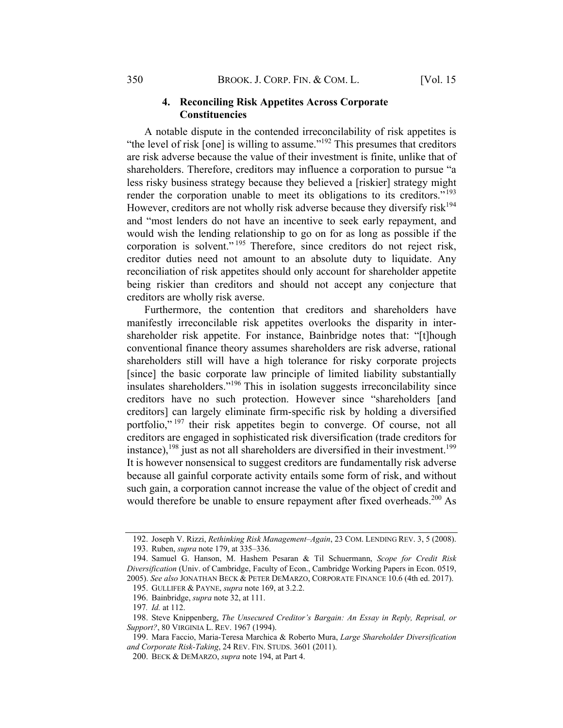### 4. Reconciling Risk Appetites Across Corporate Constituencies

A notable dispute in the contended irreconcilability of risk appetites is "the level of risk [one] is willing to assume."[192] This presumes that creditors are risk adverse because the value of their investment is finite, unlike that of shareholders. Therefore, creditors may influence a corporation to pursue "a less risky business strategy because they believed a [riskier] strategy might render the corporation unable to meet its obligations to its creditors."[193] However, creditors are not wholly risk adverse because they diversify risk[194] and "most lenders do not have an incentive to seek early repayment, and would wish the lending relationship to go on for as long as possible if the corporation is solvent."[195] Therefore, since creditors do not reject risk, creditor duties need not amount to an absolute duty to liquidate. Any reconciliation of risk appetites should only account for shareholder appetite being riskier than creditors and should not accept any conjecture that creditors are wholly risk averse.

Furthermore, the contention that creditors and shareholders have manifestly irreconcilable risk appetites overlooks the disparity in inter-shareholder risk appetite. For instance, Bainbridge notes that: "[t]hough conventional finance theory assumes shareholders are risk adverse, rational shareholders still will have a high tolerance for risky corporate projects [since] the basic corporate law principle of limited liability substantially insulates shareholders."[196] This in isolation suggests irreconcilability since creditors have no such protection. However since "shareholders [and creditors] can largely eliminate firm-specific risk by holding a diversified portfolio,"[197] their risk appetites begin to converge. Of course, not all creditors are engaged in sophisticated risk diversification (trade creditors for instance),[198] just as not all shareholders are diversified in their investment.[199] It is however nonsensical to suggest creditors are fundamentally risk adverse because all gainful corporate activity entails some form of risk, and without such gain, a corporation cannot increase the value of the object of credit and would therefore be unable to ensure repayment after fixed overheads.[200] As

---

192. Joseph V. Rizzi, *Rethinking Risk Management–Again*, 23 COM. LENDING REV. 3, 5 (2008).

193. Ruben, *supra* note 179, at 335–336.

194. Samuel G. Hanson, M. Hashem Pesaran & Til Schuermann, *Scope for Credit Risk Diversification* (Univ. of Cambridge, Faculty of Econ., Cambridge Working Papers in Econ. 0519, 2005). *See also* JONATHAN BECK & PETER DEMARZO, CORPORATE FINANCE 10.6 (4th ed. 2017).

195. GULLIFER & PAYNE, *supra* note 169, at 3.2.2.

196. Bainbridge, *supra* note 32, at 111.

197. *Id.* at 112.

198. Steve Knippenberg, *The Unsecured Creditor's Bargain: An Essay in Reply, Reprisal, or Support?*, 80 VIRGINIA L. REV. 1967 (1994).

199. Mara Faccio, Maria-Teresa Marchica & Roberto Mura, *Large Shareholder Diversification and Corporate Risk-Taking*, 24 REV. FIN. STUDS. 3601 (2011).

200. BECK & DEMARZO, *supra* note 194, at Part 4.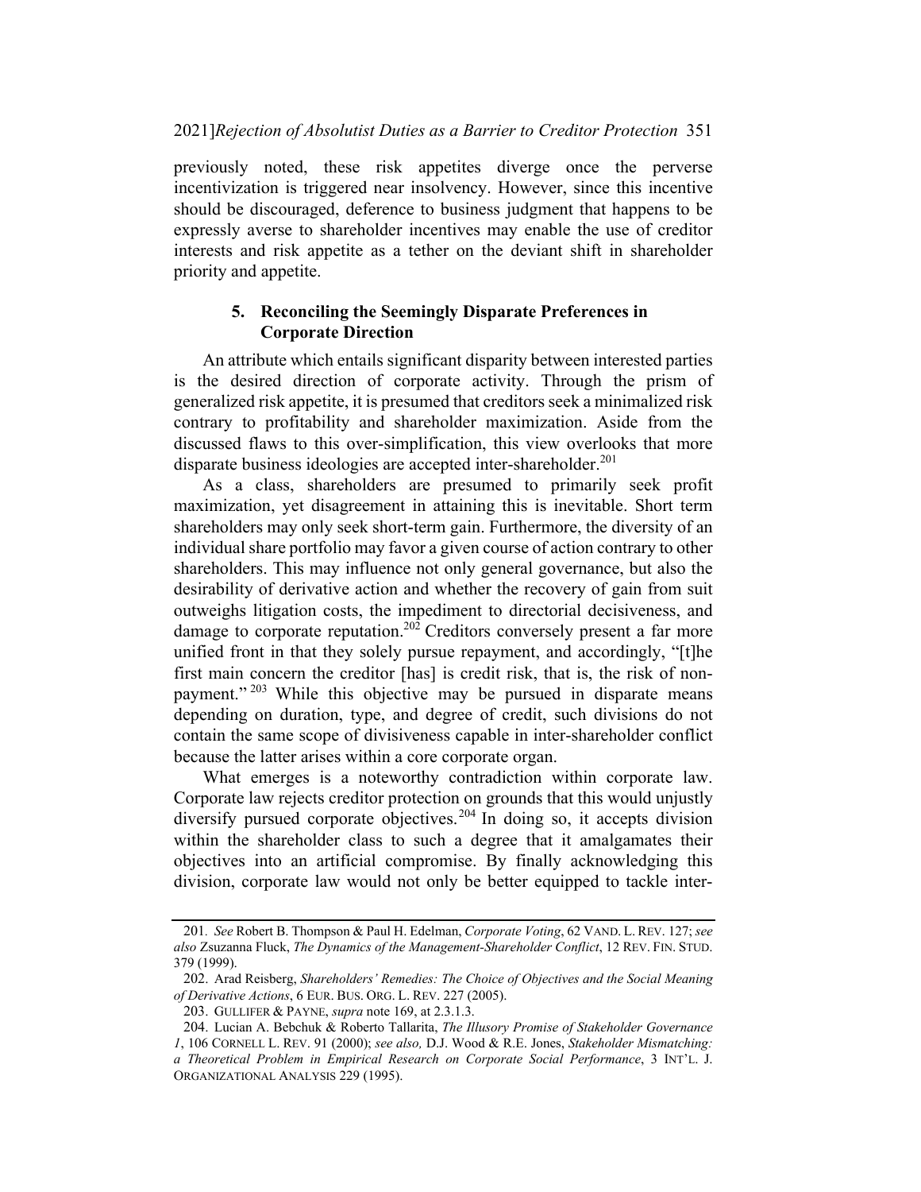previously noted, these risk appetites diverge once the perverse incentivization is triggered near insolvency. However, since this incentive should be discouraged, deference to business judgment that happens to be expressly averse to shareholder incentives may enable the use of creditor interests and risk appetite as a tether on the deviant shift in shareholder priority and appetite.

### 5. Reconciling the Seemingly Disparate Preferences in Corporate Direction

An attribute which entails significant disparity between interested parties is the desired direction of corporate activity. Through the prism of generalized risk appetite, it is presumed that creditors seek a minimalized risk contrary to profitability and shareholder maximization. Aside from the discussed flaws to this over-simplification, this view overlooks that more disparate business ideologies are accepted inter-shareholder.[201]

As a class, shareholders are presumed to primarily seek profit maximization, yet disagreement in attaining this is inevitable. Short term shareholders may only seek short-term gain. Furthermore, the diversity of an individual share portfolio may favor a given course of action contrary to other shareholders. This may influence not only general governance, but also the desirability of derivative action and whether the recovery of gain from suit outweighs litigation costs, the impediment to directorial decisiveness, and damage to corporate reputation.[202] Creditors conversely present a far more unified front in that they solely pursue repayment, and accordingly, "[t]he first main concern the creditor [has] is credit risk, that is, the risk of non-payment."[203] While this objective may be pursued in disparate means depending on duration, type, and degree of credit, such divisions do not contain the same scope of divisiveness capable in inter-shareholder conflict because the latter arises within a core corporate organ.

What emerges is a noteworthy contradiction within corporate law. Corporate law rejects creditor protection on grounds that this would unjustly diversify pursued corporate objectives.[204] In doing so, it accepts division within the shareholder class to such a degree that it amalgamates their objectives into an artificial compromise. By finally acknowledging this division, corporate law would not only be better equipped to tackle inter-

---

201. *See* Robert B. Thompson & Paul H. Edelman, *Corporate Voting*, 62 VAND. L. REV. 127; *see also* Zsuzanna Fluck, *The Dynamics of the Management-Shareholder Conflict*, 12 REV. FIN. STUD. 379 (1999).

202. Arad Reisberg, *Shareholders' Remedies: The Choice of Objectives and the Social Meaning of Derivative Actions*, 6 EUR. BUS. ORG. L. REV. 227 (2005).

203. GULLIFER & PAYNE, *supra* note 169, at 2.3.1.3.

204. Lucian A. Bebchuk & Roberto Tallarita, *The Illusory Promise of Stakeholder Governance 1*, 106 CORNELL L. REV. 91 (2000); *see also,* D.J. Wood & R.E. Jones, *Stakeholder Mismatching: a Theoretical Problem in Empirical Research on Corporate Social Performance*, 3 INT'L. J. ORGANIZATIONAL ANALYSIS 229 (1995).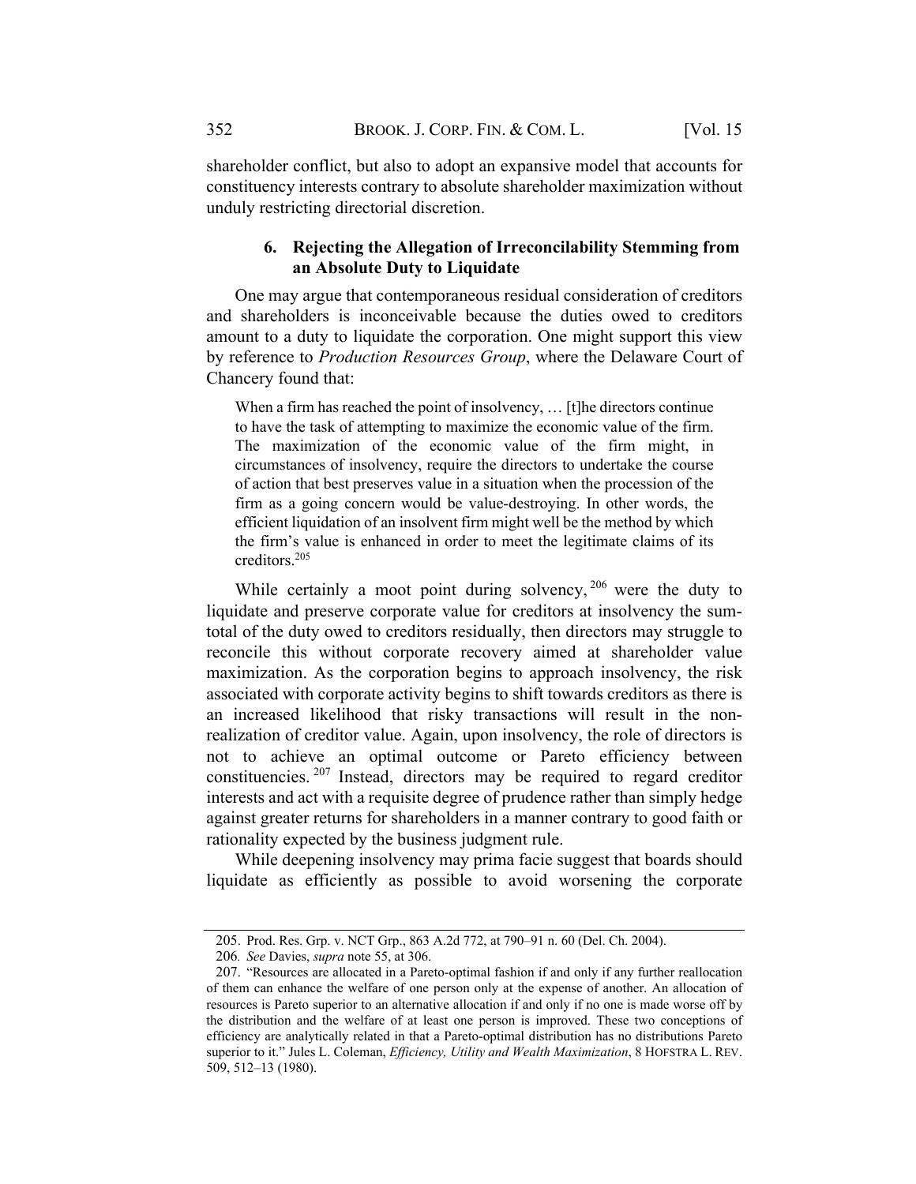shareholder conflict, but also to adopt an expansive model that accounts for constituency interests contrary to absolute shareholder maximization without unduly restricting directorial discretion.

### 6. Rejecting the Allegation of Irreconcilability Stemming from an Absolute Duty to Liquidate

One may argue that contemporaneous residual consideration of creditors and shareholders is inconceivable because the duties owed to creditors amount to a duty to liquidate the corporation. One might support this view by reference to *Production Resources Group*, where the Delaware Court of Chancery found that:

> When a firm has reached the point of insolvency, … [t]he directors continue to have the task of attempting to maximize the economic value of the firm. The maximization of the economic value of the firm might, in circumstances of insolvency, require the directors to undertake the course of action that best preserves value in a situation when the procession of the firm as a going concern would be value-destroying. In other words, the efficient liquidation of an insolvent firm might well be the method by which the firm's value is enhanced in order to meet the legitimate claims of its creditors.[205]

While certainly a moot point during solvency,[206] were the duty to liquidate and preserve corporate value for creditors at insolvency the sum-total of the duty owed to creditors residually, then directors may struggle to reconcile this without corporate recovery aimed at shareholder value maximization. As the corporation begins to approach insolvency, the risk associated with corporate activity begins to shift towards creditors as there is an increased likelihood that risky transactions will result in the non-realization of creditor value. Again, upon insolvency, the role of directors is not to achieve an optimal outcome or Pareto efficiency between constituencies.[207] Instead, directors may be required to regard creditor interests and act with a requisite degree of prudence rather than simply hedge against greater returns for shareholders in a manner contrary to good faith or rationality expected by the business judgment rule.

While deepening insolvency may prima facie suggest that boards should liquidate as efficiently as possible to avoid worsening the corporate

---

205. Prod. Res. Grp. v. NCT Grp., 863 A.2d 772, at 790–91 n. 60 (Del. Ch. 2004).

206. *See* Davies, *supra* note 55, at 306.

207. "Resources are allocated in a Pareto-optimal fashion if and only if any further reallocation of them can enhance the welfare of one person only at the expense of another. An allocation of resources is Pareto superior to an alternative allocation if and only if no one is made worse off by the distribution and the welfare of at least one person is improved. These two conceptions of efficiency are analytically related in that a Pareto-optimal distribution has no distributions Pareto superior to it." Jules L. Coleman, *Efficiency, Utility and Wealth Maximization*, 8 HOFSTRA L. REV. 509, 512–13 (1980).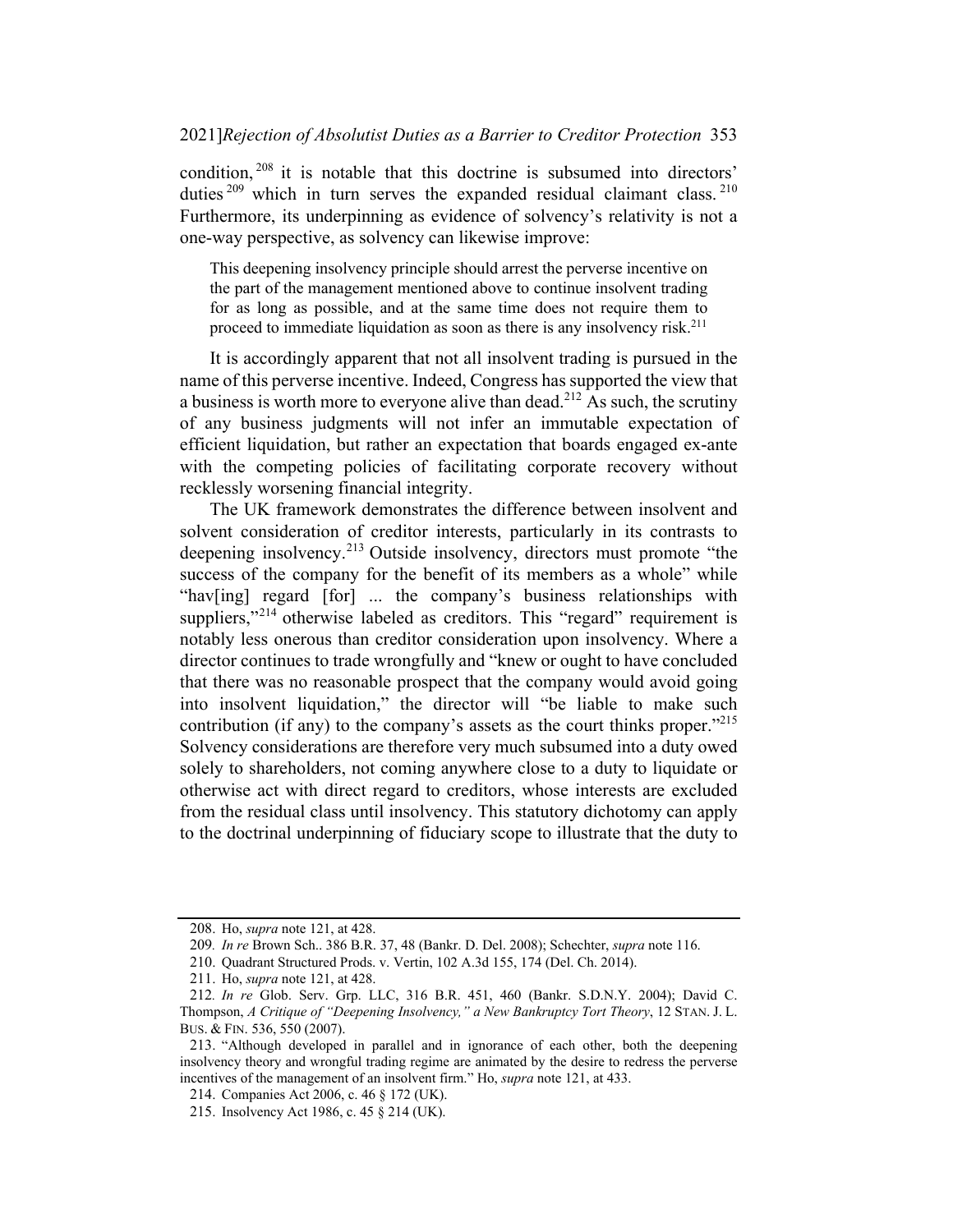condition,[208] it is notable that this doctrine is subsumed into directors' duties[209] which in turn serves the expanded residual claimant class.[210] Furthermore, its underpinning as evidence of solvency's relativity is not a one-way perspective, as solvency can likewise improve:

> This deepening insolvency principle should arrest the perverse incentive on the part of the management mentioned above to continue insolvent trading for as long as possible, and at the same time does not require them to proceed to immediate liquidation as soon as there is any insolvency risk.[211]

It is accordingly apparent that not all insolvent trading is pursued in the name of this perverse incentive. Indeed, Congress has supported the view that a business is worth more to everyone alive than dead.[212] As such, the scrutiny of any business judgments will not infer an immutable expectation of efficient liquidation, but rather an expectation that boards engaged ex-ante with the competing policies of facilitating corporate recovery without recklessly worsening financial integrity.

The UK framework demonstrates the difference between insolvent and solvent consideration of creditor interests, particularly in its contrasts to deepening insolvency.[213] Outside insolvency, directors must promote "the success of the company for the benefit of its members as a whole" while "hav[ing] regard [for] ... the company's business relationships with suppliers,"[214] otherwise labeled as creditors. This "regard" requirement is notably less onerous than creditor consideration upon insolvency. Where a director continues to trade wrongfully and "knew or ought to have concluded that there was no reasonable prospect that the company would avoid going into insolvent liquidation," the director will "be liable to make such contribution (if any) to the company's assets as the court thinks proper."[215] Solvency considerations are therefore very much subsumed into a duty owed solely to shareholders, not coming anywhere close to a duty to liquidate or otherwise act with direct regard to creditors, whose interests are excluded from the residual class until insolvency. This statutory dichotomy can apply to the doctrinal underpinning of fiduciary scope to illustrate that the duty to

---

208. Ho, *supra* note 121, at 428.

209. *In re* Brown Sch.. 386 B.R. 37, 48 (Bankr. D. Del. 2008); Schechter, *supra* note 116.

210. Quadrant Structured Prods. v. Vertin, 102 A.3d 155, 174 (Del. Ch. 2014).

211. Ho, *supra* note 121, at 428.

212. *In re* Glob. Serv. Grp. LLC, 316 B.R. 451, 460 (Bankr. S.D.N.Y. 2004); David C. Thompson, *A Critique of "Deepening Insolvency," a New Bankruptcy Tort Theory*, 12 STAN. J. L. BUS. & FIN. 536, 550 (2007).

213. "Although developed in parallel and in ignorance of each other, both the deepening insolvency theory and wrongful trading regime are animated by the desire to redress the perverse incentives of the management of an insolvent firm." Ho, *supra* note 121, at 433.

214. Companies Act 2006, c. 46 § 172 (UK).

215. Insolvency Act 1986, c. 45 § 214 (UK).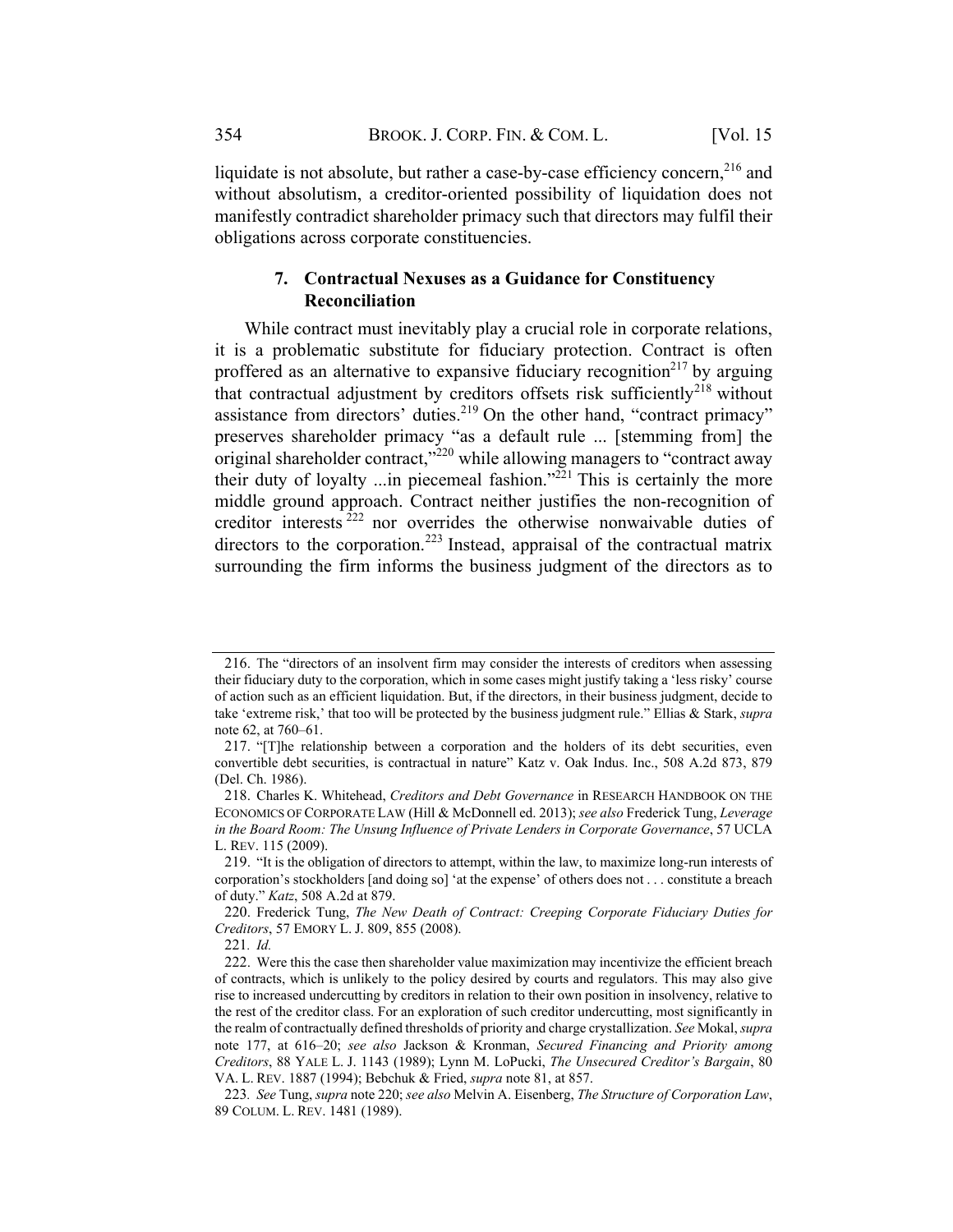liquidate is not absolute, but rather a case-by-case efficiency concern,[216] and without absolutism, a creditor-oriented possibility of liquidation does not manifestly contradict shareholder primacy such that directors may fulfil their obligations across corporate constituencies.

### 7. Contractual Nexuses as a Guidance for Constituency Reconciliation

While contract must inevitably play a crucial role in corporate relations, it is a problematic substitute for fiduciary protection. Contract is often proffered as an alternative to expansive fiduciary recognition[217] by arguing that contractual adjustment by creditors offsets risk sufficiently[218] without assistance from directors' duties.[219] On the other hand, "contract primacy" preserves shareholder primacy "as a default rule ... [stemming from] the original shareholder contract,"[220] while allowing managers to "contract away their duty of loyalty ...in piecemeal fashion."[221] This is certainly the more middle ground approach. Contract neither justifies the non-recognition of creditor interests[222] nor overrides the otherwise nonwaivable duties of directors to the corporation.[223] Instead, appraisal of the contractual matrix surrounding the firm informs the business judgment of the directors as to

---

216. The "directors of an insolvent firm may consider the interests of creditors when assessing their fiduciary duty to the corporation, which in some cases might justify taking a 'less risky' course of action such as an efficient liquidation. But, if the directors, in their business judgment, decide to take 'extreme risk,' that too will be protected by the business judgment rule." Ellias & Stark, *supra* note 62, at 760–61.

217. "[T]he relationship between a corporation and the holders of its debt securities, even convertible debt securities, is contractual in nature" Katz v. Oak Indus. Inc., 508 A.2d 873, 879 (Del. Ch. 1986).

218. Charles K. Whitehead, *Creditors and Debt Governance* in RESEARCH HANDBOOK ON THE ECONOMICS OF CORPORATE LAW (Hill & McDonnell ed. 2013); *see also* Frederick Tung, *Leverage in the Board Room: The Unsung Influence of Private Lenders in Corporate Governance*, 57 UCLA L. REV. 115 (2009).

219. "It is the obligation of directors to attempt, within the law, to maximize long-run interests of corporation's stockholders [and doing so] 'at the expense' of others does not . . . constitute a breach of duty." *Katz*, 508 A.2d at 879.

220. Frederick Tung, *The New Death of Contract: Creeping Corporate Fiduciary Duties for Creditors*, 57 EMORY L. J. 809, 855 (2008).

221. *Id.*

222. Were this the case then shareholder value maximization may incentivize the efficient breach of contracts, which is unlikely to the policy desired by courts and regulators. This may also give rise to increased undercutting by creditors in relation to their own position in insolvency, relative to the rest of the creditor class. For an exploration of such creditor undercutting, most significantly in the realm of contractually defined thresholds of priority and charge crystallization. *See* Mokal, *supra* note 177, at 616–20; *see also* Jackson & Kronman, *Secured Financing and Priority among Creditors*, 88 YALE L. J. 1143 (1989); Lynn M. LoPucki, *The Unsecured Creditor's Bargain*, 80 VA. L. REV. 1887 (1994); Bebchuk & Fried, *supra* note 81, at 857.

223. *See* Tung, *supra* note 220; *see also* Melvin A. Eisenberg, *The Structure of Corporation Law*, 89 COLUM. L. REV. 1481 (1989).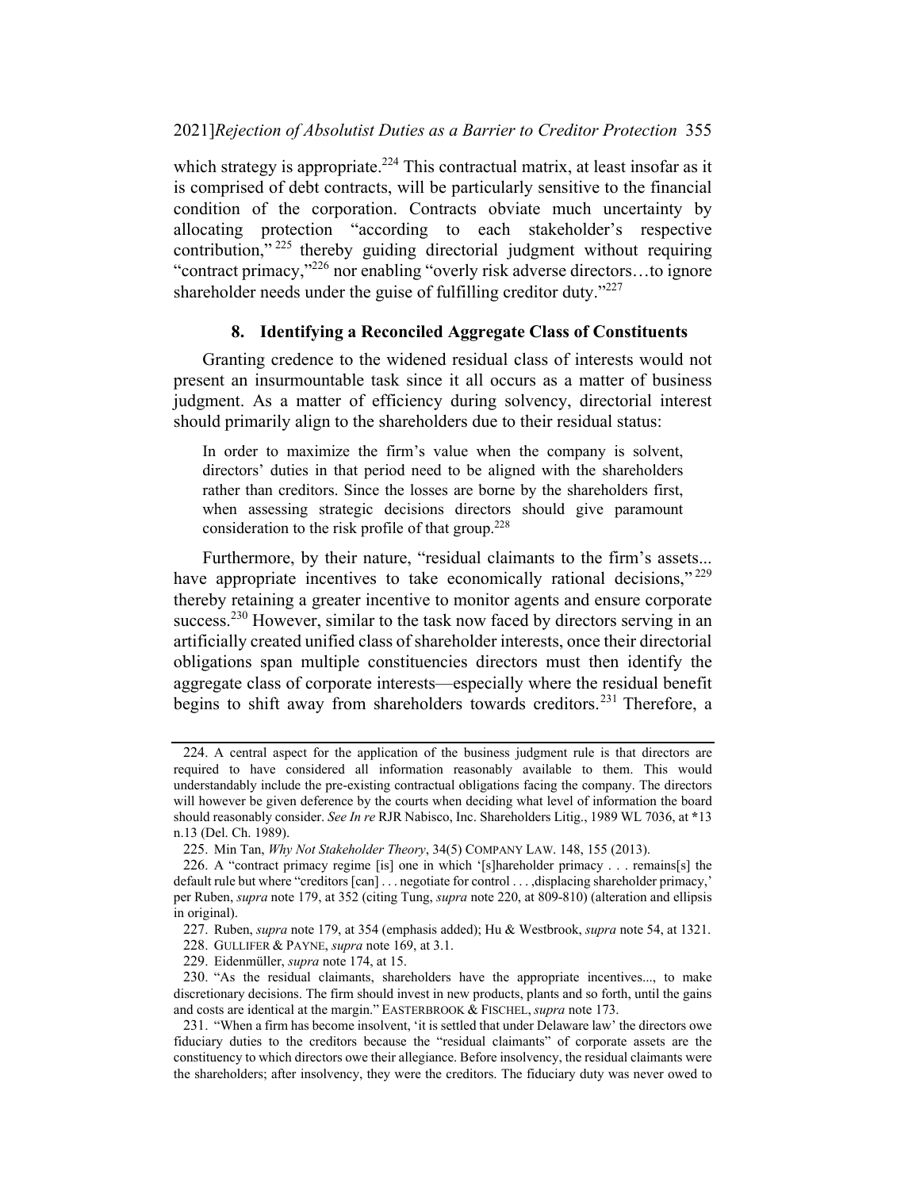which strategy is appropriate.[224] This contractual matrix, at least insofar as it is comprised of debt contracts, will be particularly sensitive to the financial condition of the corporation. Contracts obviate much uncertainty by allocating protection "according to each stakeholder's respective contribution,"[225] thereby guiding directorial judgment without requiring "contract primacy,"[226] nor enabling "overly risk adverse directors…to ignore shareholder needs under the guise of fulfilling creditor duty."[227]

### 8. Identifying a Reconciled Aggregate Class of Constituents

Granting credence to the widened residual class of interests would not present an insurmountable task since it all occurs as a matter of business judgment. As a matter of efficiency during solvency, directorial interest should primarily align to the shareholders due to their residual status:

> In order to maximize the firm's value when the company is solvent, directors' duties in that period need to be aligned with the shareholders rather than creditors. Since the losses are borne by the shareholders first, when assessing strategic decisions directors should give paramount consideration to the risk profile of that group.[228]

Furthermore, by their nature, "residual claimants to the firm's assets... have appropriate incentives to take economically rational decisions,"[229] thereby retaining a greater incentive to monitor agents and ensure corporate success.[230] However, similar to the task now faced by directors serving in an artificially created unified class of shareholder interests, once their directorial obligations span multiple constituencies directors must then identify the aggregate class of corporate interests—especially where the residual benefit begins to shift away from shareholders towards creditors.[231] Therefore, a

---

224. A central aspect for the application of the business judgment rule is that directors are required to have considered all information reasonably available to them. This would understandably include the pre-existing contractual obligations facing the company. The directors will however be given deference by the courts when deciding what level of information the board should reasonably consider. *See In re* RJR Nabisco, Inc. Shareholders Litig., 1989 WL 7036, at *13 n.13 (Del. Ch. 1989).

225. Min Tan, *Why Not Stakeholder Theory*, 34(5) COMPANY LAW. 148, 155 (2013).

226. A "contract primacy regime [is] one in which '[s]hareholder primacy . . . remains[s] the default rule but where "creditors [can] . . . negotiate for control . . . ,displacing shareholder primacy,' per Ruben, *supra* note 179, at 352 (citing Tung, *supra* note 220, at 809-810) (alteration and ellipsis in original).

227. Ruben, *supra* note 179, at 354 (emphasis added); Hu & Westbrook, *supra* note 54, at 1321.

228. GULLIFER & PAYNE, *supra* note 169, at 3.1.

229. Eidenmüller, *supra* note 174, at 15.

230. "As the residual claimants, shareholders have the appropriate incentives..., to make discretionary decisions. The firm should invest in new products, plants and so forth, until the gains and costs are identical at the margin." EASTERBROOK & FISCHEL, *supra* note 173.

231. "When a firm has become insolvent, 'it is settled that under Delaware law' the directors owe fiduciary duties to the creditors because the "residual claimants" of corporate assets are the constituency to which directors owe their allegiance. Before insolvency, the residual claimants were the shareholders; after insolvency, they were the creditors. The fiduciary duty was never owed to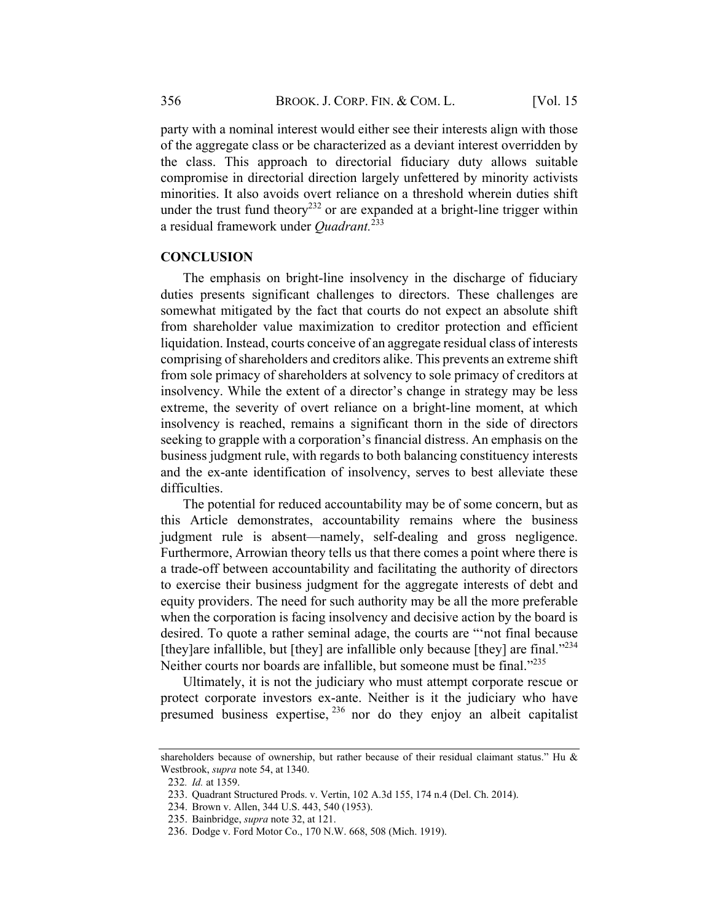party with a nominal interest would either see their interests align with those of the aggregate class or be characterized as a deviant interest overridden by the class. This approach to directorial fiduciary duty allows suitable compromise in directorial direction largely unfettered by minority activists minorities. It also avoids overt reliance on a threshold wherein duties shift under the trust fund theory[232] or are expanded at a bright-line trigger within a residual framework under *Quadrant.*[233]

## CONCLUSION

The emphasis on bright-line insolvency in the discharge of fiduciary duties presents significant challenges to directors. These challenges are somewhat mitigated by the fact that courts do not expect an absolute shift from shareholder value maximization to creditor protection and efficient liquidation. Instead, courts conceive of an aggregate residual class of interests comprising of shareholders and creditors alike. This prevents an extreme shift from sole primacy of shareholders at solvency to sole primacy of creditors at insolvency. While the extent of a director's change in strategy may be less extreme, the severity of overt reliance on a bright-line moment, at which insolvency is reached, remains a significant thorn in the side of directors seeking to grapple with a corporation's financial distress. An emphasis on the business judgment rule, with regards to both balancing constituency interests and the ex-ante identification of insolvency, serves to best alleviate these difficulties.

The potential for reduced accountability may be of some concern, but as this Article demonstrates, accountability remains where the business judgment rule is absent—namely, self-dealing and gross negligence. Furthermore, Arrowian theory tells us that there comes a point where there is a trade-off between accountability and facilitating the authority of directors to exercise their business judgment for the aggregate interests of debt and equity providers. The need for such authority may be all the more preferable when the corporation is facing insolvency and decisive action by the board is desired. To quote a rather seminal adage, the courts are "'not final because [they]are infallible, but [they] are infallible only because [they] are final."[234] Neither courts nor boards are infallible, but someone must be final."[235]

Ultimately, it is not the judiciary who must attempt corporate rescue or protect corporate investors ex-ante. Neither is it the judiciary who have presumed business expertise,[236] nor do they enjoy an albeit capitalist

---

shareholders because of ownership, but rather because of their residual claimant status." Hu & Westbrook, *supra* note 54, at 1340.

232. *Id.* at 1359.

233. Quadrant Structured Prods. v. Vertin, 102 A.3d 155, 174 n.4 (Del. Ch. 2014).

234. Brown v. Allen, 344 U.S. 443, 540 (1953).

235. Bainbridge, *supra* note 32, at 121.

236. Dodge v. Ford Motor Co., 170 N.W. 668, 508 (Mich. 1919).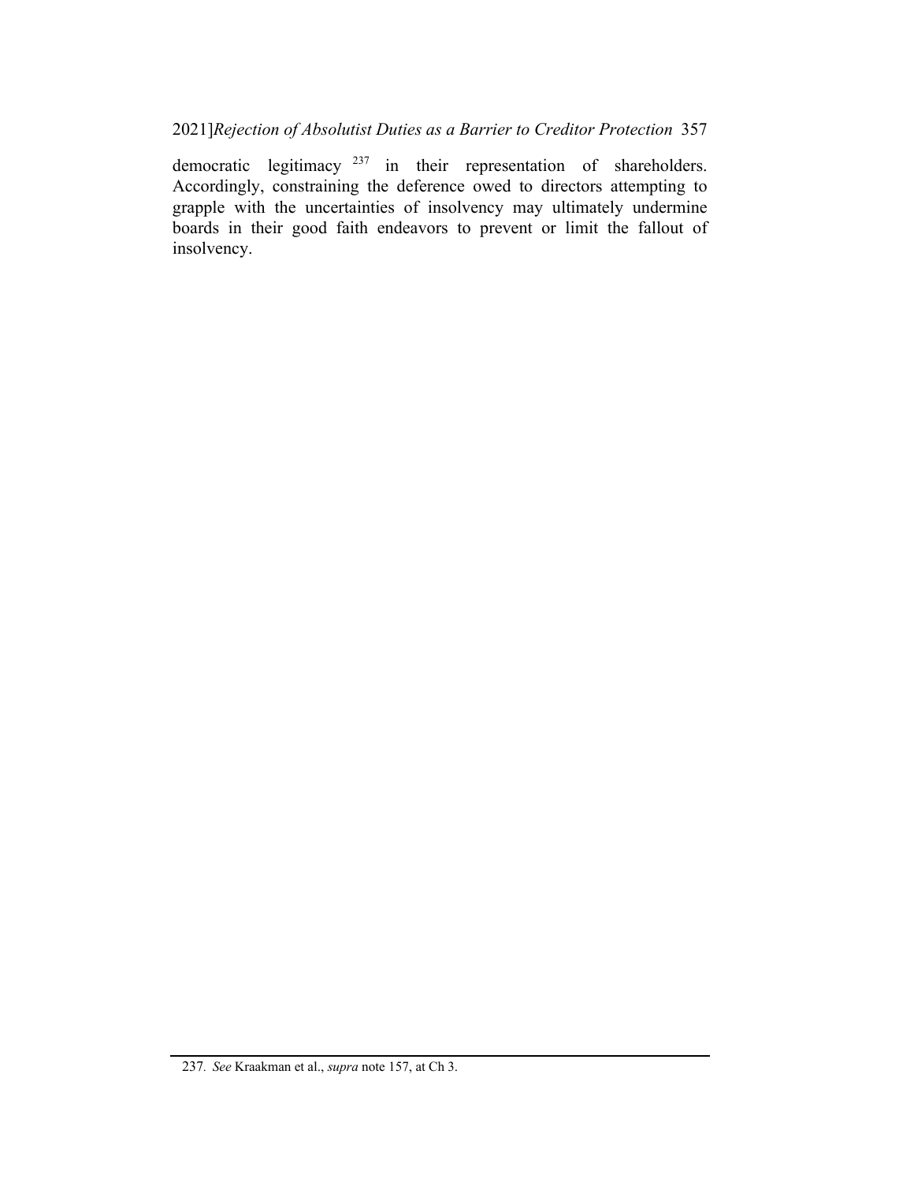democratic legitimacy[237] in their representation of shareholders. Accordingly, constraining the deference owed to directors attempting to grapple with the uncertainties of insolvency may ultimately undermine boards in their good faith endeavors to prevent or limit the fallout of insolvency.

---

237. *See* Kraakman et al., *supra* note 157, at Ch 3.